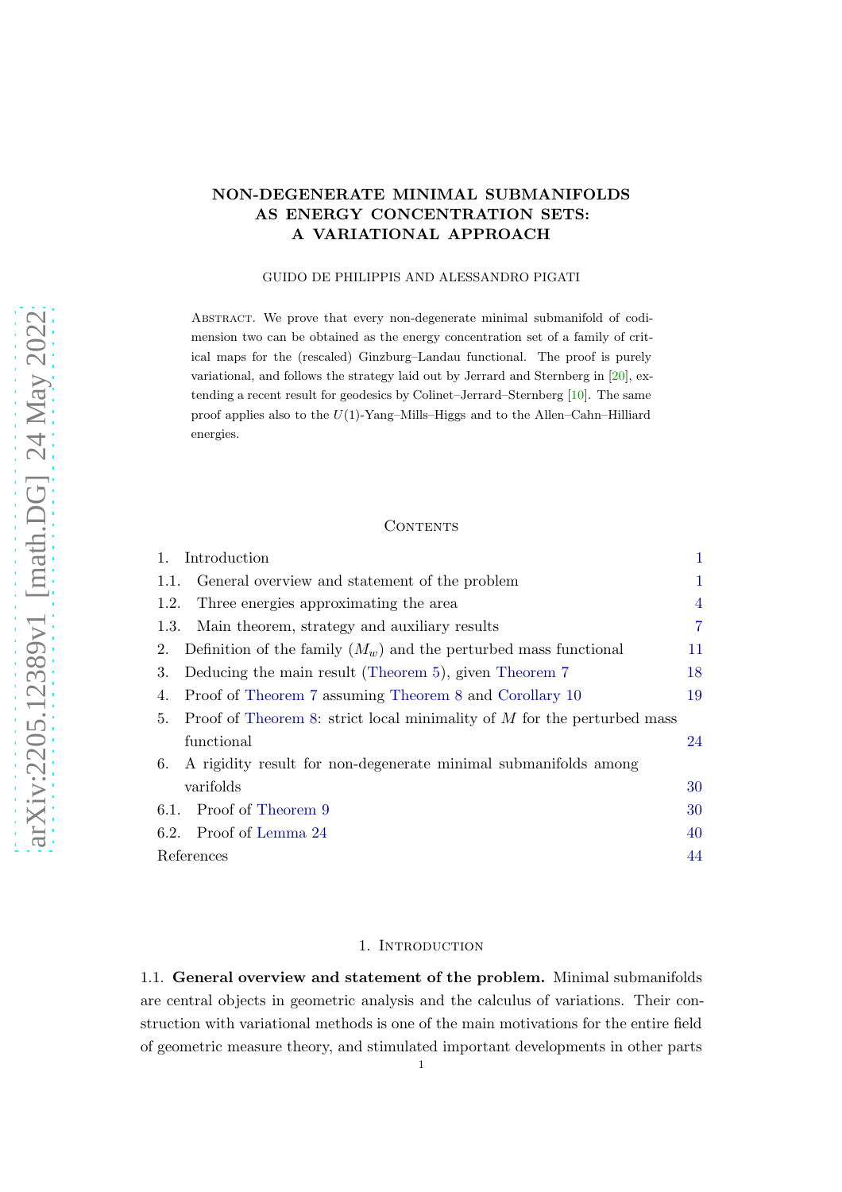# NON-DEGENERATE MINIMAL SUBMANIFOLDS AS ENERGY CONCENTRATION SETS: A VARIATIONAL APPROACH

GUIDO DE PHILIPPIS AND ALESSANDRO PIGATI

Abstract. We prove that every non-degenerate minimal submanifold of codimension two can be obtained as the energy concentration set of a family of critical maps for the (rescaled) Ginzburg–Landau functional. The proof is purely variational, and follows the strategy laid out by Jerrard and Sternberg in [20], extending a recent result for geodesics by Colinet–Jerrard–Sternberg [10]. The same proof applies also to the $U(1)$-Yang–Mills–Higgs and to the Allen–Cahn–Hilliard energies.

## Contents

1. Introduction — 1
   - 1.1. General overview and statement of the problem — 1
   - 1.2. Three energies approximating the area — 4
   - 1.3. Main theorem, strategy and auxiliary results — 7
2. Definition of the family $(M_w)$ and the perturbed mass functional — 11
3. Deducing the main result (Theorem 5), given Theorem 7 — 18
4. Proof of Theorem 7 assuming Theorem 8 and Corollary 10 — 19
5. Proof of Theorem 8: strict local minimality of $M$ for the perturbed mass functional — 24
6. A rigidity result for non-degenerate minimal submanifolds among varifolds — 30
   - 6.1. Proof of Theorem 9 — 30
   - 6.2. Proof of Lemma 24 — 40

References — 44

## 1. Introduction

1.1. **General overview and statement of the problem.** Minimal submanifolds are central objects in geometric analysis and the calculus of variations. Their construction with variational methods is one of the main motivations for the entire field of geometric measure theory, and stimulated important developments in other parts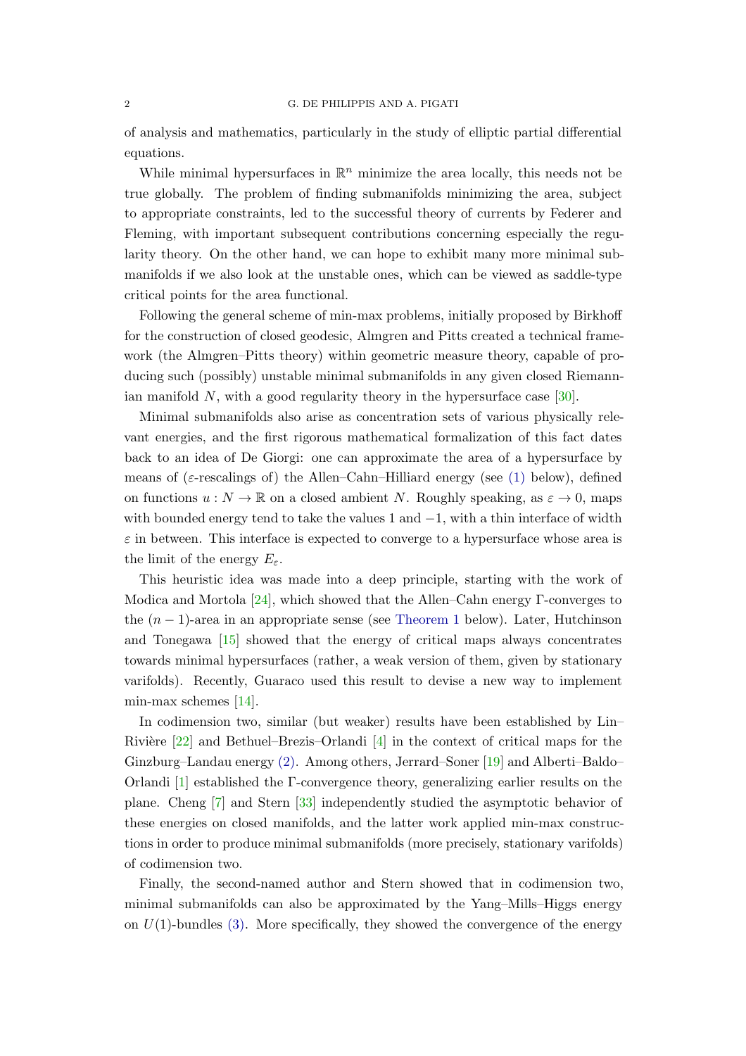of analysis and mathematics, particularly in the study of elliptic partial differential equations.

While minimal hypersurfaces in $\mathbb{R}^n$ minimize the area locally, this needs not be true globally. The problem of finding submanifolds minimizing the area, subject to appropriate constraints, led to the successful theory of currents by Federer and Fleming, with important subsequent contributions concerning especially the regularity theory. On the other hand, we can hope to exhibit many more minimal submanifolds if we also look at the unstable ones, which can be viewed as saddle-type critical points for the area functional.

Following the general scheme of min-max problems, initially proposed by Birkhoff for the construction of closed geodesic, Almgren and Pitts created a technical framework (the Almgren–Pitts theory) within geometric measure theory, capable of producing such (possibly) unstable minimal submanifolds in any given closed Riemannian manifold $N$, with a good regularity theory in the hypersurface case [30].

Minimal submanifolds also arise as concentration sets of various physically relevant energies, and the first rigorous mathematical formalization of this fact dates back to an idea of De Giorgi: one can approximate the area of a hypersurface by means of ($\varepsilon$-rescalings of) the Allen–Cahn–Hilliard energy (see (1) below), defined on functions $u : N \to \mathbb{R}$ on a closed ambient $N$. Roughly speaking, as $\varepsilon \to 0$, maps with bounded energy tend to take the values 1 and $-1$, with a thin interface of width $\varepsilon$ in between. This interface is expected to converge to a hypersurface whose area is the limit of the energy $E_\varepsilon$.

This heuristic idea was made into a deep principle, starting with the work of Modica and Mortola [24], which showed that the Allen–Cahn energy $\Gamma$-converges to the $(n-1)$-area in an appropriate sense (see Theorem 1 below). Later, Hutchinson and Tonegawa [15] showed that the energy of critical maps always concentrates towards minimal hypersurfaces (rather, a weak version of them, given by stationary varifolds). Recently, Guaraco used this result to devise a new way to implement min-max schemes [14].

In codimension two, similar (but weaker) results have been established by Lin–Rivière [22] and Bethuel–Brezis–Orlandi [4] in the context of critical maps for the Ginzburg–Landau energy (2). Among others, Jerrard–Soner [19] and Alberti–Baldo–Orlandi [1] established the $\Gamma$-convergence theory, generalizing earlier results on the plane. Cheng [7] and Stern [33] independently studied the asymptotic behavior of these energies on closed manifolds, and the latter work applied min-max constructions in order to produce minimal submanifolds (more precisely, stationary varifolds) of codimension two.

Finally, the second-named author and Stern showed that in codimension two, minimal submanifolds can also be approximated by the Yang–Mills–Higgs energy on $U(1)$-bundles (3). More specifically, they showed the convergence of the energy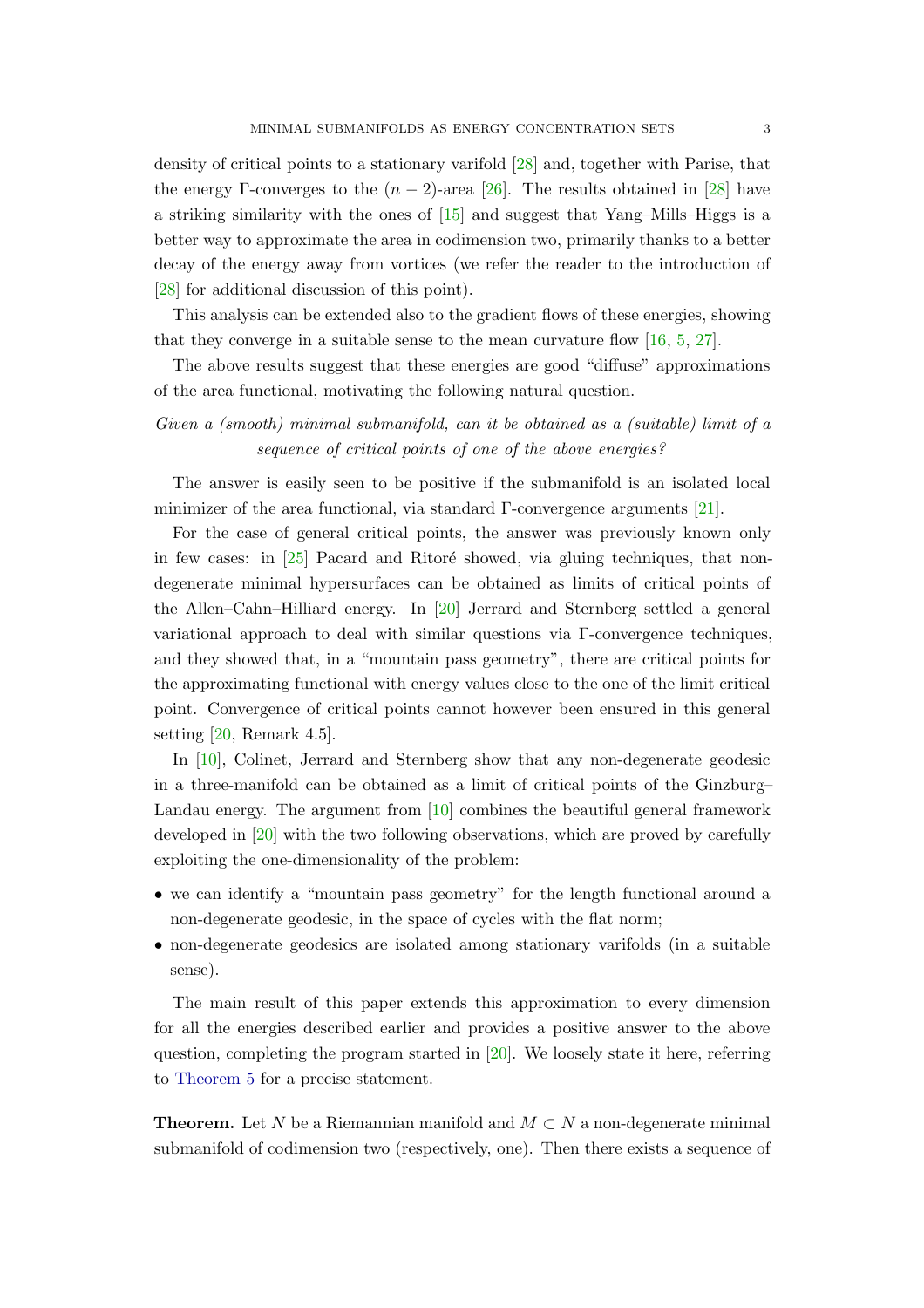density of critical points to a stationary varifold [28] and, together with Parise, that the energy Γ-converges to the $(n-2)$-area [26]. The results obtained in [28] have a striking similarity with the ones of [15] and suggest that Yang–Mills–Higgs is a better way to approximate the area in codimension two, primarily thanks to a better decay of the energy away from vortices (we refer the reader to the introduction of [28] for additional discussion of this point).

This analysis can be extended also to the gradient flows of these energies, showing that they converge in a suitable sense to the mean curvature flow [16, 5, 27].

The above results suggest that these energies are good "diffuse" approximations of the area functional, motivating the following natural question.

*Given a (smooth) minimal submanifold, can it be obtained as a (suitable) limit of a sequence of critical points of one of the above energies?*

The answer is easily seen to be positive if the submanifold is an isolated local minimizer of the area functional, via standard Γ-convergence arguments [21].

For the case of general critical points, the answer was previously known only in few cases: in [25] Pacard and Ritoré showed, via gluing techniques, that non-degenerate minimal hypersurfaces can be obtained as limits of critical points of the Allen–Cahn–Hilliard energy. In [20] Jerrard and Sternberg settled a general variational approach to deal with similar questions via Γ-convergence techniques, and they showed that, in a "mountain pass geometry", there are critical points for the approximating functional with energy values close to the one of the limit critical point. Convergence of critical points cannot however been ensured in this general setting [20, Remark 4.5].

In [10], Colinet, Jerrard and Sternberg show that any non-degenerate geodesic in a three-manifold can be obtained as a limit of critical points of the Ginzburg–Landau energy. The argument from [10] combines the beautiful general framework developed in [20] with the two following observations, which are proved by carefully exploiting the one-dimensionality of the problem:

- we can identify a "mountain pass geometry" for the length functional around a non-degenerate geodesic, in the space of cycles with the flat norm;
- non-degenerate geodesics are isolated among stationary varifolds (in a suitable sense).

The main result of this paper extends this approximation to every dimension for all the energies described earlier and provides a positive answer to the above question, completing the program started in [20]. We loosely state it here, referring to Theorem 5 for a precise statement.

**Theorem.** Let $N$ be a Riemannian manifold and $M \subset N$ a non-degenerate minimal submanifold of codimension two (respectively, one). Then there exists a sequence of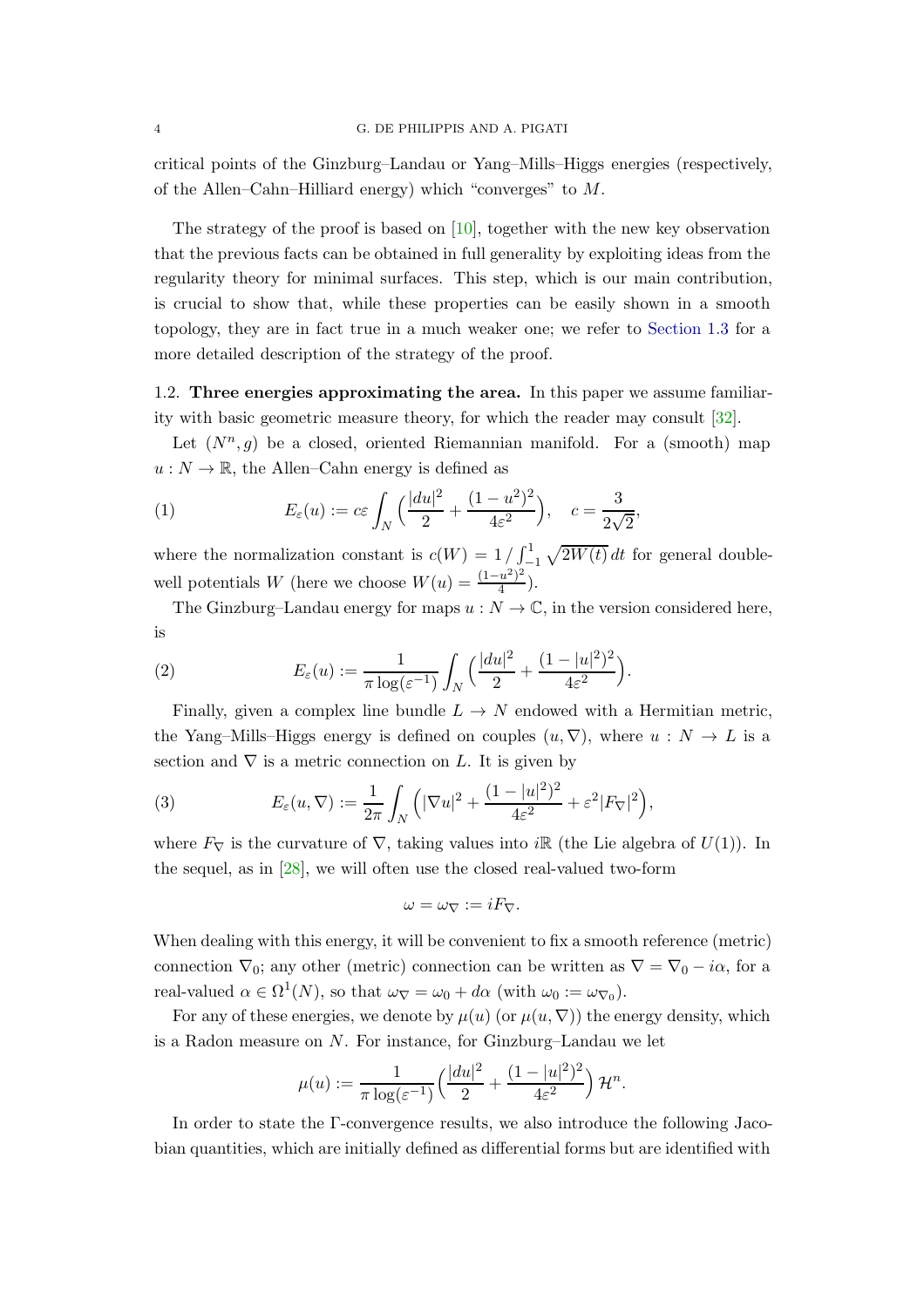critical points of the Ginzburg–Landau or Yang–Mills–Higgs energies (respectively, of the Allen–Cahn–Hilliard energy) which "converges" to $M$.

The strategy of the proof is based on [10], together with the new key observation that the previous facts can be obtained in full generality by exploiting ideas from the regularity theory for minimal surfaces. This step, which is our main contribution, is crucial to show that, while these properties can be easily shown in a smooth topology, they are in fact true in a much weaker one; we refer to Section 1.3 for a more detailed description of the strategy of the proof.

1.2. **Three energies approximating the area.** In this paper we assume familiarity with basic geometric measure theory, for which the reader may consult [32].

Let $(N^n, g)$ be a closed, oriented Riemannian manifold. For a (smooth) map $u : N \to \mathbb{R}$, the Allen–Cahn energy is defined as

$$E_\varepsilon(u) := c\varepsilon \int_N \Big(\frac{|du|^2}{2} + \frac{(1-u^2)^2}{4\varepsilon^2}\Big), \quad c = \frac{3}{2\sqrt{2}}, \tag{1}$$

where the normalization constant is $c(W) = 1 / \int_{-1}^{1} \sqrt{2W(t)}\, dt$ for general double-well potentials $W$ (here we choose $W(u) = \frac{(1-u^2)^2}{4}$).

The Ginzburg–Landau energy for maps $u : N \to \mathbb{C}$, in the version considered here, is

$$E_\varepsilon(u) := \frac{1}{\pi \log(\varepsilon^{-1})} \int_N \Big(\frac{|du|^2}{2} + \frac{(1-|u|^2)^2}{4\varepsilon^2}\Big). \tag{2}$$

Finally, given a complex line bundle $L \to N$ endowed with a Hermitian metric, the Yang–Mills–Higgs energy is defined on couples $(u, \nabla)$, where $u : N \to L$ is a section and $\nabla$ is a metric connection on $L$. It is given by

$$E_\varepsilon(u, \nabla) := \frac{1}{2\pi} \int_N \Big(|\nabla u|^2 + \frac{(1-|u|^2)^2}{4\varepsilon^2} + \varepsilon^2 |F_\nabla|^2\Big), \tag{3}$$

where $F_\nabla$ is the curvature of $\nabla$, taking values into $i\mathbb{R}$ (the Lie algebra of $U(1)$). In the sequel, as in [28], we will often use the closed real-valued two-form

$$\omega = \omega_\nabla := iF_\nabla.$$

When dealing with this energy, it will be convenient to fix a smooth reference (metric) connection $\nabla_0$; any other (metric) connection can be written as $\nabla = \nabla_0 - i\alpha$, for a real-valued $\alpha \in \Omega^1(N)$, so that $\omega_\nabla = \omega_0 + d\alpha$ (with $\omega_0 := \omega_{\nabla_0}$).

For any of these energies, we denote by $\mu(u)$ (or $\mu(u, \nabla)$) the energy density, which is a Radon measure on $N$. For instance, for Ginzburg–Landau we let

$$\mu(u) := \frac{1}{\pi \log(\varepsilon^{-1})} \Big(\frac{|du|^2}{2} + \frac{(1-|u|^2)^2}{4\varepsilon^2}\Big)\, \mathcal{H}^n.$$

In order to state the $\Gamma$-convergence results, we also introduce the following Jacobian quantities, which are initially defined as differential forms but are identified with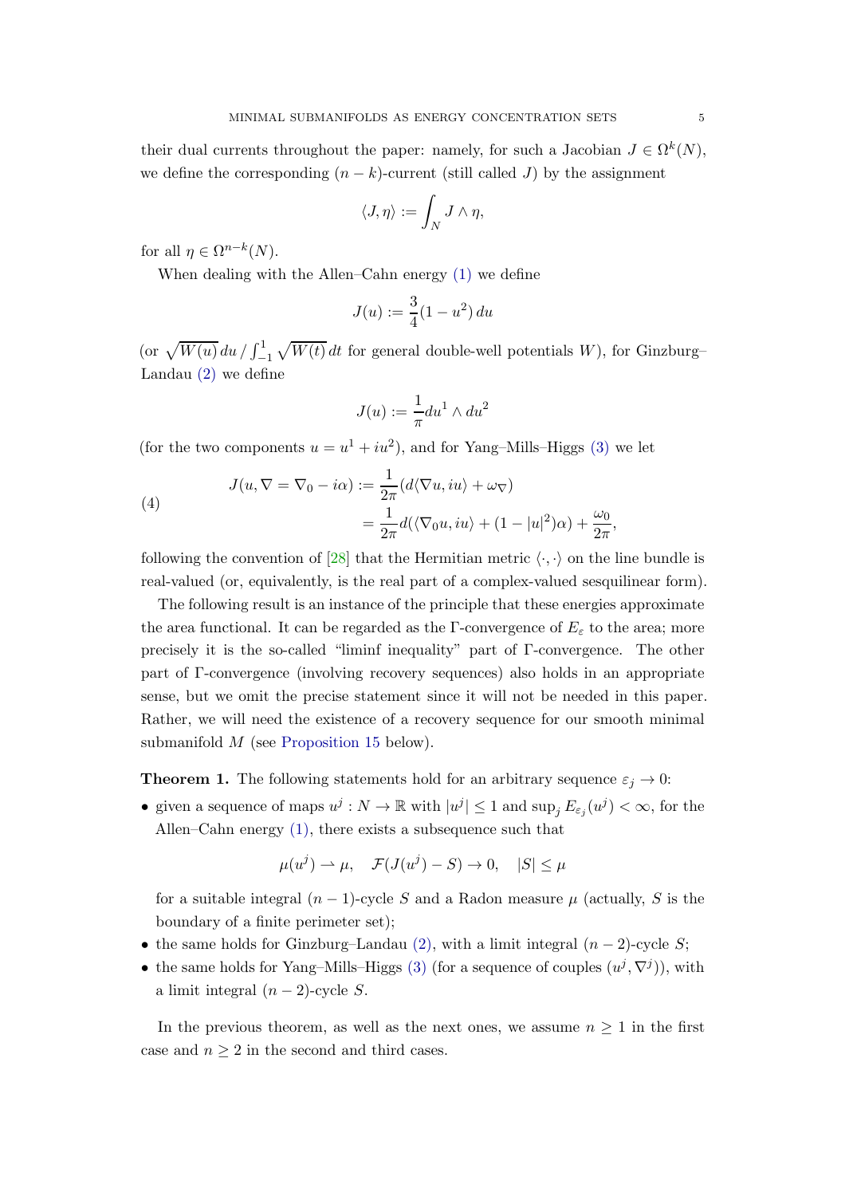their dual currents throughout the paper: namely, for such a Jacobian $J \in \Omega^k(N)$, we define the corresponding $(n-k)$-current (still called $J$) by the assignment

$$\langle J, \eta \rangle := \int_N J \wedge \eta,$$

for all $\eta \in \Omega^{n-k}(N)$.

When dealing with the Allen–Cahn energy (1) we define

$$J(u) := \frac{3}{4}(1-u^2)\, du$$

(or $\sqrt{W(u)}\, du \,/ \int_{-1}^{1} \sqrt{W(t)}\, dt$ for general double-well potentials $W$), for Ginzburg–Landau (2) we define

$$J(u) := \frac{1}{\pi} du^1 \wedge du^2$$

(for the two components $u = u^1 + iu^2$), and for Yang–Mills–Higgs (3) we let

$$\begin{aligned} J(u, \nabla = \nabla_0 - i\alpha) &:= \frac{1}{2\pi}(d\langle \nabla u, iu\rangle + \omega_\nabla) \\ &= \frac{1}{2\pi} d(\langle \nabla_0 u, iu\rangle + (1-|u|^2)\alpha) + \frac{\omega_0}{2\pi}, \end{aligned} \tag{4}$$

following the convention of [28] that the Hermitian metric $\langle \cdot, \cdot \rangle$ on the line bundle is real-valued (or, equivalently, is the real part of a complex-valued sesquilinear form).

The following result is an instance of the principle that these energies approximate the area functional. It can be regarded as the $\Gamma$-convergence of $E_\varepsilon$ to the area; more precisely it is the so-called "liminf inequality" part of $\Gamma$-convergence. The other part of $\Gamma$-convergence (involving recovery sequences) also holds in an appropriate sense, but we omit the precise statement since it will not be needed in this paper. Rather, we will need the existence of a recovery sequence for our smooth minimal submanifold $M$ (see Proposition 15 below).

**Theorem 1.** The following statements hold for an arbitrary sequence $\varepsilon_j \to 0$:

- given a sequence of maps $u^j : N \to \mathbb{R}$ with $|u^j| \le 1$ and $\sup_j E_{\varepsilon_j}(u^j) < \infty$, for the Allen–Cahn energy (1), there exists a subsequence such that

$$\mu(u^j) \rightharpoonup \mu, \quad \mathcal{F}(J(u^j) - S) \to 0, \quad |S| \le \mu$$

for a suitable integral $(n-1)$-cycle $S$ and a Radon measure $\mu$ (actually, $S$ is the boundary of a finite perimeter set);
- the same holds for Ginzburg–Landau (2), with a limit integral $(n-2)$-cycle $S$;
- the same holds for Yang–Mills–Higgs (3) (for a sequence of couples $(u^j, \nabla^j)$), with a limit integral $(n-2)$-cycle $S$.

In the previous theorem, as well as the next ones, we assume $n \ge 1$ in the first case and $n \ge 2$ in the second and third cases.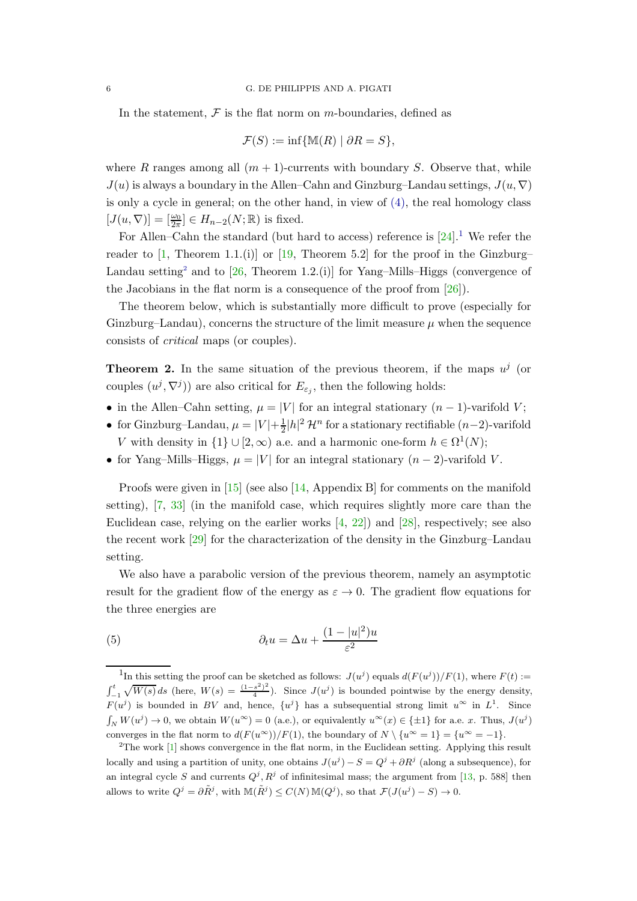In the statement, $\mathcal{F}$ is the flat norm on $m$-boundaries, defined as

$$\mathcal{F}(S) := \inf\{\mathbb{M}(R) \mid \partial R = S\},$$

where $R$ ranges among all $(m+1)$-currents with boundary $S$. Observe that, while $J(u)$ is always a boundary in the Allen–Cahn and Ginzburg–Landau settings, $J(u,\nabla)$ is only a cycle in general; on the other hand, in view of (4), the real homology class $[J(u,\nabla)] = [\frac{\omega_0}{2\pi}] \in H_{n-2}(N;\mathbb{R})$ is fixed.

For Allen–Cahn the standard (but hard to access) reference is [24].[1] We refer the reader to [1, Theorem 1.1.(i)] or [19, Theorem 5.2] for the proof in the Ginzburg–Landau setting[2] and to [26, Theorem 1.2.(i)] for Yang–Mills–Higgs (convergence of the Jacobians in the flat norm is a consequence of the proof from [26]).

The theorem below, which is substantially more difficult to prove (especially for Ginzburg–Landau), concerns the structure of the limit measure $\mu$ when the sequence consists of *critical* maps (or couples).

**Theorem 2.** In the same situation of the previous theorem, if the maps $u^j$ (or couples $(u^j,\nabla^j)$) are also critical for $E_{\varepsilon_j}$, then the following holds:

- in the Allen–Cahn setting, $\mu = |V|$ for an integral stationary $(n-1)$-varifold $V$;
- for Ginzburg–Landau, $\mu = |V| + \frac{1}{2}|h|^2\,\mathcal{H}^n$ for a stationary rectifiable $(n-2)$-varifold $V$ with density in $\{1\}\cup[2,\infty)$ a.e. and a harmonic one-form $h \in \Omega^1(N)$;
- for Yang–Mills–Higgs, $\mu = |V|$ for an integral stationary $(n-2)$-varifold $V$.

Proofs were given in [15] (see also [14, Appendix B] for comments on the manifold setting), [7, 33] (in the manifold case, which requires slightly more care than the Euclidean case, relying on the earlier works [4, 22]) and [28], respectively; see also the recent work [29] for the characterization of the density in the Ginzburg–Landau setting.

We also have a parabolic version of the previous theorem, namely an asymptotic result for the gradient flow of the energy as $\varepsilon \to 0$. The gradient flow equations for the three energies are

$$\partial_t u = \Delta u + \frac{(1-|u|^2)u}{\varepsilon^2} \tag{5}$$

[1] In this setting the proof can be sketched as follows: $J(u^j)$ equals $d(F(u^j))/F(1)$, where $F(t) := \int_{-1}^t \sqrt{W(s)}\,ds$ (here, $W(s) = \frac{(1-s^2)^2}{4}$). Since $J(u^j)$ is bounded pointwise by the energy density, $F(u^j)$ is bounded in $BV$ and, hence, $\{u^j\}$ has a subsequential strong limit $u^\infty$ in $L^1$. Since $\int_N W(u^j) \to 0$, we obtain $W(u^\infty) = 0$ (a.e.), or equivalently $u^\infty(x) \in \{\pm 1\}$ for a.e. $x$. Thus, $J(u^j)$ converges in the flat norm to $d(F(u^\infty))/F(1)$, the boundary of $N \setminus \{u^\infty = 1\} = \{u^\infty = -1\}$.

[2] The work [1] shows convergence in the flat norm, in the Euclidean setting. Applying this result locally and using a partition of unity, one obtains $J(u^j) - S = Q^j + \partial R^j$ (along a subsequence), for an integral cycle $S$ and currents $Q^j, R^j$ of infinitesimal mass; the argument from [13, p. 588] then allows to write $Q^j = \partial \tilde{R}^j$, with $\mathbb{M}(\tilde{R}^j) \le C(N)\,\mathbb{M}(Q^j)$, so that $\mathcal{F}(J(u^j) - S) \to 0$.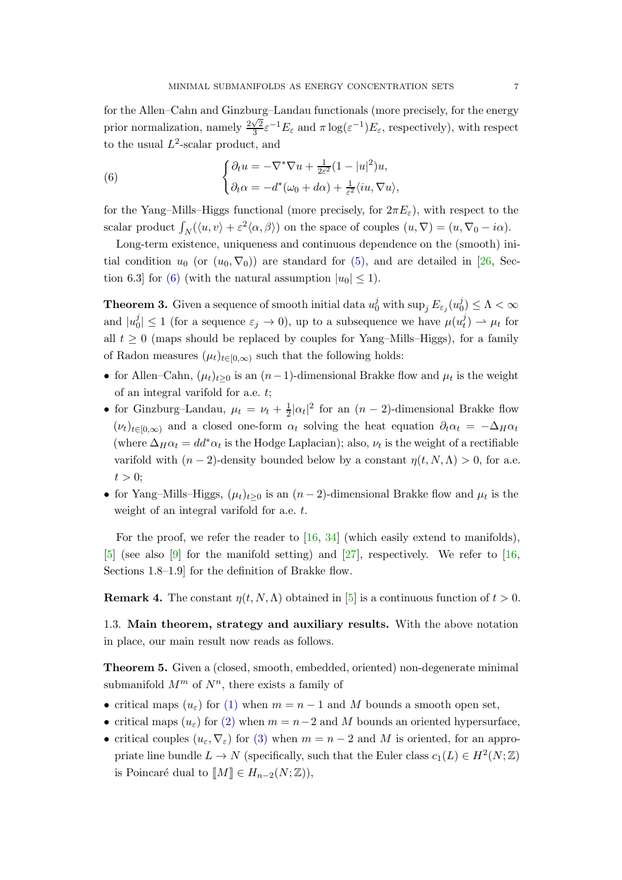for the Allen–Cahn and Ginzburg–Landau functionals (more precisely, for the energy prior normalization, namely $\frac{2\sqrt{2}}{3}\varepsilon^{-1}E_\varepsilon$ and $\pi\log(\varepsilon^{-1})E_\varepsilon$, respectively), with respect to the usual $L^2$-scalar product, and

$$
\begin{cases} \partial_t u = -\nabla^*\nabla u + \frac{1}{2\varepsilon^2}(1-|u|^2)u, \\ \partial_t \alpha = -d^*(\omega_0 + d\alpha) + \frac{1}{\varepsilon^2}\langle iu, \nabla u\rangle, \end{cases} \tag{6}
$$

for the Yang–Mills–Higgs functional (more precisely, for $2\pi E_\varepsilon$), with respect to the scalar product $\int_N(\langle u,v\rangle + \varepsilon^2\langle \alpha,\beta\rangle)$ on the space of couples $(u,\nabla) = (u, \nabla_0 - i\alpha)$.

Long-term existence, uniqueness and continuous dependence on the (smooth) initial condition $u_0$ (or $(u_0,\nabla_0)$) are standard for (5), and are detailed in [26, Section 6.3] for (6) (with the natural assumption $|u_0| \le 1$).

**Theorem 3.** Given a sequence of smooth initial data $u_0^j$ with $\sup_j E_{\varepsilon_j}(u_0^j) \le \Lambda < \infty$ and $|u_0^j| \le 1$ (for a sequence $\varepsilon_j \to 0$), up to a subsequence we have $\mu(u_t^j) \rightharpoonup \mu_t$ for all $t \ge 0$ (maps should be replaced by couples for Yang–Mills–Higgs), for a family of Radon measures $(\mu_t)_{t\in[0,\infty)}$ such that the following holds:

- for Allen–Cahn, $(\mu_t)_{t\ge 0}$ is an $(n-1)$-dimensional Brakke flow and $\mu_t$ is the weight of an integral varifold for a.e. $t$;
- for Ginzburg–Landau, $\mu_t = \nu_t + \frac{1}{2}|\alpha_t|^2$ for an $(n-2)$-dimensional Brakke flow $(\nu_t)_{t\in[0,\infty)}$ and a closed one-form $\alpha_t$ solving the heat equation $\partial_t\alpha_t = -\Delta_H\alpha_t$ (where $\Delta_H\alpha_t = dd^*\alpha_t$ is the Hodge Laplacian); also, $\nu_t$ is the weight of a rectifiable varifold with $(n-2)$-density bounded below by a constant $\eta(t,N,\Lambda) > 0$, for a.e. $t > 0$;
- for Yang–Mills–Higgs, $(\mu_t)_{t\ge 0}$ is an $(n-2)$-dimensional Brakke flow and $\mu_t$ is the weight of an integral varifold for a.e. $t$.

For the proof, we refer the reader to [16, 34] (which easily extend to manifolds), [5] (see also [9] for the manifold setting) and [27], respectively. We refer to [16, Sections 1.8–1.9] for the definition of Brakke flow.

**Remark 4.** The constant $\eta(t,N,\Lambda)$ obtained in [5] is a continuous function of $t > 0$.

## 1.3. Main theorem, strategy and auxiliary results.

With the above notation in place, our main result now reads as follows.

**Theorem 5.** Given a (closed, smooth, embedded, oriented) non-degenerate minimal submanifold $M^m$ of $N^n$, there exists a family of

- critical maps $(u_\varepsilon)$ for (1) when $m = n-1$ and $M$ bounds a smooth open set,
- critical maps $(u_\varepsilon)$ for (2) when $m = n-2$ and $M$ bounds an oriented hypersurface,
- critical couples $(u_\varepsilon, \nabla_\varepsilon)$ for (3) when $m = n-2$ and $M$ is oriented, for an appropriate line bundle $L \to N$ (specifically, such that the Euler class $c_1(L) \in H^2(N;\mathbb{Z})$ is Poincaré dual to $[\![M]\!] \in H_{n-2}(N;\mathbb{Z})$),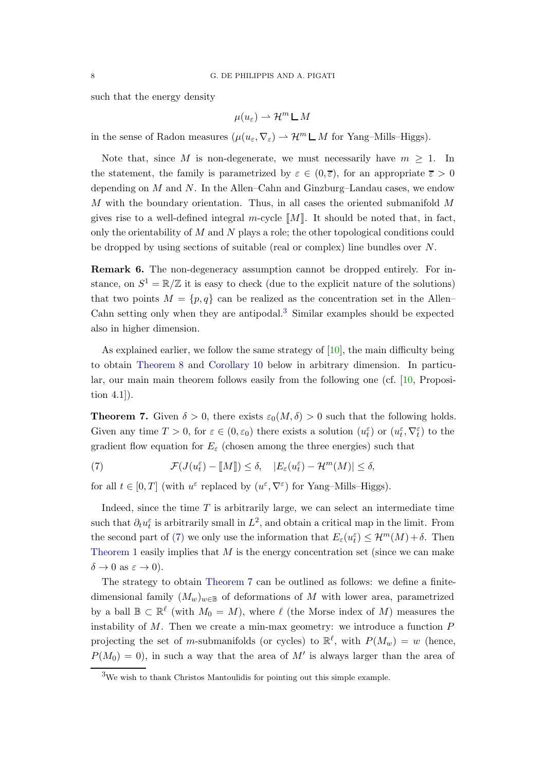such that the energy density

$$\mu(u_\varepsilon) \rightharpoonup \mathcal{H}^m \llcorner M$$

in the sense of Radon measures ($\mu(u_\varepsilon, \nabla_\varepsilon) \rightharpoonup \mathcal{H}^m \llcorner M$ for Yang–Mills–Higgs).

Note that, since $M$ is non-degenerate, we must necessarily have $m \geq 1$. In the statement, the family is parametrized by $\varepsilon \in (0, \overline{\varepsilon})$, for an appropriate $\overline{\varepsilon} > 0$ depending on $M$ and $N$. In the Allen–Cahn and Ginzburg–Landau cases, we endow $M$ with the boundary orientation. Thus, in all cases the oriented submanifold $M$ gives rise to a well-defined integral $m$-cycle $[\![M]\!]$. It should be noted that, in fact, only the orientability of $M$ and $N$ plays a role; the other topological conditions could be dropped by using sections of suitable (real or complex) line bundles over $N$.

**Remark 6.** The non-degeneracy assumption cannot be dropped entirely. For instance, on $S^1 = \mathbb{R}/\mathbb{Z}$ it is easy to check (due to the explicit nature of the solutions) that two points $M = \{p, q\}$ can be realized as the concentration set in the Allen–Cahn setting only when they are antipodal.[3] Similar examples should be expected also in higher dimension.

As explained earlier, we follow the same strategy of [10], the main difficulty being to obtain Theorem 8 and Corollary 10 below in arbitrary dimension. In particular, our main main theorem follows easily from the following one (cf. [10, Proposition 4.1]).

**Theorem 7.** Given $\delta > 0$, there exists $\varepsilon_0(M, \delta) > 0$ such that the following holds. Given any time $T > 0$, for $\varepsilon \in (0, \varepsilon_0)$ there exists a solution $(u_t^\varepsilon)$ or $(u_t^\varepsilon, \nabla_t^\varepsilon)$ to the gradient flow equation for $E_\varepsilon$ (chosen among the three energies) such that

$$\mathcal{F}(J(u_t^\varepsilon) - [\![M]\!]) \leq \delta, \quad |E_\varepsilon(u_t^\varepsilon) - \mathcal{H}^m(M)| \leq \delta, \tag{7}$$

for all $t \in [0, T]$ (with $u^\varepsilon$ replaced by $(u^\varepsilon, \nabla^\varepsilon)$ for Yang–Mills–Higgs).

Indeed, since the time $T$ is arbitrarily large, we can select an intermediate time such that $\partial_t u_t^\varepsilon$ is arbitrarily small in $L^2$, and obtain a critical map in the limit. From the second part of (7) we only use the information that $E_\varepsilon(u_t^\varepsilon) \leq \mathcal{H}^m(M) + \delta$. Then Theorem 1 easily implies that $M$ is the energy concentration set (since we can make $\delta \to 0$ as $\varepsilon \to 0$).

The strategy to obtain Theorem 7 can be outlined as follows: we define a finite-dimensional family $(M_w)_{w \in \mathbb{B}}$ of deformations of $M$ with lower area, parametrized by a ball $\mathbb{B} \subset \mathbb{R}^\ell$ (with $M_0 = M$), where $\ell$ (the Morse index of $M$) measures the instability of $M$. Then we create a min-max geometry: we introduce a function $P$ projecting the set of $m$-submanifolds (or cycles) to $\mathbb{R}^\ell$, with $P(M_w) = w$ (hence, $P(M_0) = 0$), in such a way that the area of $M'$ is always larger than the area of

[3] We wish to thank Christos Mantoulidis for pointing out this simple example.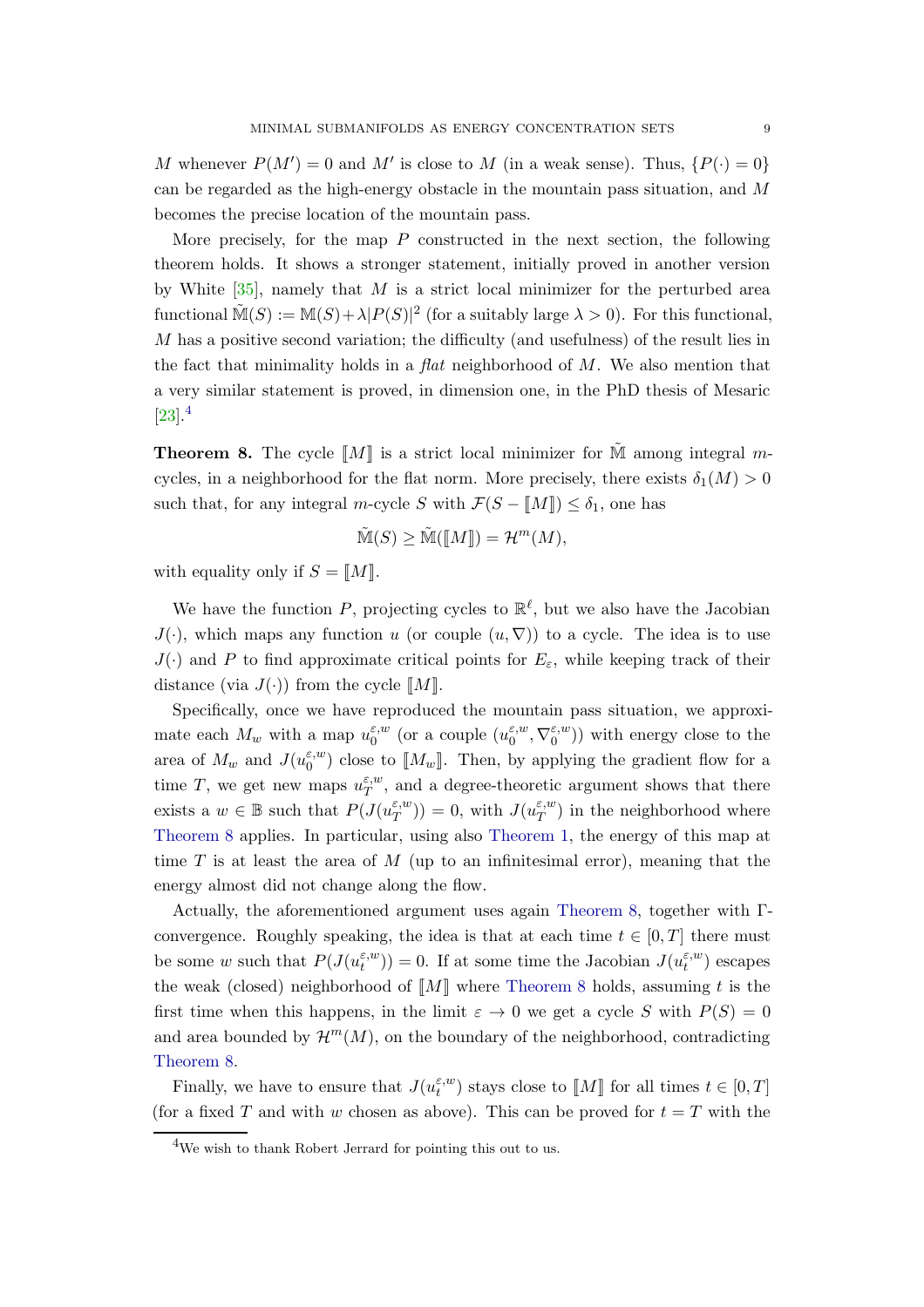$M$ whenever $P(M') = 0$ and $M'$ is close to $M$ (in a weak sense). Thus, $\{P(\cdot) = 0\}$ can be regarded as the high-energy obstacle in the mountain pass situation, and $M$ becomes the precise location of the mountain pass.

More precisely, for the map $P$ constructed in the next section, the following theorem holds. It shows a stronger statement, initially proved in another version by White [35], namely that $M$ is a strict local minimizer for the perturbed area functional $\tilde{\mathbb{M}}(S) := \mathbb{M}(S) + \lambda |P(S)|^2$ (for a suitably large $\lambda > 0$). For this functional, $M$ has a positive second variation; the difficulty (and usefulness) of the result lies in the fact that minimality holds in a *flat* neighborhood of $M$. We also mention that a very similar statement is proved, in dimension one, in the PhD thesis of Mesaric [23].[4]

**Theorem 8.** The cycle $[\![M]\!]$ is a strict local minimizer for $\tilde{\mathbb{M}}$ among integral $m$-cycles, in a neighborhood for the flat norm. More precisely, there exists $\delta_1(M) > 0$ such that, for any integral $m$-cycle $S$ with $\mathcal{F}(S - [\![M]\!]) \le \delta_1$, one has

$$\tilde{\mathbb{M}}(S) \ge \tilde{\mathbb{M}}([\![M]\!]) = \mathcal{H}^m(M),$$

with equality only if $S = [\![M]\!]$.

We have the function $P$, projecting cycles to $\mathbb{R}^\ell$, but we also have the Jacobian $J(\cdot)$, which maps any function $u$ (or couple $(u, \nabla)$) to a cycle. The idea is to use $J(\cdot)$ and $P$ to find approximate critical points for $E_\varepsilon$, while keeping track of their distance (via $J(\cdot)$) from the cycle $[\![M]\!]$.

Specifically, once we have reproduced the mountain pass situation, we approximate each $M_w$ with a map $u_0^{\varepsilon,w}$ (or a couple $(u_0^{\varepsilon,w}, \nabla_0^{\varepsilon,w})$) with energy close to the area of $M_w$ and $J(u_0^{\varepsilon,w})$ close to $[\![M_w]\!]$. Then, by applying the gradient flow for a time $T$, we get new maps $u_T^{\varepsilon,w}$, and a degree-theoretic argument shows that there exists a $w \in \mathbb{B}$ such that $P(J(u_T^{\varepsilon,w})) = 0$, with $J(u_T^{\varepsilon,w})$ in the neighborhood where Theorem 8 applies. In particular, using also Theorem 1, the energy of this map at time $T$ is at least the area of $M$ (up to an infinitesimal error), meaning that the energy almost did not change along the flow.

Actually, the aforementioned argument uses again Theorem 8, together with $\Gamma$-convergence. Roughly speaking, the idea is that at each time $t \in [0, T]$ there must be some $w$ such that $P(J(u_t^{\varepsilon,w})) = 0$. If at some time the Jacobian $J(u_t^{\varepsilon,w})$ escapes the weak (closed) neighborhood of $[\![M]\!]$ where Theorem 8 holds, assuming $t$ is the first time when this happens, in the limit $\varepsilon \to 0$ we get a cycle $S$ with $P(S) = 0$ and area bounded by $\mathcal{H}^m(M)$, on the boundary of the neighborhood, contradicting Theorem 8.

Finally, we have to ensure that $J(u_t^{\varepsilon,w})$ stays close to $[\![M]\!]$ for all times $t \in [0, T]$ (for a fixed $T$ and with $w$ chosen as above). This can be proved for $t = T$ with the

[4] We wish to thank Robert Jerrard for pointing this out to us.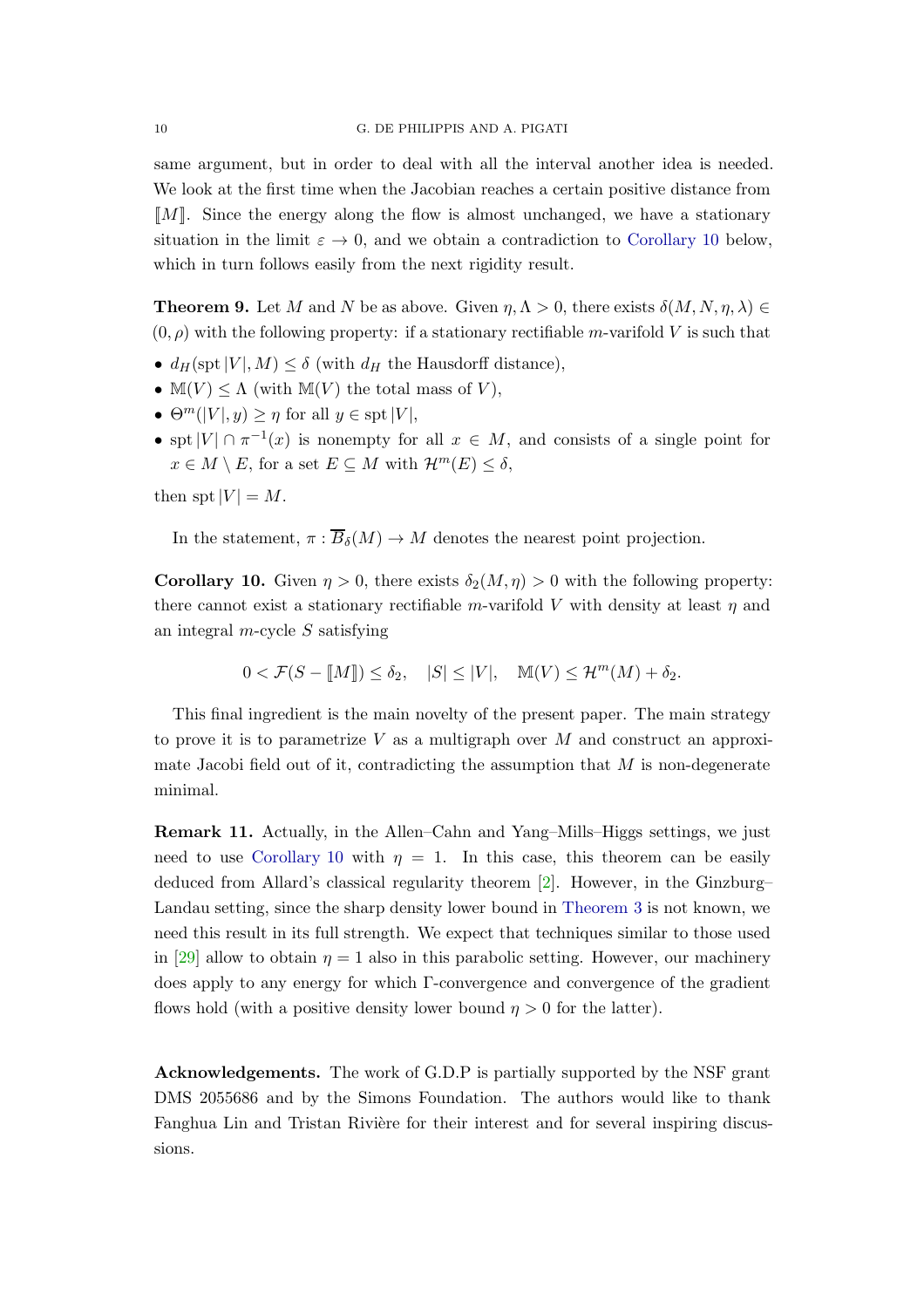same argument, but in order to deal with all the interval another idea is needed. We look at the first time when the Jacobian reaches a certain positive distance from $[\![M]\!]$. Since the energy along the flow is almost unchanged, we have a stationary situation in the limit $\varepsilon \to 0$, and we obtain a contradiction to Corollary 10 below, which in turn follows easily from the next rigidity result.

**Theorem 9.** Let $M$ and $N$ be as above. Given $\eta, \Lambda > 0$, there exists $\delta(M, N, \eta, \lambda) \in (0, \rho)$ with the following property: if a stationary rectifiable $m$-varifold $V$ is such that

- $d_H(\operatorname{spt}|V|, M) \le \delta$ (with $d_H$ the Hausdorff distance),
- $\mathbb{M}(V) \le \Lambda$ (with $\mathbb{M}(V)$ the total mass of $V$),
- $\Theta^m(|V|, y) \ge \eta$ for all $y \in \operatorname{spt}|V|$,
- $\operatorname{spt}|V| \cap \pi^{-1}(x)$ is nonempty for all $x \in M$, and consists of a single point for $x \in M \setminus E$, for a set $E \subseteq M$ with $\mathcal{H}^m(E) \le \delta$,

then $\operatorname{spt}|V| = M$.

In the statement, $\pi : \overline{B}_\delta(M) \to M$ denotes the nearest point projection.

**Corollary 10.** Given $\eta > 0$, there exists $\delta_2(M, \eta) > 0$ with the following property: there cannot exist a stationary rectifiable $m$-varifold $V$ with density at least $\eta$ and an integral $m$-cycle $S$ satisfying

$$0 < \mathcal{F}(S - [\![M]\!]) \le \delta_2, \quad |S| \le |V|, \quad \mathbb{M}(V) \le \mathcal{H}^m(M) + \delta_2.$$

This final ingredient is the main novelty of the present paper. The main strategy to prove it is to parametrize $V$ as a multigraph over $M$ and construct an approximate Jacobi field out of it, contradicting the assumption that $M$ is non-degenerate minimal.

**Remark 11.** Actually, in the Allen–Cahn and Yang–Mills–Higgs settings, we just need to use Corollary 10 with $\eta = 1$. In this case, this theorem can be easily deduced from Allard's classical regularity theorem [2]. However, in the Ginzburg–Landau setting, since the sharp density lower bound in Theorem 3 is not known, we need this result in its full strength. We expect that techniques similar to those used in [29] allow to obtain $\eta = 1$ also in this parabolic setting. However, our machinery does apply to any energy for which $\Gamma$-convergence and convergence of the gradient flows hold (with a positive density lower bound $\eta > 0$ for the latter).

**Acknowledgements.** The work of G.D.P is partially supported by the NSF grant DMS 2055686 and by the Simons Foundation. The authors would like to thank Fanghua Lin and Tristan Rivière for their interest and for several inspiring discussions.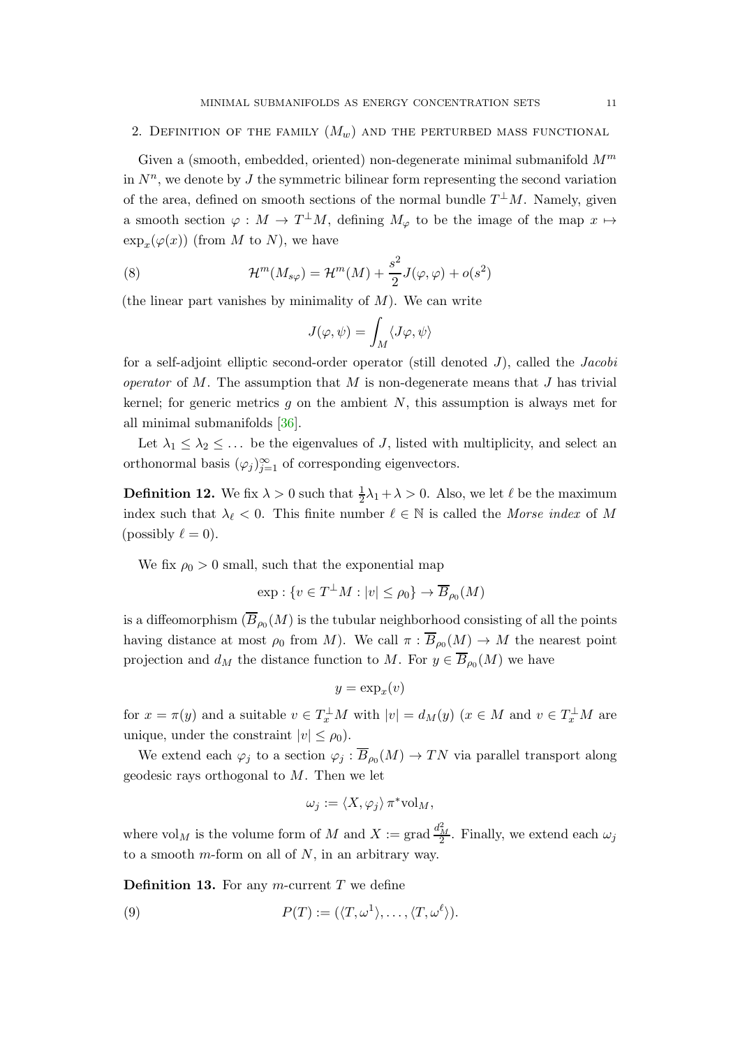## 2. Definition of the family $(M_w)$ and the perturbed mass functional

Given a (smooth, embedded, oriented) non-degenerate minimal submanifold $M^m$ in $N^n$, we denote by $J$ the symmetric bilinear form representing the second variation of the area, defined on smooth sections of the normal bundle $T^\perp M$. Namely, given a smooth section $\varphi : M \to T^\perp M$, defining $M_\varphi$ to be the image of the map $x \mapsto \exp_x(\varphi(x))$ (from $M$ to $N$), we have

$$\mathcal{H}^m(M_{s\varphi}) = \mathcal{H}^m(M) + \frac{s^2}{2} J(\varphi, \varphi) + o(s^2) \tag{8}$$

(the linear part vanishes by minimality of $M$). We can write

$$J(\varphi, \psi) = \int_M \langle J\varphi, \psi \rangle$$

for a self-adjoint elliptic second-order operator (still denoted $J$), called the *Jacobi operator* of $M$. The assumption that $M$ is non-degenerate means that $J$ has trivial kernel; for generic metrics $g$ on the ambient $N$, this assumption is always met for all minimal submanifolds [36].

Let $\lambda_1 \leq \lambda_2 \leq \dots$ be the eigenvalues of $J$, listed with multiplicity, and select an orthonormal basis $(\varphi_j)_{j=1}^\infty$ of corresponding eigenvectors.

**Definition 12.** We fix $\lambda > 0$ such that $\frac{1}{2}\lambda_1 + \lambda > 0$. Also, we let $\ell$ be the maximum index such that $\lambda_\ell < 0$. This finite number $\ell \in \mathbb{N}$ is called the *Morse index* of $M$ (possibly $\ell = 0$).

We fix $\rho_0 > 0$ small, such that the exponential map

$$\exp : \{v \in T^\perp M : |v| \leq \rho_0\} \to \overline{B}_{\rho_0}(M)$$

is a diffeomorphism ($\overline{B}_{\rho_0}(M)$ is the tubular neighborhood consisting of all the points having distance at most $\rho_0$ from $M$). We call $\pi : \overline{B}_{\rho_0}(M) \to M$ the nearest point projection and $d_M$ the distance function to $M$. For $y \in \overline{B}_{\rho_0}(M)$ we have

$$y = \exp_x(v)$$

for $x = \pi(y)$ and a suitable $v \in T_x^\perp M$ with $|v| = d_M(y)$ ($x \in M$ and $v \in T_x^\perp M$ are unique, under the constraint $|v| \leq \rho_0$).

We extend each $\varphi_j$ to a section $\varphi_j : \overline{B}_{\rho_0}(M) \to TN$ via parallel transport along geodesic rays orthogonal to $M$. Then we let

$$\omega_j := \langle X, \varphi_j \rangle \, \pi^* \mathrm{vol}_M,$$

where $\mathrm{vol}_M$ is the volume form of $M$ and $X := \operatorname{grad} \frac{d_M^2}{2}$. Finally, we extend each $\omega_j$ to a smooth $m$-form on all of $N$, in an arbitrary way.

**Definition 13.** For any $m$-current $T$ we define

$$P(T) := (\langle T, \omega^1 \rangle, \dots, \langle T, \omega^\ell \rangle). \tag{9}$$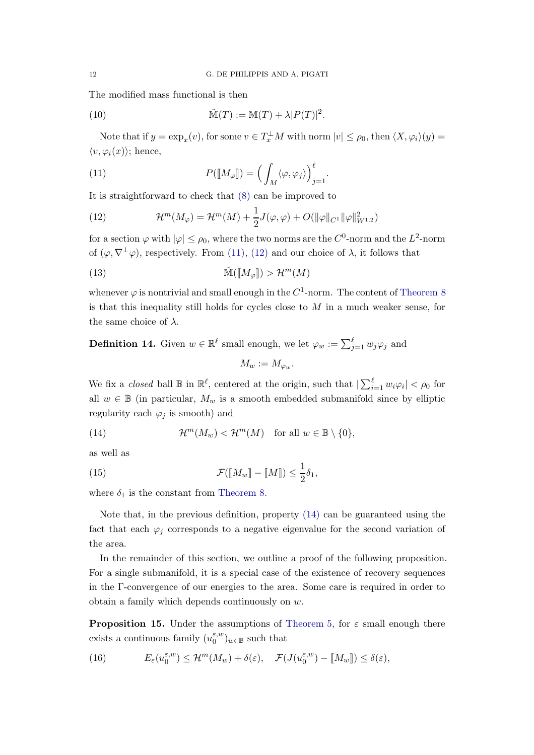The modified mass functional is then

$$\tilde{\mathbb{M}}(T) := \mathbb{M}(T) + \lambda |P(T)|^2. \tag{10}$$

Note that if $y = \exp_x(v)$, for some $v \in T_x^\perp M$ with norm $|v| \le \rho_0$, then $\langle X, \varphi_i \rangle(y) = \langle v, \varphi_i(x) \rangle$; hence,

$$P([\![M_\varphi]\!]) = \Big( \int_M \langle \varphi, \varphi_j \rangle \Big)_{j=1}^{\ell}. \tag{11}$$

It is straightforward to check that (8) can be improved to

$$\mathcal{H}^m(M_\varphi) = \mathcal{H}^m(M) + \frac{1}{2} J(\varphi, \varphi) + O(\|\varphi\|_{C^1} \|\varphi\|_{W^{1,2}}^2) \tag{12}$$

for a section $\varphi$ with $|\varphi| \le \rho_0$, where the two norms are the $C^0$-norm and the $L^2$-norm of $(\varphi, \nabla^\perp \varphi)$, respectively. From (11), (12) and our choice of $\lambda$, it follows that

$$\tilde{\mathbb{M}}([\![M_\varphi]\!]) > \mathcal{H}^m(M) \tag{13}$$

whenever $\varphi$ is nontrivial and small enough in the $C^1$-norm. The content of Theorem 8 is that this inequality still holds for cycles close to $M$ in a much weaker sense, for the same choice of $\lambda$.

**Definition 14.** Given $w \in \mathbb{R}^\ell$ small enough, we let $\varphi_w := \sum_{j=1}^{\ell} w_j \varphi_j$ and

$$M_w := M_{\varphi_w}.$$

We fix a *closed* ball $\mathbb{B}$ in $\mathbb{R}^\ell$, centered at the origin, such that $|\sum_{i=1}^{\ell} w_i \varphi_i| < \rho_0$ for all $w \in \mathbb{B}$ (in particular, $M_w$ is a smooth embedded submanifold since by elliptic regularity each $\varphi_j$ is smooth) and

$$\mathcal{H}^m(M_w) < \mathcal{H}^m(M) \quad \text{for all } w \in \mathbb{B} \setminus \{0\}, \tag{14}$$

as well as

$$\mathcal{F}([\![M_w]\!] - [\![M]\!]) \le \frac{1}{2} \delta_1, \tag{15}$$

where $\delta_1$ is the constant from Theorem 8.

Note that, in the previous definition, property (14) can be guaranteed using the fact that each $\varphi_j$ corresponds to a negative eigenvalue for the second variation of the area.

In the remainder of this section, we outline a proof of the following proposition. For a single submanifold, it is a special case of the existence of recovery sequences in the $\Gamma$-convergence of our energies to the area. Some care is required in order to obtain a family which depends continuously on $w$.

**Proposition 15.** Under the assumptions of Theorem 5, for $\varepsilon$ small enough there exists a continuous family $(u_0^{\varepsilon,w})_{w \in \mathbb{B}}$ such that

$$E_\varepsilon(u_0^{\varepsilon,w}) \le \mathcal{H}^m(M_w) + \delta(\varepsilon), \quad \mathcal{F}(J(u_0^{\varepsilon,w}) - [\![M_w]\!]) \le \delta(\varepsilon), \tag{16}$$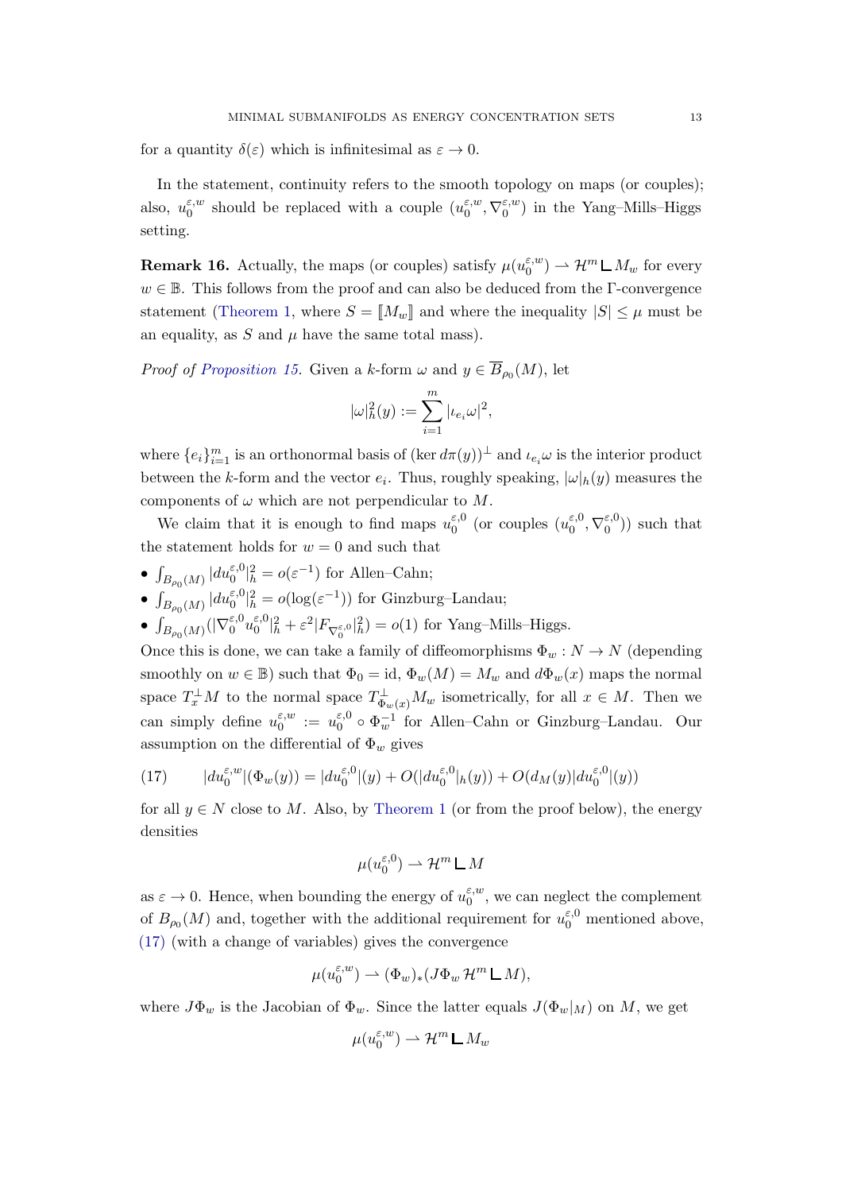for a quantity $\delta(\varepsilon)$ which is infinitesimal as $\varepsilon \to 0$.

In the statement, continuity refers to the smooth topology on maps (or couples); also, $u_0^{\varepsilon,w}$ should be replaced with a couple $(u_0^{\varepsilon,w}, \nabla_0^{\varepsilon,w})$ in the Yang–Mills–Higgs setting.

**Remark 16.** Actually, the maps (or couples) satisfy $\mu(u_0^{\varepsilon,w}) \rightharpoonup \mathcal{H}^m \llcorner M_w$ for every $w \in \mathbb{B}$. This follows from the proof and can also be deduced from the Γ-convergence statement (Theorem 1, where $S = [\![M_w]\!]$ and where the inequality $|S| \le \mu$ must be an equality, as $S$ and $\mu$ have the same total mass).

*Proof of Proposition 15.* Given a $k$-form $\omega$ and $y \in \overline{B}_{\rho_0}(M)$, let

$$|\omega|_h^2(y) := \sum_{i=1}^m |\iota_{e_i}\omega|^2,$$

where $\{e_i\}_{i=1}^m$ is an orthonormal basis of $(\ker d\pi(y))^\perp$ and $\iota_{e_i}\omega$ is the interior product between the $k$-form and the vector $e_i$. Thus, roughly speaking, $|\omega|_h(y)$ measures the components of $\omega$ which are not perpendicular to $M$.

We claim that it is enough to find maps $u_0^{\varepsilon,0}$ (or couples $(u_0^{\varepsilon,0}, \nabla_0^{\varepsilon,0})$) such that the statement holds for $w = 0$ and such that

- $\int_{B_{\rho_0}(M)} |du_0^{\varepsilon,0}|_h^2 = o(\varepsilon^{-1})$ for Allen–Cahn;
- $\int_{B_{\rho_0}(M)} |du_0^{\varepsilon,0}|_h^2 = o(\log(\varepsilon^{-1}))$ for Ginzburg–Landau;
- $\int_{B_{\rho_0}(M)} (|\nabla_0^{\varepsilon,0} u_0^{\varepsilon,0}|_h^2 + \varepsilon^2 |F_{\nabla_0^{\varepsilon,0}}|_h^2) = o(1)$ for Yang–Mills–Higgs.

Once this is done, we can take a family of diffeomorphisms $\Phi_w : N \to N$ (depending smoothly on $w \in \mathbb{B}$) such that $\Phi_0 = \mathrm{id}$, $\Phi_w(M) = M_w$ and $d\Phi_w(x)$ maps the normal space $T_x^\perp M$ to the normal space $T_{\Phi_w(x)}^\perp M_w$ isometrically, for all $x \in M$. Then we can simply define $u_0^{\varepsilon,w} := u_0^{\varepsilon,0} \circ \Phi_w^{-1}$ for Allen–Cahn or Ginzburg–Landau. Our assumption on the differential of $\Phi_w$ gives

$$|du_0^{\varepsilon,w}|(\Phi_w(y)) = |du_0^{\varepsilon,0}|(y) + O(|du_0^{\varepsilon,0}|_h(y)) + O(d_M(y)|du_0^{\varepsilon,0}|(y)) \tag{17}$$

for all $y \in N$ close to $M$. Also, by Theorem 1 (or from the proof below), the energy densities

$$\mu(u_0^{\varepsilon,0}) \rightharpoonup \mathcal{H}^m \llcorner M$$

as $\varepsilon \to 0$. Hence, when bounding the energy of $u_0^{\varepsilon,w}$, we can neglect the complement of $B_{\rho_0}(M)$ and, together with the additional requirement for $u_0^{\varepsilon,0}$ mentioned above, (17) (with a change of variables) gives the convergence

$$\mu(u_0^{\varepsilon,w}) \rightharpoonup (\Phi_w)_*(J\Phi_w\, \mathcal{H}^m \llcorner M),$$

where $J\Phi_w$ is the Jacobian of $\Phi_w$. Since the latter equals $J(\Phi_w|_M)$ on $M$, we get

$$\mu(u_0^{\varepsilon,w}) \rightharpoonup \mathcal{H}^m \llcorner M_w$$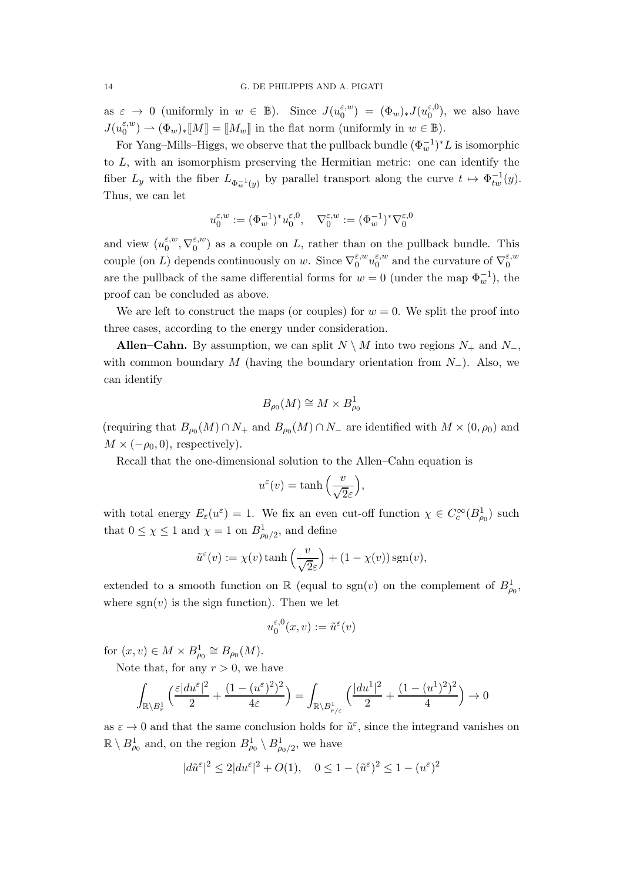as $\varepsilon \to 0$ (uniformly in $w \in \mathbb{B}$). Since $J(u_0^{\varepsilon,w}) = (\Phi_w)_* J(u_0^{\varepsilon,0})$, we also have $J(u_0^{\varepsilon,w}) \rightharpoonup (\Phi_w)_* [\![M]\!] = [\![M_w]\!]$ in the flat norm (uniformly in $w \in \mathbb{B}$).

For Yang–Mills–Higgs, we observe that the pullback bundle $(\Phi_w^{-1})^* L$ is isomorphic to $L$, with an isomorphism preserving the Hermitian metric: one can identify the fiber $L_y$ with the fiber $L_{\Phi_w^{-1}(y)}$ by parallel transport along the curve $t \mapsto \Phi_{tw}^{-1}(y)$. Thus, we can let

$$u_0^{\varepsilon,w} := (\Phi_w^{-1})^* u_0^{\varepsilon,0}, \quad \nabla_0^{\varepsilon,w} := (\Phi_w^{-1})^* \nabla_0^{\varepsilon,0}$$

and view $(u_0^{\varepsilon,w}, \nabla_0^{\varepsilon,w})$ as a couple on $L$, rather than on the pullback bundle. This couple (on $L$) depends continuously on $w$. Since $\nabla_0^{\varepsilon,w} u_0^{\varepsilon,w}$ and the curvature of $\nabla_0^{\varepsilon,w}$ are the pullback of the same differential forms for $w = 0$ (under the map $\Phi_w^{-1}$), the proof can be concluded as above.

We are left to construct the maps (or couples) for $w = 0$. We split the proof into three cases, according to the energy under consideration.

**Allen–Cahn.** By assumption, we can split $N \setminus M$ into two regions $N_+$ and $N_-$, with common boundary $M$ (having the boundary orientation from $N_-$). Also, we can identify

$$B_{\rho_0}(M) \cong M \times B_{\rho_0}^1$$

(requiring that $B_{\rho_0}(M) \cap N_+$ and $B_{\rho_0}(M) \cap N_-$ are identified with $M \times (0, \rho_0)$ and $M \times (-\rho_0, 0)$, respectively).

Recall that the one-dimensional solution to the Allen–Cahn equation is

$$u^\varepsilon(v) = \tanh\Big(\frac{v}{\sqrt{2}\varepsilon}\Big),$$

with total energy $E_\varepsilon(u^\varepsilon) = 1$. We fix an even cut-off function $\chi \in C_c^\infty(B_{\rho_0}^1)$ such that $0 \le \chi \le 1$ and $\chi = 1$ on $B_{\rho_0/2}^1$, and define

$$\tilde{u}^\varepsilon(v) := \chi(v) \tanh\Big(\frac{v}{\sqrt{2}\varepsilon}\Big) + (1 - \chi(v)) \operatorname{sgn}(v),$$

extended to a smooth function on $\mathbb{R}$ (equal to $\operatorname{sgn}(v)$ on the complement of $B_{\rho_0}^1$, where $\operatorname{sgn}(v)$ is the sign function). Then we let

$$u_0^{\varepsilon,0}(x, v) := \tilde{u}^\varepsilon(v)$$

for $(x, v) \in M \times B_{\rho_0}^1 \cong B_{\rho_0}(M)$.

Note that, for any $r > 0$, we have

$$\int_{\mathbb{R} \setminus B_r^1} \Big(\frac{\varepsilon |du^\varepsilon|^2}{2} + \frac{(1 - (u^\varepsilon)^2)^2}{4\varepsilon}\Big) = \int_{\mathbb{R} \setminus B_{r/\varepsilon}^1} \Big(\frac{|du^1|^2}{2} + \frac{(1 - (u^1)^2)^2}{4}\Big) \to 0$$

as $\varepsilon \to 0$ and that the same conclusion holds for $\tilde{u}^\varepsilon$, since the integrand vanishes on $\mathbb{R} \setminus B_{\rho_0}^1$ and, on the region $B_{\rho_0}^1 \setminus B_{\rho_0/2}^1$, we have

$$|d\tilde{u}^\varepsilon|^2 \le 2|du^\varepsilon|^2 + O(1), \quad 0 \le 1 - (\tilde{u}^\varepsilon)^2 \le 1 - (u^\varepsilon)^2$$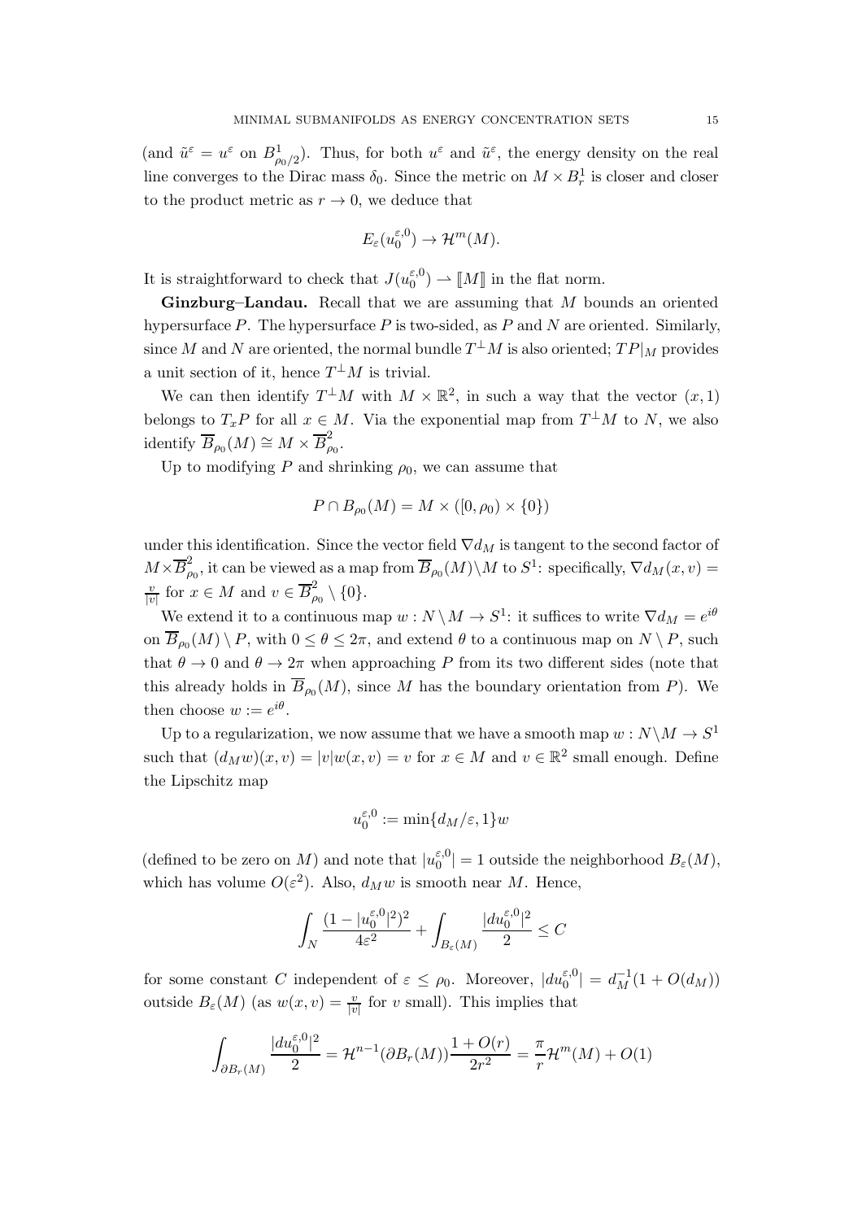(and $\tilde{u}^\varepsilon = u^\varepsilon$ on $B^1_{\rho_0/2}$). Thus, for both $u^\varepsilon$ and $\tilde{u}^\varepsilon$, the energy density on the real line converges to the Dirac mass $\delta_0$. Since the metric on $M \times B^1_r$ is closer and closer to the product metric as $r \to 0$, we deduce that

$$E_\varepsilon(u_0^{\varepsilon,0}) \to \mathcal{H}^m(M).$$

It is straightforward to check that $J(u_0^{\varepsilon,0}) \rightharpoonup [\![M]\!]$ in the flat norm.

**Ginzburg–Landau.** Recall that we are assuming that $M$ bounds an oriented hypersurface $P$. The hypersurface $P$ is two-sided, as $P$ and $N$ are oriented. Similarly, since $M$ and $N$ are oriented, the normal bundle $T^\perp M$ is also oriented; $TP|_M$ provides a unit section of it, hence $T^\perp M$ is trivial.

We can then identify $T^\perp M$ with $M \times \mathbb{R}^2$, in such a way that the vector $(x, 1)$ belongs to $T_x P$ for all $x \in M$. Via the exponential map from $T^\perp M$ to $N$, we also identify $\overline{B}_{\rho_0}(M) \cong M \times \overline{B}^2_{\rho_0}$.

Up to modifying $P$ and shrinking $\rho_0$, we can assume that

$$P \cap B_{\rho_0}(M) = M \times ([0, \rho_0) \times \{0\})$$

under this identification. Since the vector field $\nabla d_M$ is tangent to the second factor of $M \times \overline{B}^2_{\rho_0}$, it can be viewed as a map from $\overline{B}_{\rho_0}(M) \setminus M$ to $S^1$: specifically, $\nabla d_M(x, v) = \frac{v}{|v|}$ for $x \in M$ and $v \in \overline{B}^2_{\rho_0} \setminus \{0\}$.

We extend it to a continuous map $w : N \setminus M \to S^1$: it suffices to write $\nabla d_M = e^{i\theta}$ on $\overline{B}_{\rho_0}(M) \setminus P$, with $0 \le \theta \le 2\pi$, and extend $\theta$ to a continuous map on $N \setminus P$, such that $\theta \to 0$ and $\theta \to 2\pi$ when approaching $P$ from its two different sides (note that this already holds in $\overline{B}_{\rho_0}(M)$, since $M$ has the boundary orientation from $P$). We then choose $w := e^{i\theta}$.

Up to a regularization, we now assume that we have a smooth map $w : N \setminus M \to S^1$ such that $(d_M w)(x, v) = |v| w(x, v) = v$ for $x \in M$ and $v \in \mathbb{R}^2$ small enough. Define the Lipschitz map

$$u_0^{\varepsilon,0} := \min\{d_M/\varepsilon, 1\} w$$

(defined to be zero on $M$) and note that $|u_0^{\varepsilon,0}| = 1$ outside the neighborhood $B_\varepsilon(M)$, which has volume $O(\varepsilon^2)$. Also, $d_M w$ is smooth near $M$. Hence,

$$\int_N \frac{(1 - |u_0^{\varepsilon,0}|^2)^2}{4\varepsilon^2} + \int_{B_\varepsilon(M)} \frac{|du_0^{\varepsilon,0}|^2}{2} \le C$$

for some constant $C$ independent of $\varepsilon \le \rho_0$. Moreover, $|du_0^{\varepsilon,0}| = d_M^{-1}(1 + O(d_M))$ outside $B_\varepsilon(M)$ (as $w(x, v) = \frac{v}{|v|}$ for $v$ small). This implies that

$$\int_{\partial B_r(M)} \frac{|du_0^{\varepsilon,0}|^2}{2} = \mathcal{H}^{n-1}(\partial B_r(M)) \frac{1 + O(r)}{2r^2} = \frac{\pi}{r} \mathcal{H}^m(M) + O(1)$$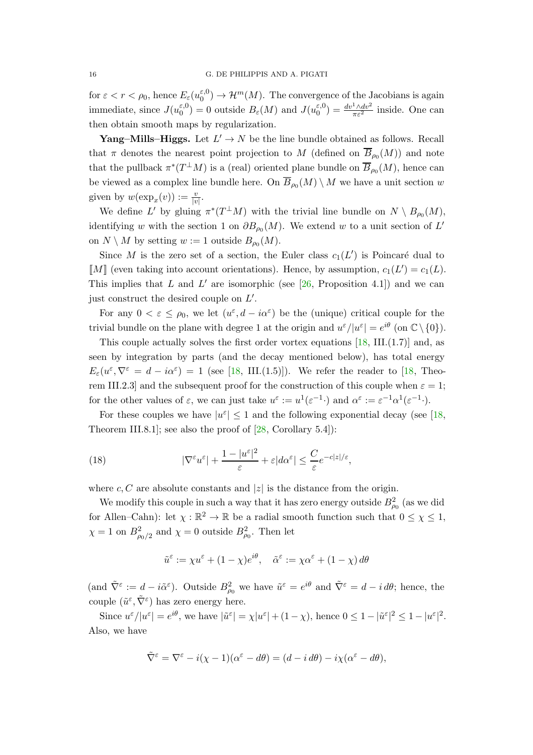for $\varepsilon < r < \rho_0$, hence $E_\varepsilon(u_0^{\varepsilon,0}) \to \mathcal{H}^m(M)$. The convergence of the Jacobians is again immediate, since $J(u_0^{\varepsilon,0}) = 0$ outside $B_\varepsilon(M)$ and $J(u_0^{\varepsilon,0}) = \frac{dv^1 \wedge dv^2}{\pi\varepsilon^2}$ inside. One can then obtain smooth maps by regularization.

**Yang–Mills–Higgs.** Let $L' \to N$ be the line bundle obtained as follows. Recall that $\pi$ denotes the nearest point projection to $M$ (defined on $\overline{B}_{\rho_0}(M)$) and note that the pullback $\pi^*(T^\perp M)$ is a (real) oriented plane bundle on $\overline{B}_{\rho_0}(M)$, hence can be viewed as a complex line bundle here. On $\overline{B}_{\rho_0}(M) \setminus M$ we have a unit section $w$ given by $w(\exp_x(v)) := \frac{v}{|v|}$.

We define $L'$ by gluing $\pi^*(T^\perp M)$ with the trivial line bundle on $N \setminus B_{\rho_0}(M)$, identifying $w$ with the section 1 on $\partial B_{\rho_0}(M)$. We extend $w$ to a unit section of $L'$ on $N \setminus M$ by setting $w := 1$ outside $B_{\rho_0}(M)$.

Since $M$ is the zero set of a section, the Euler class $c_1(L')$ is Poincaré dual to $[\![M]\!]$ (even taking into account orientations). Hence, by assumption, $c_1(L') = c_1(L)$. This implies that $L$ and $L'$ are isomorphic (see [26, Proposition 4.1]) and we can just construct the desired couple on $L'$.

For any $0 < \varepsilon \le \rho_0$, we let $(u^\varepsilon, d - i\alpha^\varepsilon)$ be the (unique) critical couple for the trivial bundle on the plane with degree 1 at the origin and $u^\varepsilon/|u^\varepsilon| = e^{i\theta}$ (on $\mathbb{C} \setminus \{0\}$).

This couple actually solves the first order vortex equations [18, III.(1.7)] and, as seen by integration by parts (and the decay mentioned below), has total energy $E_\varepsilon(u^\varepsilon, \nabla^\varepsilon = d - i\alpha^\varepsilon) = 1$ (see [18, III.(1.5)]). We refer the reader to [18, Theorem III.2.3] and the subsequent proof for the construction of this couple when $\varepsilon = 1$; for the other values of $\varepsilon$, we can just take $u^\varepsilon := u^1(\varepsilon^{-1}\cdot)$ and $\alpha^\varepsilon := \varepsilon^{-1}\alpha^1(\varepsilon^{-1}\cdot)$.

For these couples we have $|u^\varepsilon| \le 1$ and the following exponential decay (see [18, Theorem III.8.1]; see also the proof of [28, Corollary 5.4]):

$$|\nabla^\varepsilon u^\varepsilon| + \frac{1 - |u^\varepsilon|^2}{\varepsilon} + \varepsilon|d\alpha^\varepsilon| \le \frac{C}{\varepsilon} e^{-c|z|/\varepsilon}, \tag{18}$$

where $c, C$ are absolute constants and $|z|$ is the distance from the origin.

We modify this couple in such a way that it has zero energy outside $B^2_{\rho_0}$ (as we did for Allen–Cahn): let $\chi : \mathbb{R}^2 \to \mathbb{R}$ be a radial smooth function such that $0 \le \chi \le 1$, $\chi = 1$ on $B^2_{\rho_0/2}$ and $\chi = 0$ outside $B^2_{\rho_0}$. Then let

$$\tilde{u}^\varepsilon := \chi u^\varepsilon + (1 - \chi)e^{i\theta}, \quad \tilde{\alpha}^\varepsilon := \chi\alpha^\varepsilon + (1 - \chi)\, d\theta$$

(and $\tilde{\nabla}^\varepsilon := d - i\tilde{\alpha}^\varepsilon$). Outside $B^2_{\rho_0}$ we have $\tilde{u}^\varepsilon = e^{i\theta}$ and $\tilde{\nabla}^\varepsilon = d - i\, d\theta$; hence, the couple $(\tilde{u}^\varepsilon, \tilde{\nabla}^\varepsilon)$ has zero energy here.

Since $u^\varepsilon/|u^\varepsilon| = e^{i\theta}$, we have $|\tilde{u}^\varepsilon| = \chi|u^\varepsilon| + (1 - \chi)$, hence $0 \le 1 - |\tilde{u}^\varepsilon|^2 \le 1 - |u^\varepsilon|^2$. Also, we have

$$\tilde{\nabla}^\varepsilon = \nabla^\varepsilon - i(\chi - 1)(\alpha^\varepsilon - d\theta) = (d - i\, d\theta) - i\chi(\alpha^\varepsilon - d\theta),$$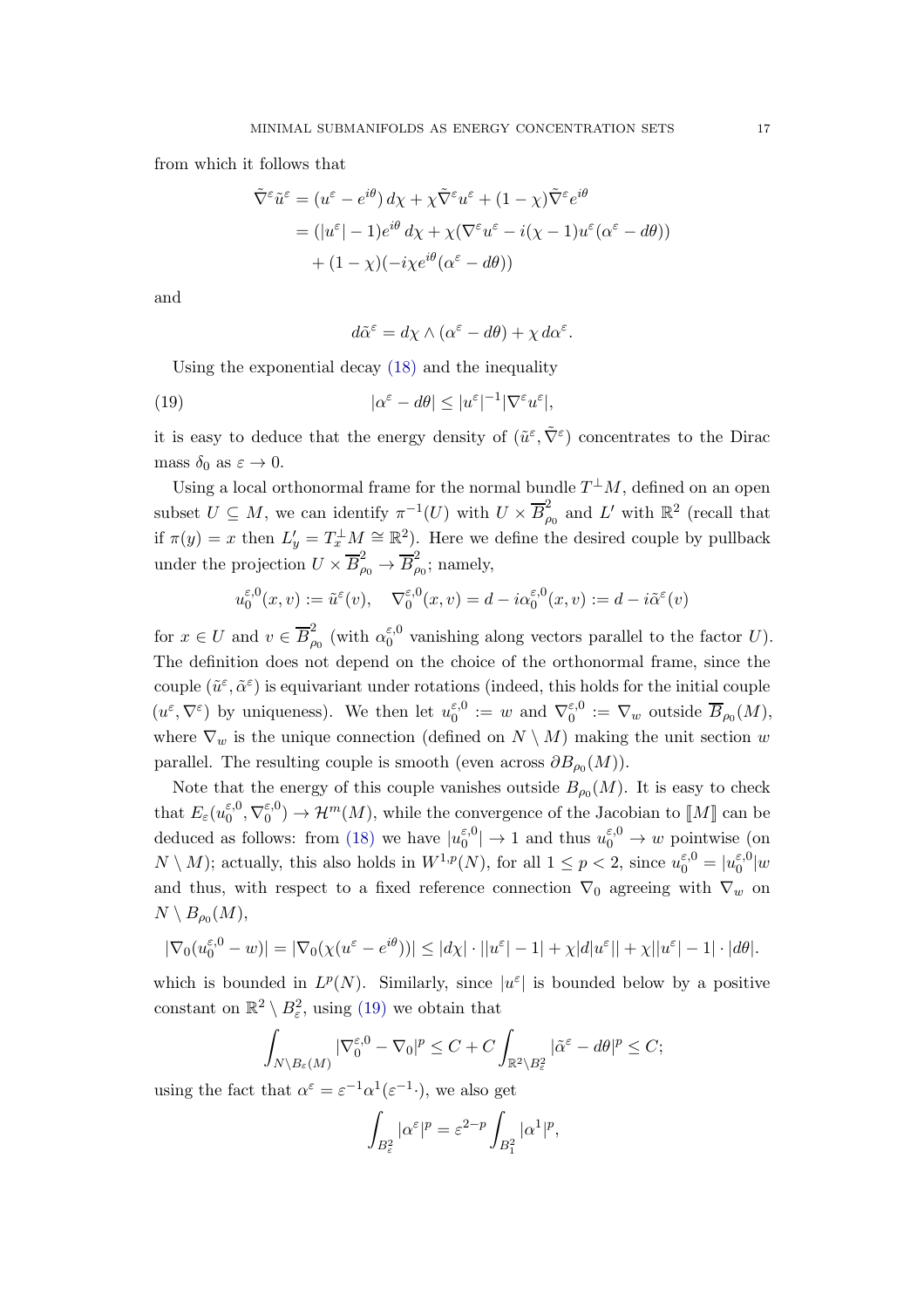from which it follows that

$$
\begin{aligned}
\tilde{\nabla}^\varepsilon \tilde{u}^\varepsilon &= (u^\varepsilon - e^{i\theta})\, d\chi + \chi \tilde{\nabla}^\varepsilon u^\varepsilon + (1-\chi)\tilde{\nabla}^\varepsilon e^{i\theta} \\
&= (|u^\varepsilon| - 1)e^{i\theta}\, d\chi + \chi(\nabla^\varepsilon u^\varepsilon - i(\chi - 1)u^\varepsilon(\alpha^\varepsilon - d\theta)) \\
&\quad + (1-\chi)(-i\chi e^{i\theta}(\alpha^\varepsilon - d\theta))
\end{aligned}
$$

and

$$
d\tilde{\alpha}^\varepsilon = d\chi \wedge (\alpha^\varepsilon - d\theta) + \chi\, d\alpha^\varepsilon.
$$

Using the exponential decay (18) and the inequality

$$
|\alpha^\varepsilon - d\theta| \le |u^\varepsilon|^{-1} |\nabla^\varepsilon u^\varepsilon|, \tag{19}
$$

it is easy to deduce that the energy density of $(\tilde{u}^\varepsilon, \tilde{\nabla}^\varepsilon)$ concentrates to the Dirac mass $\delta_0$ as $\varepsilon \to 0$.

Using a local orthonormal frame for the normal bundle $T^\perp M$, defined on an open subset $U \subseteq M$, we can identify $\pi^{-1}(U)$ with $U \times \overline{B}^2_{\rho_0}$ and $L'$ with $\mathbb{R}^2$ (recall that if $\pi(y) = x$ then $L'_y = T^\perp_x M \cong \mathbb{R}^2$). Here we define the desired couple by pullback under the projection $U \times \overline{B}^2_{\rho_0} \to \overline{B}^2_{\rho_0}$; namely,

$$
u_0^{\varepsilon,0}(x,v) := \tilde{u}^\varepsilon(v), \quad \nabla_0^{\varepsilon,0}(x,v) = d - i\alpha_0^{\varepsilon,0}(x,v) := d - i\tilde{\alpha}^\varepsilon(v)
$$

for $x \in U$ and $v \in \overline{B}^2_{\rho_0}$ (with $\alpha_0^{\varepsilon,0}$ vanishing along vectors parallel to the factor $U$). The definition does not depend on the choice of the orthonormal frame, since the couple $(\tilde{u}^\varepsilon, \tilde{\alpha}^\varepsilon)$ is equivariant under rotations (indeed, this holds for the initial couple $(u^\varepsilon, \nabla^\varepsilon)$ by uniqueness). We then let $u_0^{\varepsilon,0} := w$ and $\nabla_0^{\varepsilon,0} := \nabla_w$ outside $\overline{B}_{\rho_0}(M)$, where $\nabla_w$ is the unique connection (defined on $N \setminus M$) making the unit section $w$ parallel. The resulting couple is smooth (even across $\partial B_{\rho_0}(M)$).

Note that the energy of this couple vanishes outside $B_{\rho_0}(M)$. It is easy to check that $E_\varepsilon(u_0^{\varepsilon,0}, \nabla_0^{\varepsilon,0}) \to \mathcal{H}^m(M)$, while the convergence of the Jacobian to $[\![M]\!]$ can be deduced as follows: from (18) we have $|u_0^{\varepsilon,0}| \to 1$ and thus $u_0^{\varepsilon,0} \to w$ pointwise (on $N \setminus M$); actually, this also holds in $W^{1,p}(N)$, for all $1 \le p < 2$, since $u_0^{\varepsilon,0} = |u_0^{\varepsilon,0}| w$ and thus, with respect to a fixed reference connection $\nabla_0$ agreeing with $\nabla_w$ on $N \setminus B_{\rho_0}(M)$,

$$
|\nabla_0(u_0^{\varepsilon,0} - w)| = |\nabla_0(\chi(u^\varepsilon - e^{i\theta}))| \le |d\chi| \cdot ||u^\varepsilon| - 1| + \chi |d|u^\varepsilon|| + \chi ||u^\varepsilon| - 1| \cdot |d\theta|.
$$

which is bounded in $L^p(N)$. Similarly, since $|u^\varepsilon|$ is bounded below by a positive constant on $\mathbb{R}^2 \setminus B^2_\varepsilon$, using (19) we obtain that

$$
\int_{N \setminus B_\varepsilon(M)} |\nabla_0^{\varepsilon,0} - \nabla_0|^p \le C + C \int_{\mathbb{R}^2 \setminus B^2_\varepsilon} |\tilde{\alpha}^\varepsilon - d\theta|^p \le C;
$$

using the fact that $\alpha^\varepsilon = \varepsilon^{-1}\alpha^1(\varepsilon^{-1}\cdot)$, we also get

$$
\int_{B^2_\varepsilon} |\alpha^\varepsilon|^p = \varepsilon^{2-p} \int_{B^2_1} |\alpha^1|^p,
$$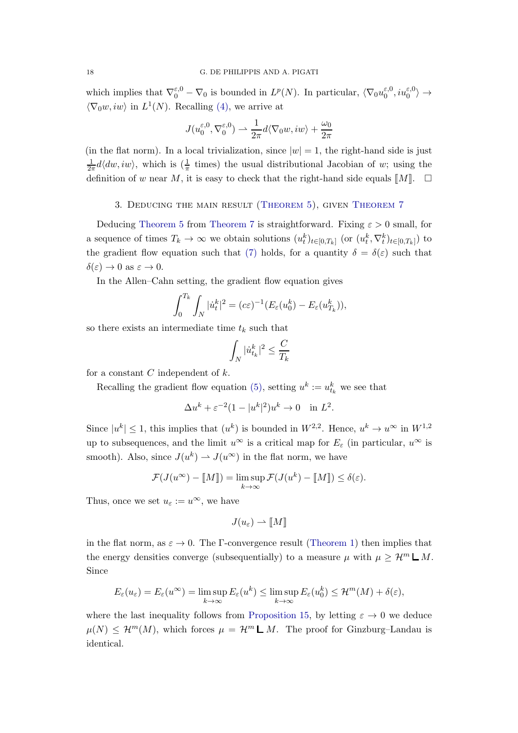which implies that $\nabla_0^{\varepsilon,0} - \nabla_0$ is bounded in $L^p(N)$. In particular, $\langle \nabla_0 u_0^{\varepsilon,0}, iu_0^{\varepsilon,0}\rangle \to \langle \nabla_0 w, iw\rangle$ in $L^1(N)$. Recalling (4), we arrive at

$$J(u_0^{\varepsilon,0}, \nabla_0^{\varepsilon,0}) \rightharpoonup \frac{1}{2\pi} d\langle \nabla_0 w, iw\rangle + \frac{\omega_0}{2\pi}$$

(in the flat norm). In a local trivialization, since $|w| = 1$, the right-hand side is just $\frac{1}{2\pi} d\langle dw, iw\rangle$, which is ($\frac{1}{\pi}$ times) the usual distributional Jacobian of $w$; using the definition of $w$ near $M$, it is easy to check that the right-hand side equals $[\![M]\!]$. $\square$

## 3. Deducing the main result (Theorem 5), given Theorem 7

Deducing Theorem 5 from Theorem 7 is straightforward. Fixing $\varepsilon > 0$ small, for a sequence of times $T_k \to \infty$ we obtain solutions $(u_t^k)_{t\in[0,T_k]}$ (or $(u_t^k, \nabla_t^k)_{t\in[0,T_k]}$) to the gradient flow equation such that (7) holds, for a quantity $\delta = \delta(\varepsilon)$ such that $\delta(\varepsilon) \to 0$ as $\varepsilon \to 0$.

In the Allen–Cahn setting, the gradient flow equation gives

$$\int_0^{T_k} \int_N |\dot{u}_t^k|^2 = (c\varepsilon)^{-1}(E_\varepsilon(u_0^k) - E_\varepsilon(u_{T_k}^k)),$$

so there exists an intermediate time $t_k$ such that

$$\int_N |\dot{u}_{t_k}^k|^2 \le \frac{C}{T_k}$$

for a constant $C$ independent of $k$.

Recalling the gradient flow equation (5), setting $u^k := u_{t_k}^k$ we see that

$$\Delta u^k + \varepsilon^{-2}(1 - |u^k|^2)u^k \to 0 \quad \text{in } L^2.$$

Since $|u^k| \le 1$, this implies that $(u^k)$ is bounded in $W^{2,2}$. Hence, $u^k \to u^\infty$ in $W^{1,2}$ up to subsequences, and the limit $u^\infty$ is a critical map for $E_\varepsilon$ (in particular, $u^\infty$ is smooth). Also, since $J(u^k) \rightharpoonup J(u^\infty)$ in the flat norm, we have

$$\mathcal{F}(J(u^\infty) - [\![M]\!]) = \limsup_{k\to\infty} \mathcal{F}(J(u^k) - [\![M]\!]) \le \delta(\varepsilon).$$

Thus, once we set $u_\varepsilon := u^\infty$, we have

$$J(u_\varepsilon) \rightharpoonup [\![M]\!]$$

in the flat norm, as $\varepsilon \to 0$. The $\Gamma$-convergence result (Theorem 1) then implies that the energy densities converge (subsequentially) to a measure $\mu$ with $\mu \ge \mathcal{H}^m \llcorner M$. Since

$$E_\varepsilon(u_\varepsilon) = E_\varepsilon(u^\infty) = \limsup_{k\to\infty} E_\varepsilon(u^k) \le \limsup_{k\to\infty} E_\varepsilon(u_0^k) \le \mathcal{H}^m(M) + \delta(\varepsilon),$$

where the last inequality follows from Proposition 15, by letting $\varepsilon \to 0$ we deduce $\mu(N) \le \mathcal{H}^m(M)$, which forces $\mu = \mathcal{H}^m \llcorner M$. The proof for Ginzburg–Landau is identical.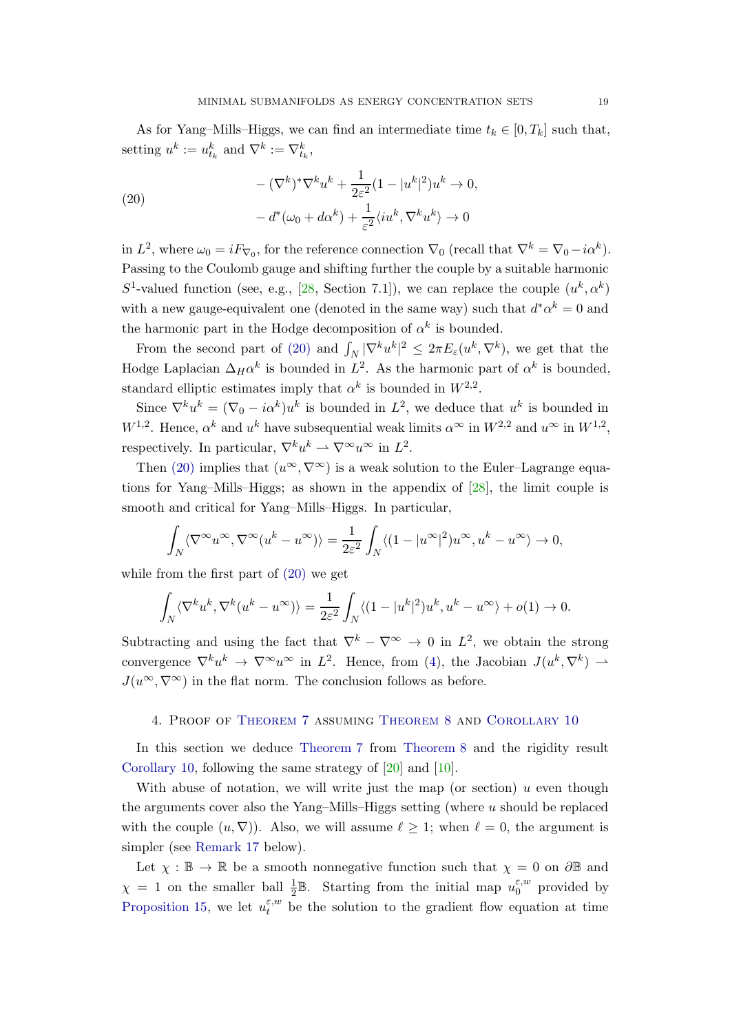As for Yang–Mills–Higgs, we can find an intermediate time $t_k \in [0, T_k]$ such that, setting $u^k := u^k_{t_k}$ and $\nabla^k := \nabla^k_{t_k}$,

$$
\begin{aligned}
&-(\nabla^k)^* \nabla^k u^k + \frac{1}{2\varepsilon^2}(1 - |u^k|^2) u^k \to 0, \\
&-d^*(\omega_0 + d\alpha^k) + \frac{1}{\varepsilon^2}\langle i u^k, \nabla^k u^k \rangle \to 0
\end{aligned}
\tag{20}
$$

in $L^2$, where $\omega_0 = i F_{\nabla_0}$, for the reference connection $\nabla_0$ (recall that $\nabla^k = \nabla_0 - i\alpha^k$). Passing to the Coulomb gauge and shifting further the couple by a suitable harmonic $S^1$-valued function (see, e.g., [28, Section 7.1]), we can replace the couple $(u^k, \alpha^k)$ with a new gauge-equivalent one (denoted in the same way) such that $d^*\alpha^k = 0$ and the harmonic part in the Hodge decomposition of $\alpha^k$ is bounded.

From the second part of (20) and $\int_N |\nabla^k u^k|^2 \le 2\pi E_\varepsilon(u^k, \nabla^k)$, we get that the Hodge Laplacian $\Delta_H \alpha^k$ is bounded in $L^2$. As the harmonic part of $\alpha^k$ is bounded, standard elliptic estimates imply that $\alpha^k$ is bounded in $W^{2,2}$.

Since $\nabla^k u^k = (\nabla_0 - i\alpha^k) u^k$ is bounded in $L^2$, we deduce that $u^k$ is bounded in $W^{1,2}$. Hence, $\alpha^k$ and $u^k$ have subsequential weak limits $\alpha^\infty$ in $W^{2,2}$ and $u^\infty$ in $W^{1,2}$, respectively. In particular, $\nabla^k u^k \rightharpoonup \nabla^\infty u^\infty$ in $L^2$.

Then (20) implies that $(u^\infty, \nabla^\infty)$ is a weak solution to the Euler–Lagrange equations for Yang–Mills–Higgs; as shown in the appendix of [28], the limit couple is smooth and critical for Yang–Mills–Higgs. In particular,

$$
\int_N \langle \nabla^\infty u^\infty, \nabla^\infty (u^k - u^\infty) \rangle = \frac{1}{2\varepsilon^2} \int_N \langle (1 - |u^\infty|^2) u^\infty, u^k - u^\infty \rangle \to 0,
$$

while from the first part of (20) we get

$$
\int_N \langle \nabla^k u^k, \nabla^k (u^k - u^\infty) \rangle = \frac{1}{2\varepsilon^2} \int_N \langle (1 - |u^k|^2) u^k, u^k - u^\infty \rangle + o(1) \to 0.
$$

Subtracting and using the fact that $\nabla^k - \nabla^\infty \to 0$ in $L^2$, we obtain the strong convergence $\nabla^k u^k \to \nabla^\infty u^\infty$ in $L^2$. Hence, from (4), the Jacobian $J(u^k, \nabla^k) \rightharpoonup J(u^\infty, \nabla^\infty)$ in the flat norm. The conclusion follows as before.

## 4. Proof of Theorem 7 assuming Theorem 8 and Corollary 10

In this section we deduce Theorem 7 from Theorem 8 and the rigidity result Corollary 10, following the same strategy of [20] and [10].

With abuse of notation, we will write just the map (or section) $u$ even though the arguments cover also the Yang–Mills–Higgs setting (where $u$ should be replaced with the couple $(u, \nabla)$). Also, we will assume $\ell \ge 1$; when $\ell = 0$, the argument is simpler (see Remark 17 below).

Let $\chi : \mathbb{B} \to \mathbb{R}$ be a smooth nonnegative function such that $\chi = 0$ on $\partial\mathbb{B}$ and $\chi = 1$ on the smaller ball $\frac{1}{2}\mathbb{B}$. Starting from the initial map $u_0^{\varepsilon,w}$ provided by Proposition 15, we let $u_t^{\varepsilon,w}$ be the solution to the gradient flow equation at time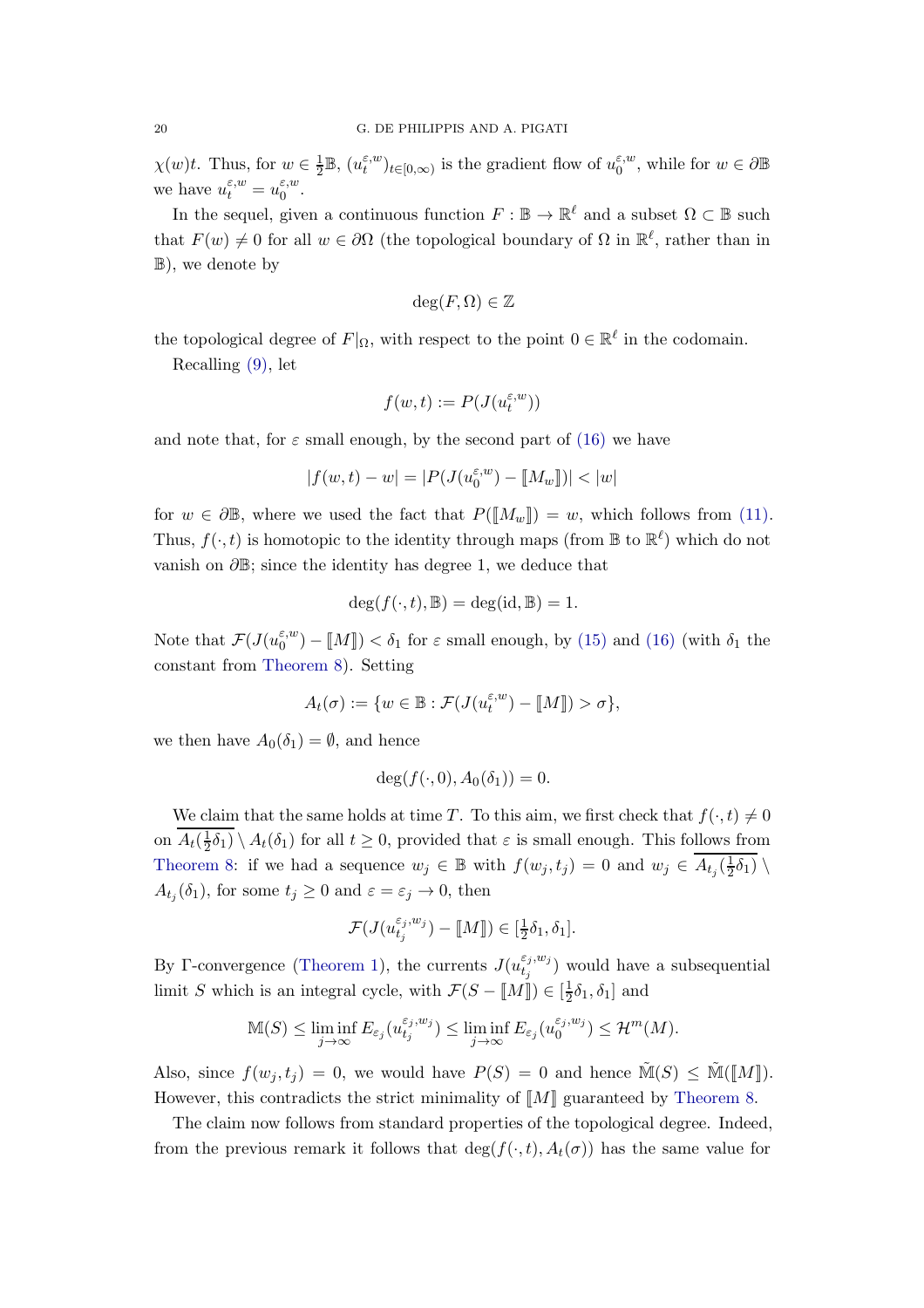$\chi(w)t$. Thus, for $w \in \frac{1}{2}\mathbb{B}$, $(u_t^{\varepsilon,w})_{t\in[0,\infty)}$ is the gradient flow of $u_0^{\varepsilon,w}$, while for $w \in \partial\mathbb{B}$ we have $u_t^{\varepsilon,w} = u_0^{\varepsilon,w}$.

In the sequel, given a continuous function $F : \mathbb{B} \to \mathbb{R}^\ell$ and a subset $\Omega \subset \mathbb{B}$ such that $F(w) \neq 0$ for all $w \in \partial\Omega$ (the topological boundary of $\Omega$ in $\mathbb{R}^\ell$, rather than in $\mathbb{B}$), we denote by

$$\deg(F, \Omega) \in \mathbb{Z}$$

the topological degree of $F|_\Omega$, with respect to the point $0 \in \mathbb{R}^\ell$ in the codomain.

Recalling (9), let

$$f(w,t) := P(J(u_t^{\varepsilon,w}))$$

and note that, for $\varepsilon$ small enough, by the second part of (16) we have

$$|f(w,t) - w| = |P(J(u_0^{\varepsilon,w}) - [\![M_w]\!])| < |w|$$

for $w \in \partial\mathbb{B}$, where we used the fact that $P([\![M_w]\!]) = w$, which follows from (11). Thus, $f(\cdot,t)$ is homotopic to the identity through maps (from $\mathbb{B}$ to $\mathbb{R}^\ell$) which do not vanish on $\partial\mathbb{B}$; since the identity has degree 1, we deduce that

$$\deg(f(\cdot,t), \mathbb{B}) = \deg(\mathrm{id}, \mathbb{B}) = 1.$$

Note that $\mathcal{F}(J(u_0^{\varepsilon,w}) - [\![M]\!]) < \delta_1$ for $\varepsilon$ small enough, by (15) and (16) (with $\delta_1$ the constant from Theorem 8). Setting

$$A_t(\sigma) := \{w \in \mathbb{B} : \mathcal{F}(J(u_t^{\varepsilon,w}) - [\![M]\!]) > \sigma\},$$

we then have $A_0(\delta_1) = \emptyset$, and hence

$$\deg(f(\cdot,0), A_0(\delta_1)) = 0.$$

We claim that the same holds at time $T$. To this aim, we first check that $f(\cdot,t) \neq 0$ on $\overline{A_t(\frac{1}{2}\delta_1)} \setminus A_t(\delta_1)$ for all $t \geq 0$, provided that $\varepsilon$ is small enough. This follows from Theorem 8: if we had a sequence $w_j \in \mathbb{B}$ with $f(w_j,t_j) = 0$ and $w_j \in \overline{A_{t_j}(\frac{1}{2}\delta_1)} \setminus A_{t_j}(\delta_1)$, for some $t_j \geq 0$ and $\varepsilon = \varepsilon_j \to 0$, then

$$\mathcal{F}(J(u_{t_j}^{\varepsilon_j,w_j}) - [\![M]\!]) \in [\tfrac{1}{2}\delta_1, \delta_1].$$

By $\Gamma$-convergence (Theorem 1), the currents $J(u_{t_j}^{\varepsilon_j,w_j})$ would have a subsequential limit $S$ which is an integral cycle, with $\mathcal{F}(S - [\![M]\!]) \in [\frac{1}{2}\delta_1, \delta_1]$ and

$$\mathbb{M}(S) \leq \liminf_{j\to\infty} E_{\varepsilon_j}(u_{t_j}^{\varepsilon_j,w_j}) \leq \liminf_{j\to\infty} E_{\varepsilon_j}(u_0^{\varepsilon_j,w_j}) \leq \mathcal{H}^m(M).$$

Also, since $f(w_j,t_j) = 0$, we would have $P(S) = 0$ and hence $\tilde{\mathbb{M}}(S) \leq \tilde{\mathbb{M}}([\![M]\!])$. However, this contradicts the strict minimality of $[\![M]\!]$ guaranteed by Theorem 8.

The claim now follows from standard properties of the topological degree. Indeed, from the previous remark it follows that $\deg(f(\cdot,t), A_t(\sigma))$ has the same value for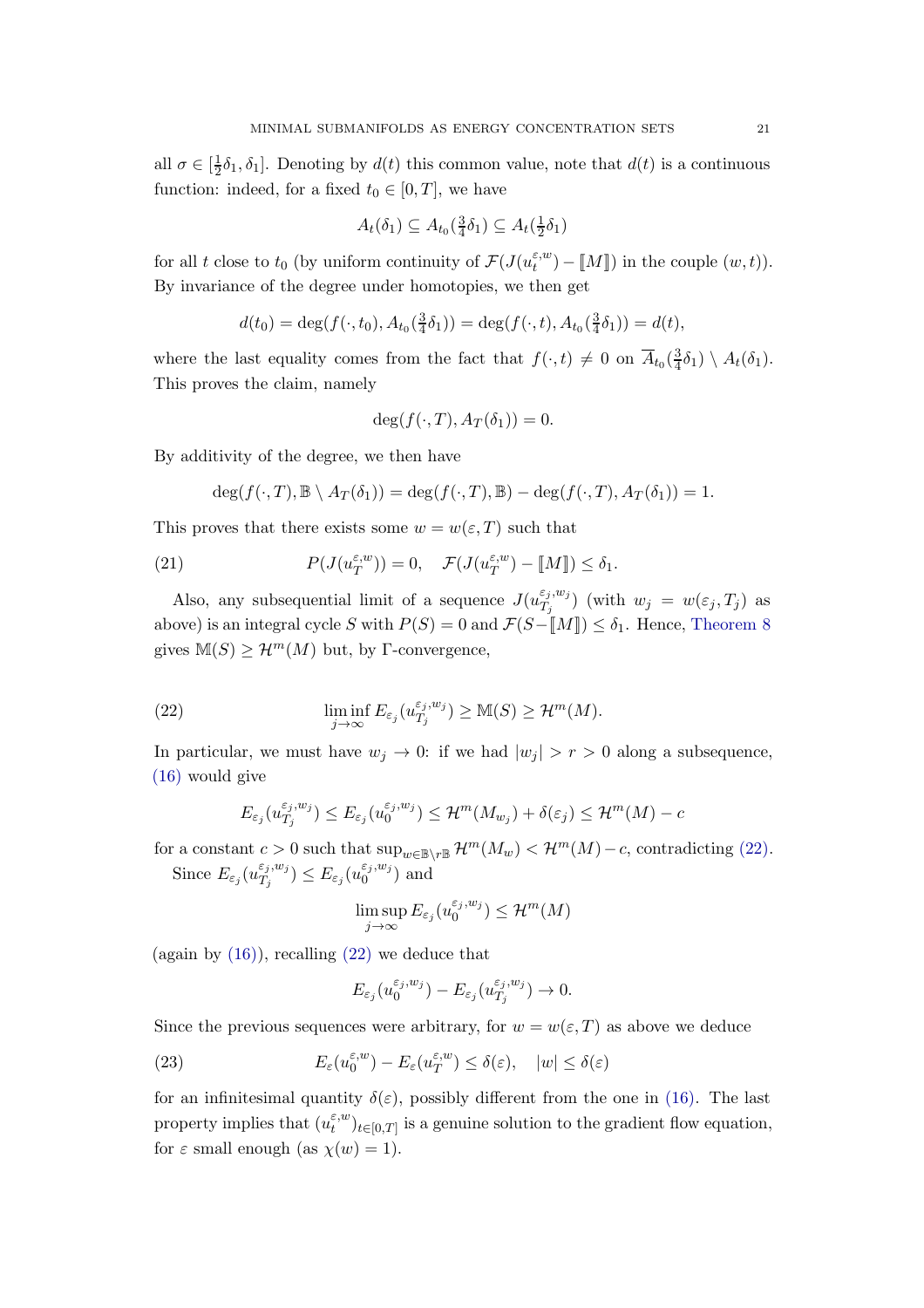all $\sigma \in [\frac{1}{2}\delta_1, \delta_1]$. Denoting by $d(t)$ this common value, note that $d(t)$ is a continuous function: indeed, for a fixed $t_0 \in [0,T]$, we have

$$A_t(\delta_1) \subseteq A_{t_0}(\tfrac{3}{4}\delta_1) \subseteq A_t(\tfrac{1}{2}\delta_1)$$

for all $t$ close to $t_0$ (by uniform continuity of $\mathcal{F}(J(u_t^{\varepsilon,w}) - [\![M]\!])$ in the couple $(w,t)$). By invariance of the degree under homotopies, we then get

$$d(t_0) = \deg(f(\cdot,t_0), A_{t_0}(\tfrac{3}{4}\delta_1)) = \deg(f(\cdot,t), A_{t_0}(\tfrac{3}{4}\delta_1)) = d(t),$$

where the last equality comes from the fact that $f(\cdot,t) \neq 0$ on $\overline{A}_{t_0}(\frac{3}{4}\delta_1) \setminus A_t(\delta_1)$. This proves the claim, namely

$$\deg(f(\cdot,T), A_T(\delta_1)) = 0.$$

By additivity of the degree, we then have

$$\deg(f(\cdot,T), \mathbb{B} \setminus A_T(\delta_1)) = \deg(f(\cdot,T), \mathbb{B}) - \deg(f(\cdot,T), A_T(\delta_1)) = 1.$$

This proves that there exists some $w = w(\varepsilon, T)$ such that

$$P(J(u_T^{\varepsilon,w})) = 0, \quad \mathcal{F}(J(u_T^{\varepsilon,w}) - [\![M]\!]) \le \delta_1. \tag{21}$$

Also, any subsequential limit of a sequence $J(u_{T_j}^{\varepsilon_j,w_j})$ (with $w_j = w(\varepsilon_j, T_j)$ as above) is an integral cycle $S$ with $P(S) = 0$ and $\mathcal{F}(S - [\![M]\!]) \le \delta_1$. Hence, Theorem 8 gives $\mathbb{M}(S) \ge \mathcal{H}^m(M)$ but, by Γ-convergence,

$$\liminf_{j\to\infty} E_{\varepsilon_j}(u_{T_j}^{\varepsilon_j,w_j}) \ge \mathbb{M}(S) \ge \mathcal{H}^m(M). \tag{22}$$

In particular, we must have $w_j \to 0$: if we had $|w_j| > r > 0$ along a subsequence, (16) would give

$$E_{\varepsilon_j}(u_{T_j}^{\varepsilon_j,w_j}) \le E_{\varepsilon_j}(u_0^{\varepsilon_j,w_j}) \le \mathcal{H}^m(M_{w_j}) + \delta(\varepsilon_j) \le \mathcal{H}^m(M) - c$$

for a constant $c > 0$ such that $\sup_{w \in \mathbb{B} \setminus r\mathbb{B}} \mathcal{H}^m(M_w) < \mathcal{H}^m(M) - c$, contradicting (22).

Since $E_{\varepsilon_j}(u_{T_j}^{\varepsilon_j,w_j}) \le E_{\varepsilon_j}(u_0^{\varepsilon_j,w_j})$ and

$$\limsup_{j\to\infty} E_{\varepsilon_j}(u_0^{\varepsilon_j,w_j}) \le \mathcal{H}^m(M)$$

(again by (16)), recalling (22) we deduce that

$$E_{\varepsilon_j}(u_0^{\varepsilon_j,w_j}) - E_{\varepsilon_j}(u_{T_j}^{\varepsilon_j,w_j}) \to 0.$$

Since the previous sequences were arbitrary, for $w = w(\varepsilon, T)$ as above we deduce

$$E_\varepsilon(u_0^{\varepsilon,w}) - E_\varepsilon(u_T^{\varepsilon,w}) \le \delta(\varepsilon), \quad |w| \le \delta(\varepsilon) \tag{23}$$

for an infinitesimal quantity $\delta(\varepsilon)$, possibly different from the one in (16). The last property implies that $(u_t^{\varepsilon,w})_{t\in[0,T]}$ is a genuine solution to the gradient flow equation, for $\varepsilon$ small enough (as $\chi(w) = 1$).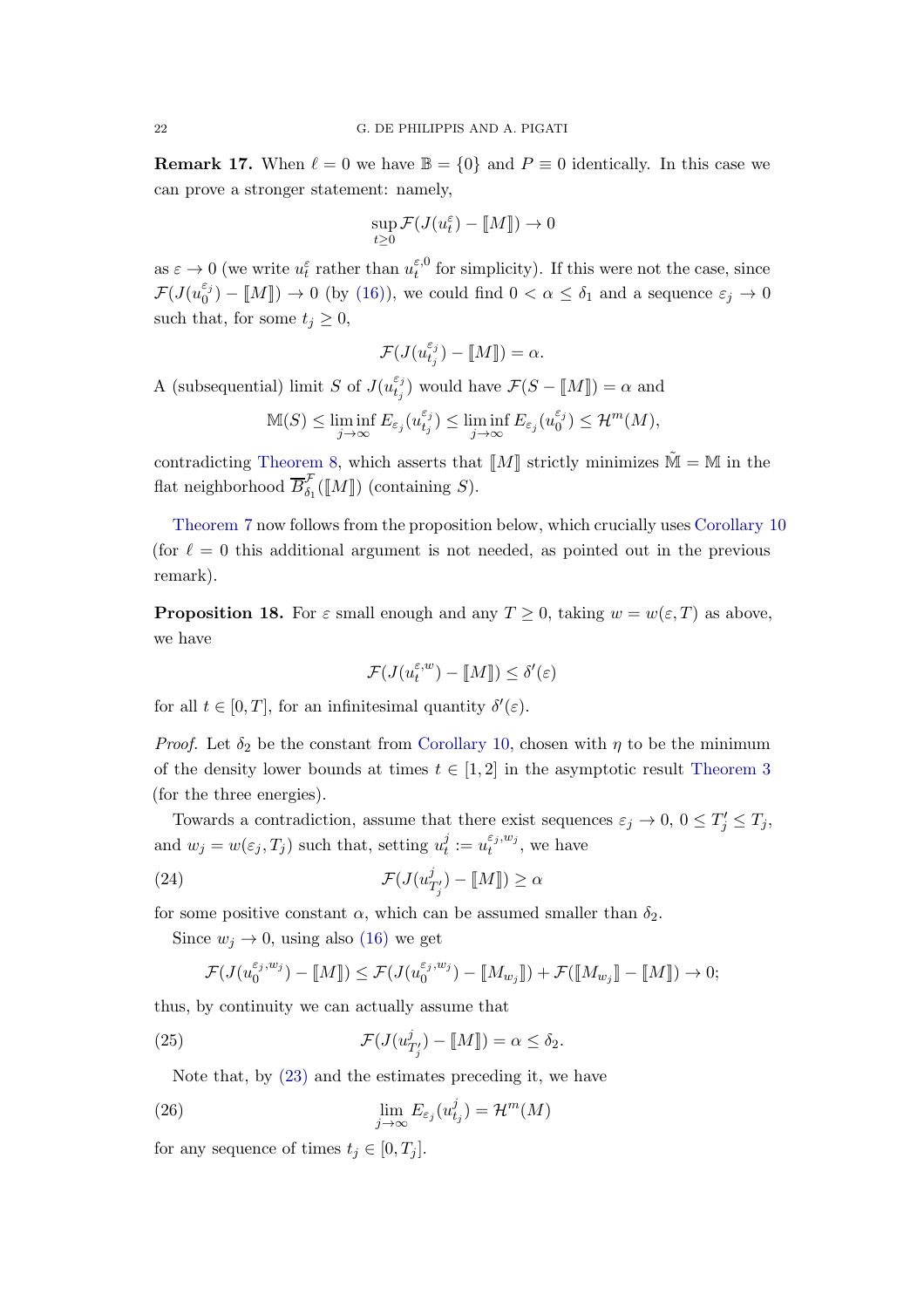**Remark 17.** When $\ell = 0$ we have $\mathbb{B} = \{0\}$ and $P \equiv 0$ identically. In this case we can prove a stronger statement: namely,

$$\sup_{t \geq 0} \mathcal{F}(J(u_t^\varepsilon) - [\![M]\!]) \to 0$$

as $\varepsilon \to 0$ (we write $u_t^\varepsilon$ rather than $u_t^{\varepsilon,0}$ for simplicity). If this were not the case, since $\mathcal{F}(J(u_0^{\varepsilon_j}) - [\![M]\!]) \to 0$ (by (16)), we could find $0 < \alpha \leq \delta_1$ and a sequence $\varepsilon_j \to 0$ such that, for some $t_j \geq 0$,

$$\mathcal{F}(J(u_{t_j}^{\varepsilon_j}) - [\![M]\!]) = \alpha.$$

A (subsequential) limit $S$ of $J(u_{t_j}^{\varepsilon_j})$ would have $\mathcal{F}(S - [\![M]\!]) = \alpha$ and

$$\mathbb{M}(S) \leq \liminf_{j \to \infty} E_{\varepsilon_j}(u_{t_j}^{\varepsilon_j}) \leq \liminf_{j \to \infty} E_{\varepsilon_j}(u_0^{\varepsilon_j}) \leq \mathcal{H}^m(M),$$

contradicting Theorem 8, which asserts that $[\![M]\!]$ strictly minimizes $\tilde{\mathbb{M}} = \mathbb{M}$ in the flat neighborhood $\overline{B}_{\delta_1}^{\mathcal{F}}([\![M]\!])$ (containing $S$).

Theorem 7 now follows from the proposition below, which crucially uses Corollary 10 (for $\ell = 0$ this additional argument is not needed, as pointed out in the previous remark).

**Proposition 18.** For $\varepsilon$ small enough and any $T \geq 0$, taking $w = w(\varepsilon, T)$ as above, we have

$$\mathcal{F}(J(u_t^{\varepsilon,w}) - [\![M]\!]) \leq \delta'(\varepsilon)$$

for all $t \in [0, T]$, for an infinitesimal quantity $\delta'(\varepsilon)$.

*Proof.* Let $\delta_2$ be the constant from Corollary 10, chosen with $\eta$ to be the minimum of the density lower bounds at times $t \in [1, 2]$ in the asymptotic result Theorem 3 (for the three energies).

Towards a contradiction, assume that there exist sequences $\varepsilon_j \to 0$, $0 \leq T_j' \leq T_j$, and $w_j = w(\varepsilon_j, T_j)$ such that, setting $u_t^j := u_t^{\varepsilon_j, w_j}$, we have

$$\mathcal{F}(J(u_{T_j'}^j) - [\![M]\!]) \geq \alpha \tag{24}$$

for some positive constant $\alpha$, which can be assumed smaller than $\delta_2$.

Since $w_j \to 0$, using also (16) we get

$$\mathcal{F}(J(u_0^{\varepsilon_j, w_j}) - [\![M]\!]) \leq \mathcal{F}(J(u_0^{\varepsilon_j, w_j}) - [\![M_{w_j}]\!]) + \mathcal{F}([\![M_{w_j}]\!] - [\![M]\!]) \to 0;$$

thus, by continuity we can actually assume that

$$\mathcal{F}(J(u_{T_j'}^j) - [\![M]\!]) = \alpha \leq \delta_2. \tag{25}$$

Note that, by (23) and the estimates preceding it, we have

$$\lim_{j \to \infty} E_{\varepsilon_j}(u_{t_j}^j) = \mathcal{H}^m(M) \tag{26}$$

for any sequence of times $t_j \in [0, T_j]$.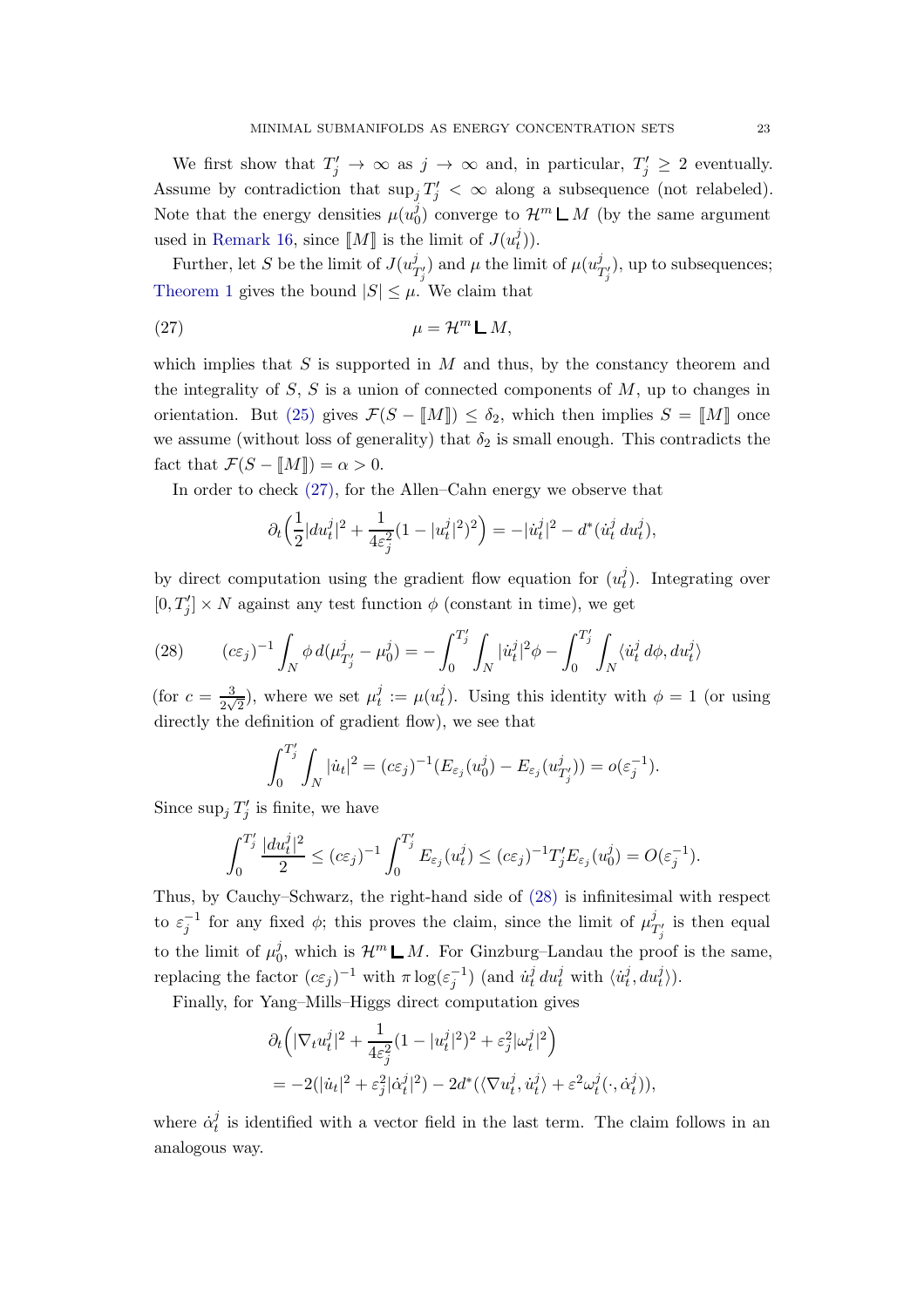We first show that $T_j' \to \infty$ as $j \to \infty$ and, in particular, $T_j' \geq 2$ eventually. Assume by contradiction that $\sup_j T_j' < \infty$ along a subsequence (not relabeled). Note that the energy densities $\mu(u_0^j)$ converge to $\mathcal{H}^m \llcorner M$ (by the same argument used in Remark 16, since $[\![M]\!]$ is the limit of $J(u_t^j)$).

Further, let $S$ be the limit of $J(u_{T_j'}^j)$ and $\mu$ the limit of $\mu(u_{T_j'}^j)$, up to subsequences; Theorem 1 gives the bound $|S| \leq \mu$. We claim that

$$\mu = \mathcal{H}^m \llcorner M, \tag{27}$$

which implies that $S$ is supported in $M$ and thus, by the constancy theorem and the integrality of $S$, $S$ is a union of connected components of $M$, up to changes in orientation. But (25) gives $\mathcal{F}(S - [\![M]\!]) \leq \delta_2$, which then implies $S = [\![M]\!]$ once we assume (without loss of generality) that $\delta_2$ is small enough. This contradicts the fact that $\mathcal{F}(S - [\![M]\!]) = \alpha > 0$.

In order to check (27), for the Allen–Cahn energy we observe that

$$\partial_t\Big(\frac{1}{2}|du_t^j|^2 + \frac{1}{4\varepsilon_j^2}(1-|u_t^j|^2)^2\Big) = -|\dot{u}_t^j|^2 - d^*(\dot{u}_t^j\, du_t^j),$$

by direct computation using the gradient flow equation for $(u_t^j)$. Integrating over $[0, T_j'] \times N$ against any test function $\phi$ (constant in time), we get

$$(c\varepsilon_j)^{-1} \int_N \phi\, d(\mu_{T_j'}^j - \mu_0^j) = -\int_0^{T_j'} \int_N |\dot{u}_t^j|^2 \phi - \int_0^{T_j'} \int_N \langle \dot{u}_t^j\, d\phi, du_t^j \rangle \tag{28}$$

(for $c = \frac{3}{2\sqrt{2}}$), where we set $\mu_t^j := \mu(u_t^j)$. Using this identity with $\phi = 1$ (or using directly the definition of gradient flow), we see that

$$\int_0^{T_j'} \int_N |\dot{u}_t|^2 = (c\varepsilon_j)^{-1}(E_{\varepsilon_j}(u_0^j) - E_{\varepsilon_j}(u_{T_j'}^j)) = o(\varepsilon_j^{-1}).$$

Since $\sup_j T_j'$ is finite, we have

$$\int_0^{T_j'} \frac{|du_t^j|^2}{2} \leq (c\varepsilon_j)^{-1} \int_0^{T_j'} E_{\varepsilon_j}(u_t^j) \leq (c\varepsilon_j)^{-1} T_j' E_{\varepsilon_j}(u_0^j) = O(\varepsilon_j^{-1}).$$

Thus, by Cauchy–Schwarz, the right-hand side of (28) is infinitesimal with respect to $\varepsilon_j^{-1}$ for any fixed $\phi$; this proves the claim, since the limit of $\mu_{T_j'}^j$ is then equal to the limit of $\mu_0^j$, which is $\mathcal{H}^m \llcorner M$. For Ginzburg–Landau the proof is the same, replacing the factor $(c\varepsilon_j)^{-1}$ with $\pi \log(\varepsilon_j^{-1})$ (and $\dot{u}_t^j\, du_t^j$ with $\langle \dot{u}_t^j, du_t^j \rangle$).

Finally, for Yang–Mills–Higgs direct computation gives

$$\begin{aligned}
&\partial_t\Big(|\nabla_t u_t^j|^2 + \frac{1}{4\varepsilon_j^2}(1-|u_t^j|^2)^2 + \varepsilon_j^2|\omega_t^j|^2\Big) \\
&= -2(|\dot{u}_t|^2 + \varepsilon_j^2|\dot{\alpha}_t^j|^2) - 2d^*(\langle \nabla u_t^j, \dot{u}_t^j \rangle + \varepsilon^2 \omega_t^j(\cdot, \dot{\alpha}_t^j)),
\end{aligned}$$

where $\dot{\alpha}_t^j$ is identified with a vector field in the last term. The claim follows in an analogous way.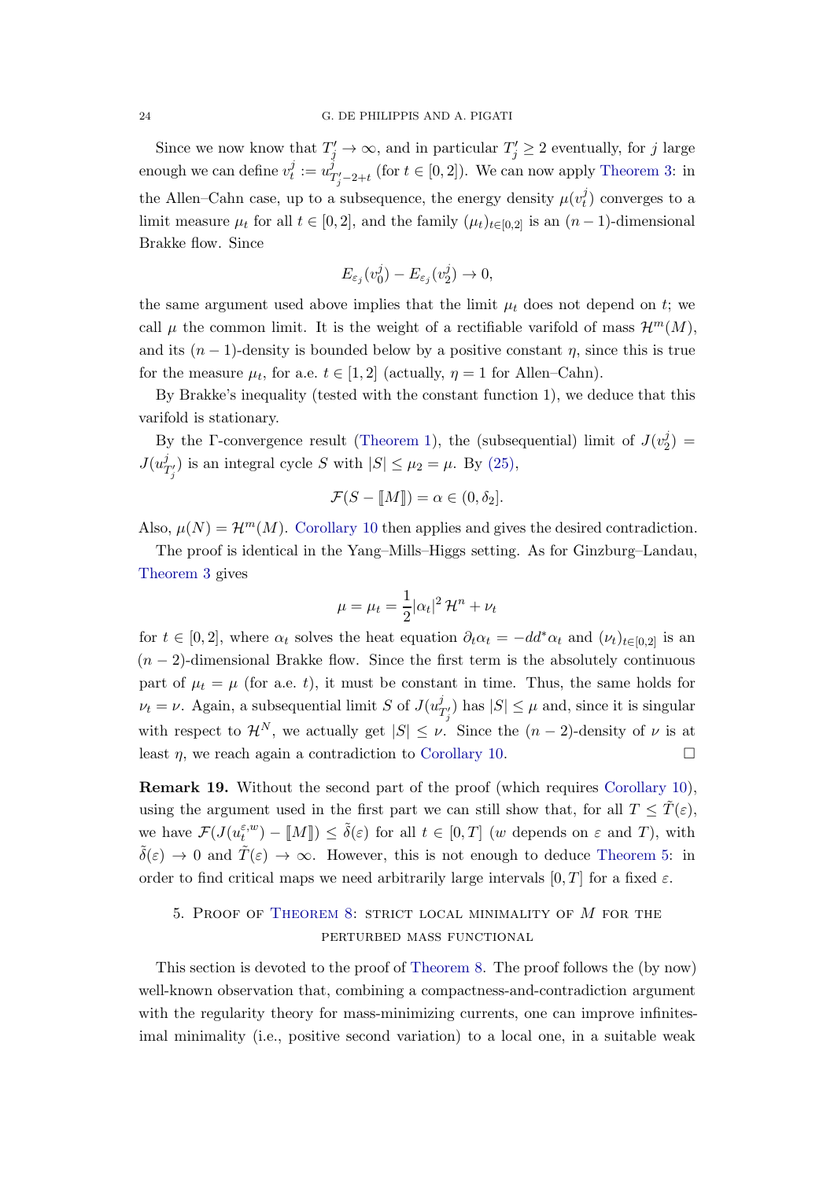Since we now know that $T_j' \to \infty$, and in particular $T_j' \geq 2$ eventually, for $j$ large enough we can define $v_t^j := w^j_{T_j'-2+t}$ (for $t \in [0, 2]$). We can now apply Theorem 3: in the Allen–Cahn case, up to a subsequence, the energy density $\mu(v_t^j)$ converges to a limit measure $\mu_t$ for all $t \in [0, 2]$, and the family $(\mu_t)_{t\in[0,2]}$ is an $(n-1)$-dimensional Brakke flow. Since

$$E_{\varepsilon_j}(v_0^j) - E_{\varepsilon_j}(v_2^j) \to 0,$$

the same argument used above implies that the limit $\mu_t$ does not depend on $t$; we call $\mu$ the common limit. It is the weight of a rectifiable varifold of mass $\mathcal{H}^m(M)$, and its $(n-1)$-density is bounded below by a positive constant $\eta$, since this is true for the measure $\mu_t$, for a.e. $t \in [1, 2]$ (actually, $\eta = 1$ for Allen–Cahn).

By Brakke's inequality (tested with the constant function 1), we deduce that this varifold is stationary.

By the Γ-convergence result (Theorem 1), the (subsequential) limit of $J(v_2^j) = J(u^j_{T_j'})$ is an integral cycle $S$ with $|S| \leq \mu_2 = \mu$. By (25),

$$\mathcal{F}(S - [\![M]\!]) = \alpha \in (0, \delta_2].$$

Also, $\mu(N) = \mathcal{H}^m(M)$. Corollary 10 then applies and gives the desired contradiction.

The proof is identical in the Yang–Mills–Higgs setting. As for Ginzburg–Landau, Theorem 3 gives

$$\mu = \mu_t = \frac{1}{2}|\alpha_t|^2\,\mathcal{H}^n + \nu_t$$

for $t \in [0, 2]$, where $\alpha_t$ solves the heat equation $\partial_t \alpha_t = -dd^*\alpha_t$ and $(\nu_t)_{t\in[0,2]}$ is an $(n-2)$-dimensional Brakke flow. Since the first term is the absolutely continuous part of $\mu_t = \mu$ (for a.e. $t$), it must be constant in time. Thus, the same holds for $\nu_t = \nu$. Again, a subsequential limit $S$ of $J(u^j_{T_j'})$ has $|S| \leq \mu$ and, since it is singular with respect to $\mathcal{H}^N$, we actually get $|S| \leq \nu$. Since the $(n-2)$-density of $\nu$ is at least $\eta$, we reach again a contradiction to Corollary 10. □

**Remark 19.** Without the second part of the proof (which requires Corollary 10), using the argument used in the first part we can still show that, for all $T \leq \tilde{T}(\varepsilon)$, we have $\mathcal{F}(J(u_t^{\varepsilon,w}) - [\![M]\!]) \leq \tilde{\delta}(\varepsilon)$ for all $t \in [0, T]$ ($w$ depends on $\varepsilon$ and $T$), with $\tilde{\delta}(\varepsilon) \to 0$ and $\tilde{T}(\varepsilon) \to \infty$. However, this is not enough to deduce Theorem 5: in order to find critical maps we need arbitrarily large intervals $[0, T]$ for a fixed $\varepsilon$.

## 5. Proof of Theorem 8: strict local minimality of $M$ for the perturbed mass functional

This section is devoted to the proof of Theorem 8. The proof follows the (by now) well-known observation that, combining a compactness-and-contradiction argument with the regularity theory for mass-minimizing currents, one can improve infinitesimal minimality (i.e., positive second variation) to a local one, in a suitable weak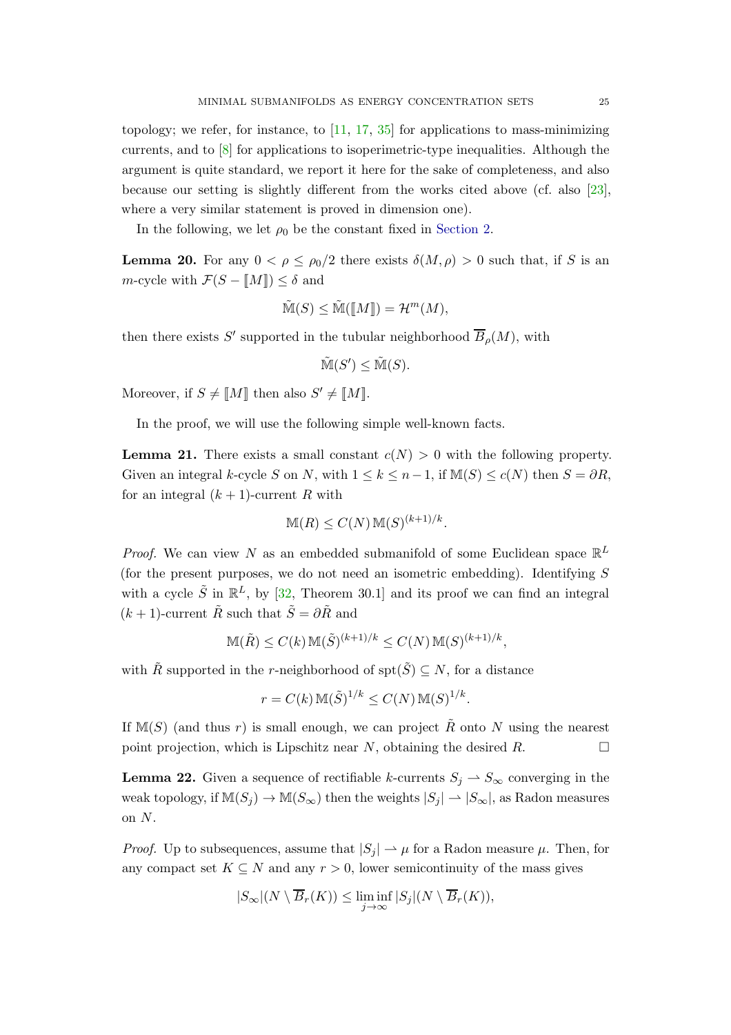topology; we refer, for instance, to [11, 17, 35] for applications to mass-minimizing currents, and to [8] for applications to isoperimetric-type inequalities. Although the argument is quite standard, we report it here for the sake of completeness, and also because our setting is slightly different from the works cited above (cf. also [23], where a very similar statement is proved in dimension one).

In the following, we let $\rho_0$ be the constant fixed in Section 2.

**Lemma 20.** For any $0 < \rho \leq \rho_0/2$ there exists $\delta(M, \rho) > 0$ such that, if $S$ is an $m$-cycle with $\mathcal{F}(S - [\![M]\!]) \leq \delta$ and

$$\tilde{\mathbb{M}}(S) \leq \tilde{\mathbb{M}}([\![M]\!]) = \mathcal{H}^m(M),$$

then there exists $S'$ supported in the tubular neighborhood $\overline{B}_\rho(M)$, with

$$\tilde{\mathbb{M}}(S') \leq \tilde{\mathbb{M}}(S).$$

Moreover, if $S \neq [\![M]\!]$ then also $S' \neq [\![M]\!]$.

In the proof, we will use the following simple well-known facts.

**Lemma 21.** There exists a small constant $c(N) > 0$ with the following property. Given an integral $k$-cycle $S$ on $N$, with $1 \leq k \leq n-1$, if $\mathbb{M}(S) \leq c(N)$ then $S = \partial R$, for an integral $(k+1)$-current $R$ with

$$\mathbb{M}(R) \leq C(N)\, \mathbb{M}(S)^{(k+1)/k}.$$

*Proof.* We can view $N$ as an embedded submanifold of some Euclidean space $\mathbb{R}^L$ (for the present purposes, we do not need an isometric embedding). Identifying $S$ with a cycle $\tilde{S}$ in $\mathbb{R}^L$, by [32, Theorem 30.1] and its proof we can find an integral $(k+1)$-current $\tilde{R}$ such that $\tilde{S} = \partial\tilde{R}$ and

$$\mathbb{M}(\tilde{R}) \leq C(k)\, \mathbb{M}(\tilde{S})^{(k+1)/k} \leq C(N)\, \mathbb{M}(S)^{(k+1)/k},$$

with $\tilde{R}$ supported in the $r$-neighborhood of $\operatorname{spt}(\tilde{S}) \subseteq N$, for a distance

$$r = C(k)\, \mathbb{M}(\tilde{S})^{1/k} \leq C(N)\, \mathbb{M}(S)^{1/k}.$$

If $\mathbb{M}(S)$ (and thus $r$) is small enough, we can project $\tilde{R}$ onto $N$ using the nearest point projection, which is Lipschitz near $N$, obtaining the desired $R$. $\square$

**Lemma 22.** Given a sequence of rectifiable $k$-currents $S_j \rightharpoonup S_\infty$ converging in the weak topology, if $\mathbb{M}(S_j) \to \mathbb{M}(S_\infty)$ then the weights $|S_j| \rightharpoonup |S_\infty|$, as Radon measures on $N$.

*Proof.* Up to subsequences, assume that $|S_j| \rightharpoonup \mu$ for a Radon measure $\mu$. Then, for any compact set $K \subseteq N$ and any $r > 0$, lower semicontinuity of the mass gives

$$|S_\infty|(N \setminus \overline{B}_r(K)) \leq \liminf_{j\to\infty} |S_j|(N \setminus \overline{B}_r(K)),$$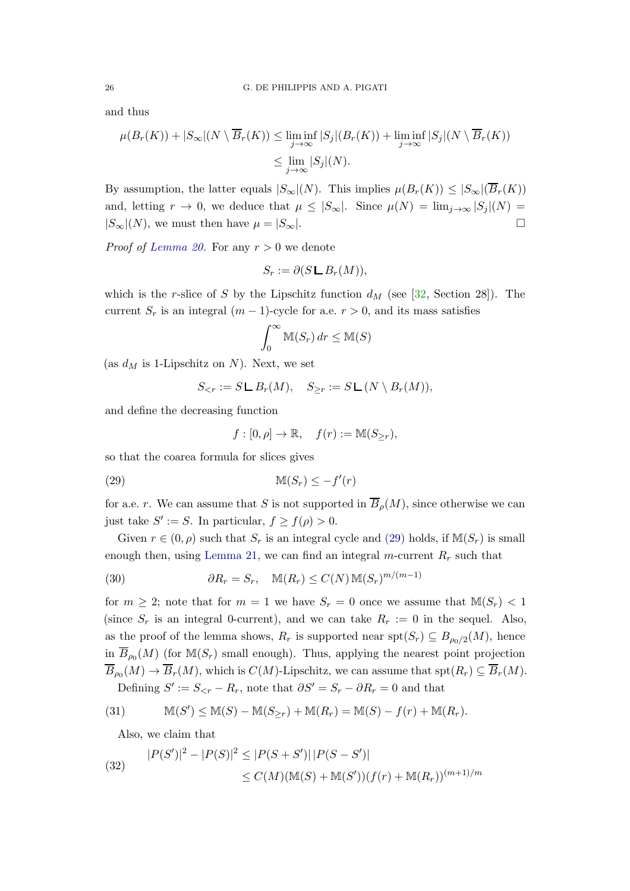and thus

$$
\begin{aligned}
\mu(B_r(K)) + |S_\infty|(N \setminus \overline{B}_r(K)) &\le \liminf_{j\to\infty} |S_j|(B_r(K)) + \liminf_{j\to\infty} |S_j|(N \setminus \overline{B}_r(K)) \\
&\le \lim_{j\to\infty} |S_j|(N).
\end{aligned}
$$

By assumption, the latter equals $|S_\infty|(N)$. This implies $\mu(B_r(K)) \le |S_\infty|(\overline{B}_r(K))$ and, letting $r \to 0$, we deduce that $\mu \le |S_\infty|$. Since $\mu(N) = \lim_{j\to\infty} |S_j|(N) = |S_\infty|(N)$, we must then have $\mu = |S_\infty|$. □

*Proof of Lemma 20.* For any $r > 0$ we denote

$$
S_r := \partial(S \llcorner B_r(M)),
$$

which is the $r$-slice of $S$ by the Lipschitz function $d_M$ (see [32, Section 28]). The current $S_r$ is an integral $(m-1)$-cycle for a.e. $r > 0$, and its mass satisfies

$$
\int_0^\infty \mathbb{M}(S_r)\, dr \le \mathbb{M}(S)
$$

(as $d_M$ is 1-Lipschitz on $N$). Next, we set

$$
S_{<r} := S \llcorner B_r(M), \quad S_{\ge r} := S \llcorner (N \setminus B_r(M)),
$$

and define the decreasing function

$$
f : [0, \rho] \to \mathbb{R}, \quad f(r) := \mathbb{M}(S_{\ge r}),
$$

so that the coarea formula for slices gives

$$
\mathbb{M}(S_r) \le -f'(r) \tag{29}
$$

for a.e. $r$. We can assume that $S$ is not supported in $\overline{B}_\rho(M)$, since otherwise we can just take $S' := S$. In particular, $f \ge f(\rho) > 0$.

Given $r \in (0, \rho)$ such that $S_r$ is an integral cycle and (29) holds, if $\mathbb{M}(S_r)$ is small enough then, using Lemma 21, we can find an integral $m$-current $R_r$ such that

$$
\partial R_r = S_r, \quad \mathbb{M}(R_r) \le C(N)\, \mathbb{M}(S_r)^{m/(m-1)} \tag{30}
$$

for $m \ge 2$; note that for $m = 1$ we have $S_r = 0$ once we assume that $\mathbb{M}(S_r) < 1$ (since $S_r$ is an integral 0-current), and we can take $R_r := 0$ in the sequel. Also, as the proof of the lemma shows, $R_r$ is supported near $\operatorname{spt}(S_r) \subseteq B_{\rho_0/2}(M)$, hence in $\overline{B}_{\rho_0}(M)$ (for $\mathbb{M}(S_r)$ small enough). Thus, applying the nearest point projection $\overline{B}_{\rho_0}(M) \to \overline{B}_r(M)$, which is $C(M)$-Lipschitz, we can assume that $\operatorname{spt}(R_r) \subseteq \overline{B}_r(M)$.

Defining $S' := S_{<r} - R_r$, note that $\partial S' = S_r - \partial R_r = 0$ and that

$$
\mathbb{M}(S') \le \mathbb{M}(S) - \mathbb{M}(S_{\ge r}) + \mathbb{M}(R_r) = \mathbb{M}(S) - f(r) + \mathbb{M}(R_r). \tag{31}
$$

Also, we claim that

$$
\begin{aligned}
|P(S')|^2 - |P(S)|^2 &\le |P(S + S')|\, |P(S - S')| \\
&\le C(M)(\mathbb{M}(S) + \mathbb{M}(S'))(f(r) + \mathbb{M}(R_r))^{(m+1)/m}
\end{aligned} \tag{32}
$$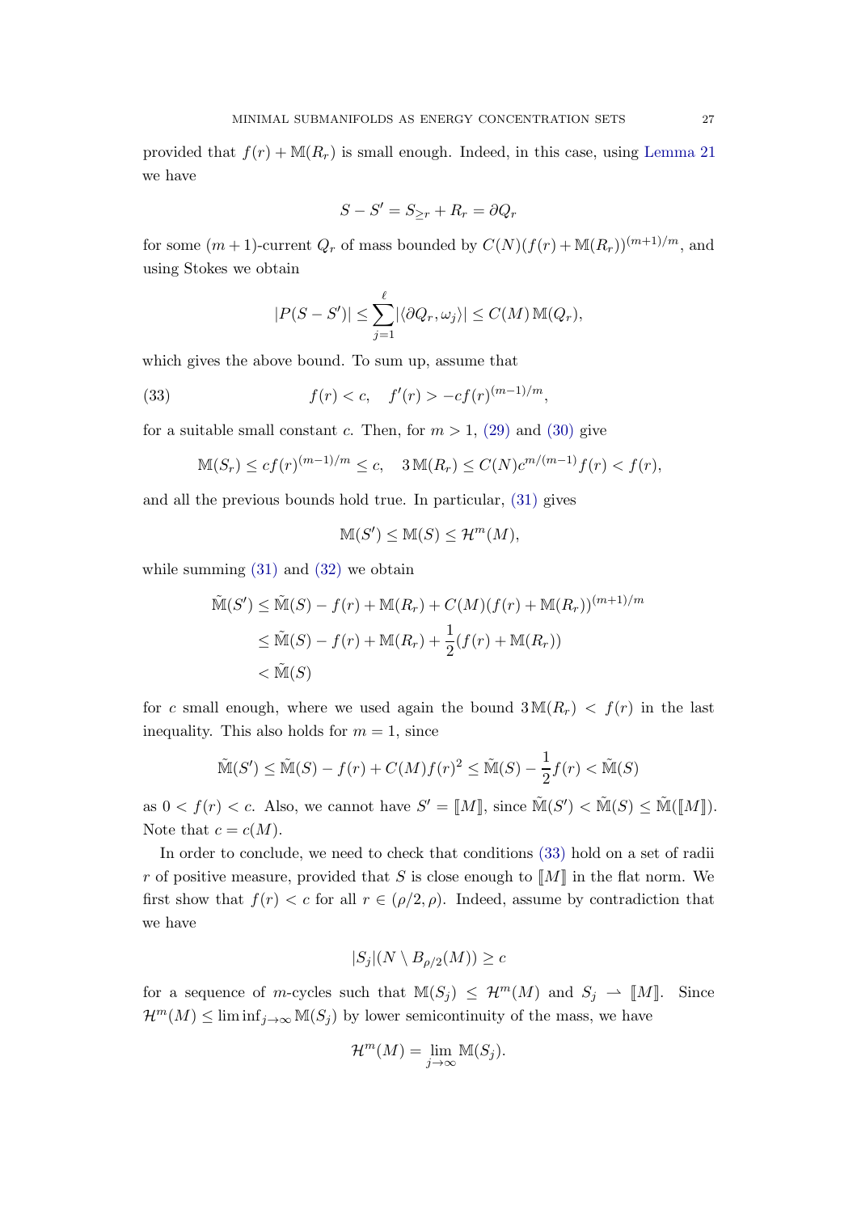provided that $f(r) + \mathbb{M}(R_r)$ is small enough. Indeed, in this case, using Lemma 21 we have

$$S - S' = S_{\geq r} + R_r = \partial Q_r$$

for some $(m+1)$-current $Q_r$ of mass bounded by $C(N)(f(r) + \mathbb{M}(R_r))^{(m+1)/m}$, and using Stokes we obtain

$$|P(S - S')| \leq \sum_{j=1}^{\ell} |\langle \partial Q_r, \omega_j \rangle| \leq C(M)\, \mathbb{M}(Q_r),$$

which gives the above bound. To sum up, assume that

$$f(r) < c, \quad f'(r) > -cf(r)^{(m-1)/m}, \tag{33}$$

for a suitable small constant $c$. Then, for $m > 1$, (29) and (30) give

$$\mathbb{M}(S_r) \leq cf(r)^{(m-1)/m} \leq c, \quad 3\,\mathbb{M}(R_r) \leq C(N)c^{m/(m-1)} f(r) < f(r),$$

and all the previous bounds hold true. In particular, (31) gives

$$\mathbb{M}(S') \leq \mathbb{M}(S) \leq \mathcal{H}^m(M),$$

while summing (31) and (32) we obtain

$$\begin{aligned}
\tilde{\mathbb{M}}(S') &\leq \tilde{\mathbb{M}}(S) - f(r) + \mathbb{M}(R_r) + C(M)(f(r) + \mathbb{M}(R_r))^{(m+1)/m} \\
&\leq \tilde{\mathbb{M}}(S) - f(r) + \mathbb{M}(R_r) + \frac{1}{2}(f(r) + \mathbb{M}(R_r)) \\
&< \tilde{\mathbb{M}}(S)
\end{aligned}$$

for $c$ small enough, where we used again the bound $3\,\mathbb{M}(R_r) < f(r)$ in the last inequality. This also holds for $m = 1$, since

$$\tilde{\mathbb{M}}(S') \leq \tilde{\mathbb{M}}(S) - f(r) + C(M)f(r)^2 \leq \tilde{\mathbb{M}}(S) - \frac{1}{2}f(r) < \tilde{\mathbb{M}}(S)$$

as $0 < f(r) < c$. Also, we cannot have $S' = [\![M]\!]$, since $\tilde{\mathbb{M}}(S') < \tilde{\mathbb{M}}(S) \leq \tilde{\mathbb{M}}([\![M]\!])$. Note that $c = c(M)$.

In order to conclude, we need to check that conditions (33) hold on a set of radii $r$ of positive measure, provided that $S$ is close enough to $[\![M]\!]$ in the flat norm. We first show that $f(r) < c$ for all $r \in (\rho/2, \rho)$. Indeed, assume by contradiction that we have

$$|S_j|(N \setminus B_{\rho/2}(M)) \geq c$$

for a sequence of $m$-cycles such that $\mathbb{M}(S_j) \leq \mathcal{H}^m(M)$ and $S_j \rightharpoonup [\![M]\!]$. Since $\mathcal{H}^m(M) \leq \liminf_{j\to\infty} \mathbb{M}(S_j)$ by lower semicontinuity of the mass, we have

$$\mathcal{H}^m(M) = \lim_{j\to\infty} \mathbb{M}(S_j).$$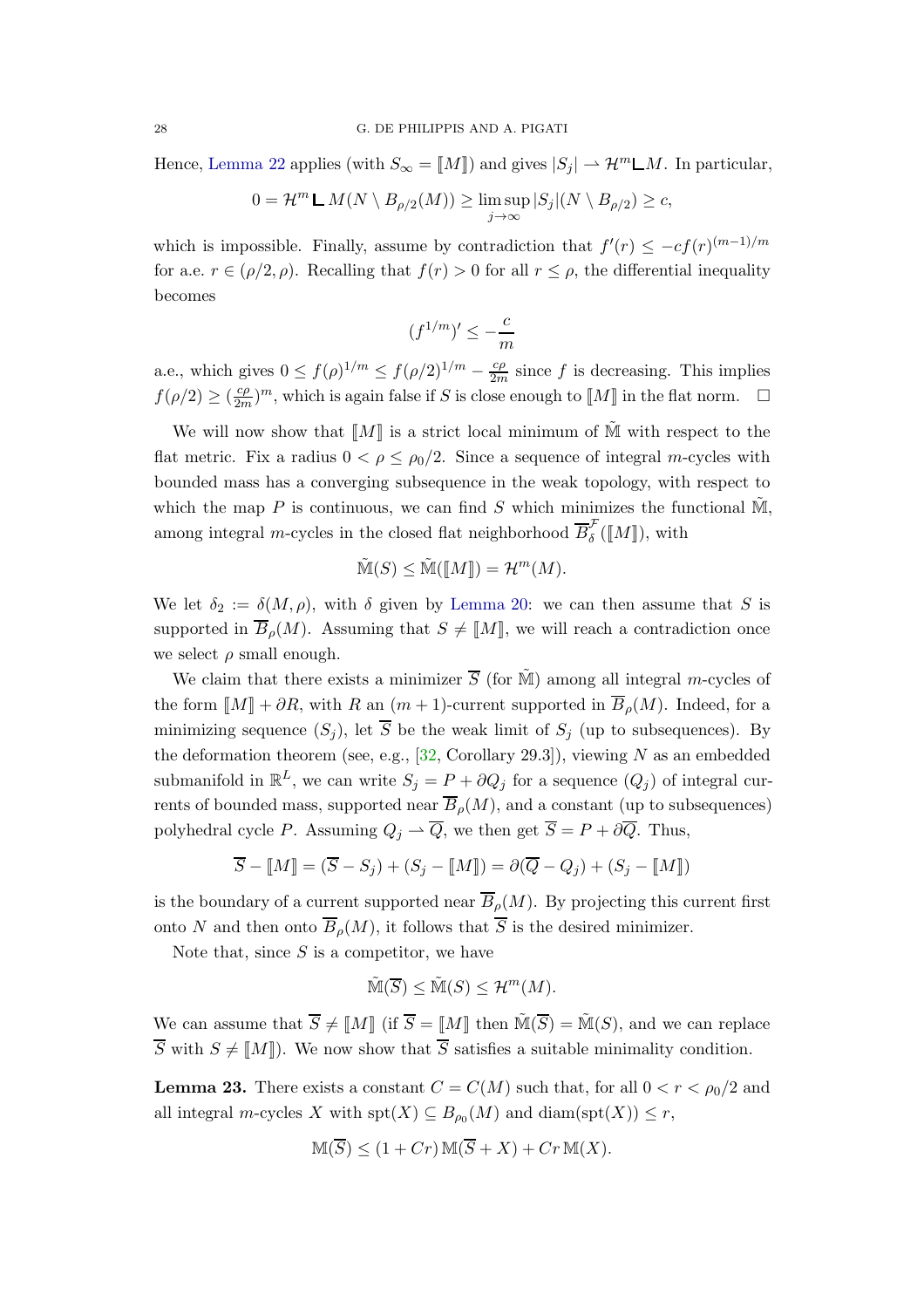Hence, Lemma 22 applies (with $S_\infty = [\![M]\!]$) and gives $|S_j| \rightharpoonup \mathcal{H}^m \llcorner M$. In particular,

$$0 = \mathcal{H}^m \llcorner M(N \setminus B_{\rho/2}(M)) \geq \limsup_{j\to\infty} |S_j|(N \setminus B_{\rho/2}) \geq c,$$

which is impossible. Finally, assume by contradiction that $f'(r) \leq -cf(r)^{(m-1)/m}$ for a.e. $r \in (\rho/2, \rho)$. Recalling that $f(r) > 0$ for all $r \leq \rho$, the differential inequality becomes

$$(f^{1/m})' \leq -\frac{c}{m}$$

a.e., which gives $0 \leq f(\rho)^{1/m} \leq f(\rho/2)^{1/m} - \frac{c\rho}{2m}$ since $f$ is decreasing. This implies $f(\rho/2) \geq (\frac{c\rho}{2m})^m$, which is again false if $S$ is close enough to $[\![M]\!]$ in the flat norm. $\square$

We will now show that $[\![M]\!]$ is a strict local minimum of $\tilde{\mathbb{M}}$ with respect to the flat metric. Fix a radius $0 < \rho \leq \rho_0/2$. Since a sequence of integral $m$-cycles with bounded mass has a converging subsequence in the weak topology, with respect to which the map $P$ is continuous, we can find $S$ which minimizes the functional $\tilde{\mathbb{M}}$, among integral $m$-cycles in the closed flat neighborhood $\overline{B}^{\mathcal{F}}_\delta([\![M]\!])$, with

$$\tilde{\mathbb{M}}(S) \leq \tilde{\mathbb{M}}([\![M]\!]) = \mathcal{H}^m(M).$$

We let $\delta_2 := \delta(M, \rho)$, with $\delta$ given by Lemma 20: we can then assume that $S$ is supported in $\overline{B}_\rho(M)$. Assuming that $S \neq [\![M]\!]$, we will reach a contradiction once we select $\rho$ small enough.

We claim that there exists a minimizer $\overline{S}$ (for $\tilde{\mathbb{M}}$) among all integral $m$-cycles of the form $[\![M]\!] + \partial R$, with $R$ an $(m+1)$-current supported in $\overline{B}_\rho(M)$. Indeed, for a minimizing sequence $(S_j)$, let $\overline{S}$ be the weak limit of $S_j$ (up to subsequences). By the deformation theorem (see, e.g., [32, Corollary 29.3]), viewing $N$ as an embedded submanifold in $\mathbb{R}^L$, we can write $S_j = P + \partial Q_j$ for a sequence $(Q_j)$ of integral currents of bounded mass, supported near $\overline{B}_\rho(M)$, and a constant (up to subsequences) polyhedral cycle $P$. Assuming $Q_j \rightharpoonup \overline{Q}$, we then get $\overline{S} = P + \partial\overline{Q}$. Thus,

$$\overline{S} - [\![M]\!] = (\overline{S} - S_j) + (S_j - [\![M]\!]) = \partial(\overline{Q} - Q_j) + (S_j - [\![M]\!])$$

is the boundary of a current supported near $\overline{B}_\rho(M)$. By projecting this current first onto $N$ and then onto $\overline{B}_\rho(M)$, it follows that $\overline{S}$ is the desired minimizer.

Note that, since $S$ is a competitor, we have

$$\tilde{\mathbb{M}}(\overline{S}) \leq \tilde{\mathbb{M}}(S) \leq \mathcal{H}^m(M).$$

We can assume that $\overline{S} \neq [\![M]\!]$ (if $\overline{S} = [\![M]\!]$ then $\tilde{\mathbb{M}}(\overline{S}) = \tilde{\mathbb{M}}(S)$, and we can replace $\overline{S}$ with $S \neq [\![M]\!]$). We now show that $\overline{S}$ satisfies a suitable minimality condition.

**Lemma 23.** There exists a constant $C = C(M)$ such that, for all $0 < r < \rho_0/2$ and all integral $m$-cycles $X$ with $\operatorname{spt}(X) \subseteq B_{\rho_0}(M)$ and $\operatorname{diam}(\operatorname{spt}(X)) \leq r$,

$$\mathbb{M}(\overline{S}) \leq (1 + Cr)\,\mathbb{M}(\overline{S} + X) + Cr\,\mathbb{M}(X).$$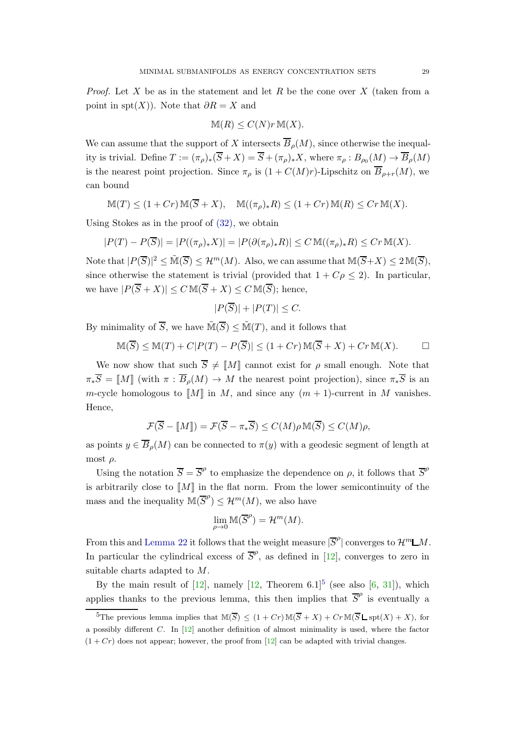*Proof.* Let $X$ be as in the statement and let $R$ be the cone over $X$ (taken from a point in $\operatorname{spt}(X)$). Note that $\partial R = X$ and

$$\mathbb{M}(R) \le C(N) r \, \mathbb{M}(X).$$

We can assume that the support of $X$ intersects $\overline{B}_\rho(M)$, since otherwise the inequality is trivial. Define $T := (\pi_\rho)_*(\overline{S} + X) = \overline{S} + (\pi_\rho)_* X$, where $\pi_\rho : B_{\rho_0}(M) \to \overline{B}_\rho(M)$ is the nearest point projection. Since $\pi_\rho$ is $(1 + C(M)r)$-Lipschitz on $\overline{B}_{\rho+r}(M)$, we can bound

$$\mathbb{M}(T) \le (1 + Cr) \, \mathbb{M}(\overline{S} + X), \quad \mathbb{M}((\pi_\rho)_* R) \le (1 + Cr) \, \mathbb{M}(R) \le Cr \, \mathbb{M}(X).$$

Using Stokes as in the proof of (32), we obtain

$$|P(T) - P(\overline{S})| = |P((\pi_\rho)_* X)| = |P(\partial(\pi_\rho)_* R)| \le C \, \mathbb{M}((\pi_\rho)_* R) \le Cr \, \mathbb{M}(X).$$

Note that $|P(\overline{S})|^2 \le \tilde{\mathbb{M}}(\overline{S}) \le \mathcal{H}^m(M)$. Also, we can assume that $\mathbb{M}(\overline{S} + X) \le 2 \, \mathbb{M}(\overline{S})$, since otherwise the statement is trivial (provided that $1 + C\rho \le 2$). In particular, we have $|P(\overline{S} + X)| \le C \, \mathbb{M}(\overline{S} + X) \le C \, \mathbb{M}(\overline{S})$; hence,

$$|P(\overline{S})| + |P(T)| \le C.$$

By minimality of $\overline{S}$, we have $\tilde{\mathbb{M}}(\overline{S}) \le \tilde{\mathbb{M}}(T)$, and it follows that

$$\mathbb{M}(\overline{S}) \le \mathbb{M}(T) + C|P(T) - P(\overline{S})| \le (1 + Cr) \, \mathbb{M}(\overline{S} + X) + Cr \, \mathbb{M}(X). \qquad \square$$

We now show that such $\overline{S} \ne [\![M]\!]$ cannot exist for $\rho$ small enough. Note that $\pi_* \overline{S} = [\![M]\!]$ (with $\pi : \overline{B}_\rho(M) \to M$ the nearest point projection), since $\pi_* \overline{S}$ is an $m$-cycle homologous to $[\![M]\!]$ in $M$, and since any $(m+1)$-current in $M$ vanishes. Hence,

$$\mathcal{F}(\overline{S} - [\![M]\!]) = \mathcal{F}(\overline{S} - \pi_* \overline{S}) \le C(M) \rho \, \mathbb{M}(\overline{S}) \le C(M) \rho,$$

as points $y \in \overline{B}_\rho(M)$ can be connected to $\pi(y)$ with a geodesic segment of length at most $\rho$.

Using the notation $\overline{S} = \overline{S}^\rho$ to emphasize the dependence on $\rho$, it follows that $\overline{S}^\rho$ is arbitrarily close to $[\![M]\!]$ in the flat norm. From the lower semicontinuity of the mass and the inequality $\mathbb{M}(\overline{S}^\rho) \le \mathcal{H}^m(M)$, we also have

$$\lim_{\rho \to 0} \mathbb{M}(\overline{S}^\rho) = \mathcal{H}^m(M).$$

From this and Lemma 22 it follows that the weight measure $|\overline{S}^\rho|$ converges to $\mathcal{H}^m \llcorner M$. In particular the cylindrical excess of $\overline{S}^\rho$, as defined in [12], converges to zero in suitable charts adapted to $M$.

By the main result of [12], namely [12, Theorem 6.1][5] (see also [6, 31]), which applies thanks to the previous lemma, this then implies that $\overline{S}^\rho$ is eventually a

[5] The previous lemma implies that $\mathbb{M}(\overline{S}) \le (1 + Cr) \, \mathbb{M}(\overline{S} + X) + Cr \, \mathbb{M}(\overline{S} \llcorner \operatorname{spt}(X) + X)$, for a possibly different $C$. In [12] another definition of almost minimality is used, where the factor $(1 + Cr)$ does not appear; however, the proof from [12] can be adapted with trivial changes.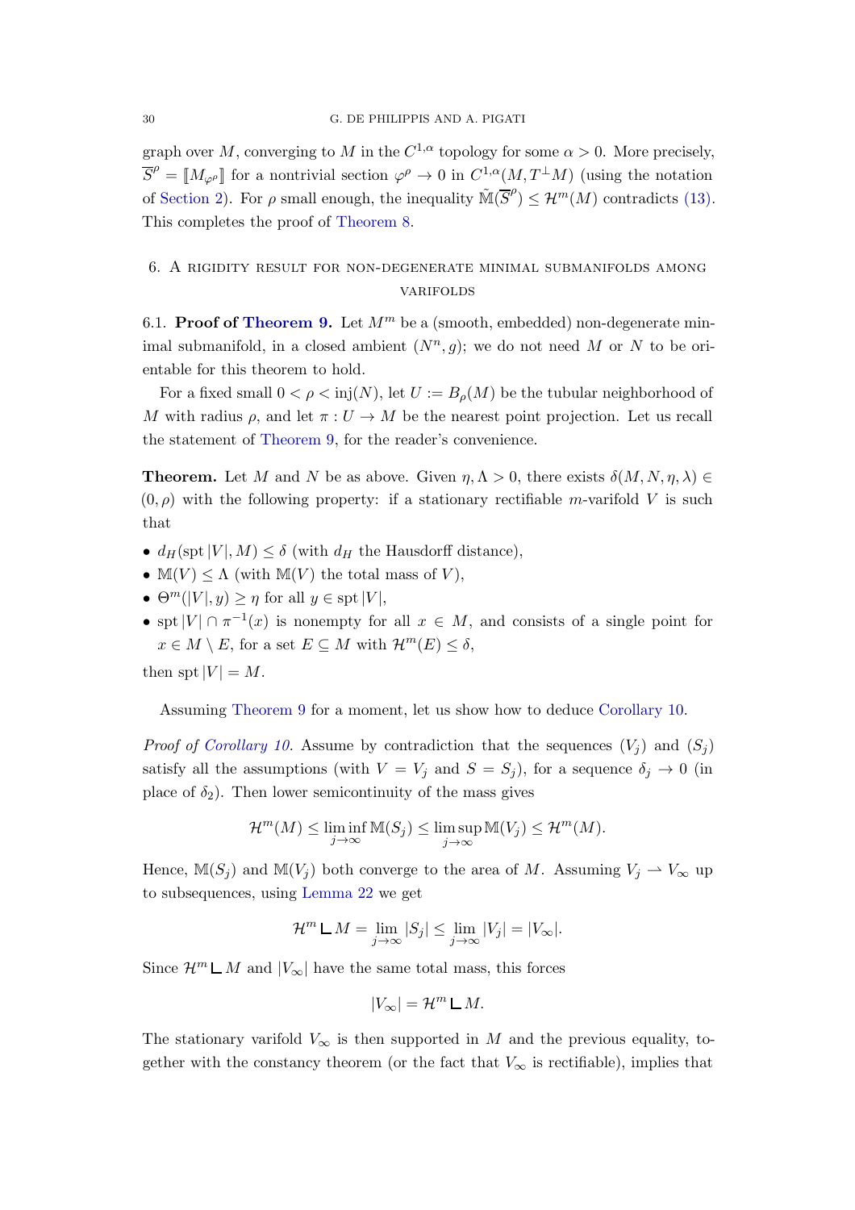graph over $M$, converging to $M$ in the $C^{1,\alpha}$ topology for some $\alpha > 0$. More precisely, $\overline{S}^\rho = [\![M_{\varphi^\rho}]\!]$ for a nontrivial section $\varphi^\rho \to 0$ in $C^{1,\alpha}(M, T^\perp M)$ (using the notation of Section 2). For $\rho$ small enough, the inequality $\tilde{\mathbb{M}}(\overline{S}^\rho) \le \mathcal{H}^m(M)$ contradicts (13). This completes the proof of Theorem 8.

## 6. A rigidity result for non-degenerate minimal submanifolds among varifolds

### 6.1. Proof of Theorem 9.

Let $M^m$ be a (smooth, embedded) non-degenerate minimal submanifold, in a closed ambient $(N^n, g)$; we do not need $M$ or $N$ to be orientable for this theorem to hold.

For a fixed small $0 < \rho < \operatorname{inj}(N)$, let $U := B_\rho(M)$ be the tubular neighborhood of $M$ with radius $\rho$, and let $\pi : U \to M$ be the nearest point projection. Let us recall the statement of Theorem 9, for the reader's convenience.

**Theorem.** Let $M$ and $N$ be as above. Given $\eta, \Lambda > 0$, there exists $\delta(M, N, \eta, \lambda) \in (0, \rho)$ with the following property: if a stationary rectifiable $m$-varifold $V$ is such that

- $d_H(\operatorname{spt}|V|, M) \le \delta$ (with $d_H$ the Hausdorff distance),
- $\mathbb{M}(V) \le \Lambda$ (with $\mathbb{M}(V)$ the total mass of $V$),
- $\Theta^m(|V|, y) \ge \eta$ for all $y \in \operatorname{spt}|V|$,
- $\operatorname{spt}|V| \cap \pi^{-1}(x)$ is nonempty for all $x \in M$, and consists of a single point for $x \in M \setminus E$, for a set $E \subseteq M$ with $\mathcal{H}^m(E) \le \delta$,

then $\operatorname{spt}|V| = M$.

Assuming Theorem 9 for a moment, let us show how to deduce Corollary 10.

*Proof of Corollary 10.* Assume by contradiction that the sequences $(V_j)$ and $(S_j)$ satisfy all the assumptions (with $V = V_j$ and $S = S_j$), for a sequence $\delta_j \to 0$ (in place of $\delta_2$). Then lower semicontinuity of the mass gives

$$\mathcal{H}^m(M) \le \liminf_{j\to\infty} \mathbb{M}(S_j) \le \limsup_{j\to\infty} \mathbb{M}(V_j) \le \mathcal{H}^m(M).$$

Hence, $\mathbb{M}(S_j)$ and $\mathbb{M}(V_j)$ both converge to the area of $M$. Assuming $V_j \rightharpoonup V_\infty$ up to subsequences, using Lemma 22 we get

$$\mathcal{H}^m \llcorner M = \lim_{j\to\infty} |S_j| \le \lim_{j\to\infty} |V_j| = |V_\infty|.$$

Since $\mathcal{H}^m \llcorner M$ and $|V_\infty|$ have the same total mass, this forces

$$|V_\infty| = \mathcal{H}^m \llcorner M.$$

The stationary varifold $V_\infty$ is then supported in $M$ and the previous equality, together with the constancy theorem (or the fact that $V_\infty$ is rectifiable), implies that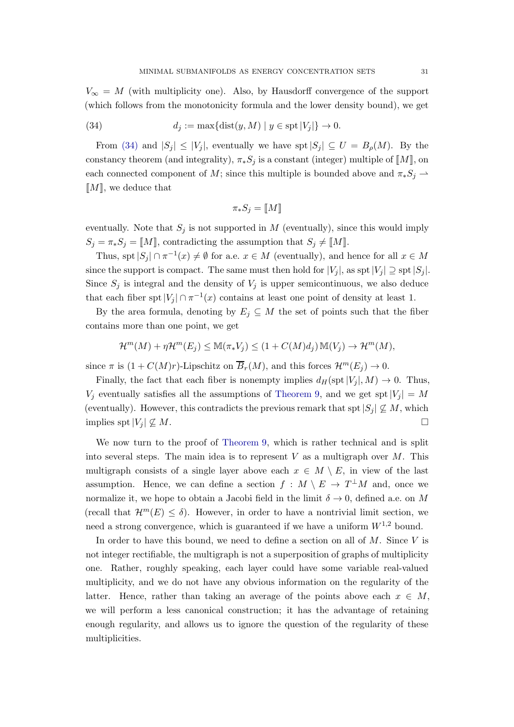$V_\infty = M$ (with multiplicity one). Also, by Hausdorff convergence of the support (which follows from the monotonicity formula and the lower density bound), we get

$$d_j := \max\{\operatorname{dist}(y, M) \mid y \in \operatorname{spt}|V_j|\} \to 0. \tag{34}$$

From (34) and $|S_j| \le |V_j|$, eventually we have $\operatorname{spt}|S_j| \subseteq U = B_\rho(M)$. By the constancy theorem (and integrality), $\pi_* S_j$ is a constant (integer) multiple of $[\![M]\!]$, on each connected component of $M$; since this multiple is bounded above and $\pi_* S_j \rightharpoonup [\![M]\!]$, we deduce that

$$\pi_* S_j = [\![M]\!]$$

eventually. Note that $S_j$ is not supported in $M$ (eventually), since this would imply $S_j = \pi_* S_j = [\![M]\!]$, contradicting the assumption that $S_j \ne [\![M]\!]$.

Thus, $\operatorname{spt}|S_j| \cap \pi^{-1}(x) \ne \emptyset$ for a.e. $x \in M$ (eventually), and hence for all $x \in M$ since the support is compact. The same must then hold for $|V_j|$, as $\operatorname{spt}|V_j| \supseteq \operatorname{spt}|S_j|$. Since $S_j$ is integral and the density of $V_j$ is upper semicontinuous, we also deduce that each fiber $\operatorname{spt}|V_j| \cap \pi^{-1}(x)$ contains at least one point of density at least 1.

By the area formula, denoting by $E_j \subseteq M$ the set of points such that the fiber contains more than one point, we get

$$\mathcal{H}^m(M) + \eta \mathcal{H}^m(E_j) \le \mathbb{M}(\pi_* V_j) \le (1 + C(M) d_j) \, \mathbb{M}(V_j) \to \mathcal{H}^m(M),$$

since $\pi$ is $(1 + C(M)r)$-Lipschitz on $\overline{B}_r(M)$, and this forces $\mathcal{H}^m(E_j) \to 0$.

Finally, the fact that each fiber is nonempty implies $d_H(\operatorname{spt}|V_j|, M) \to 0$. Thus, $V_j$ eventually satisfies all the assumptions of Theorem 9, and we get $\operatorname{spt}|V_j| = M$ (eventually). However, this contradicts the previous remark that $\operatorname{spt}|S_j| \not\subseteq M$, which implies $\operatorname{spt}|V_j| \not\subseteq M$. $\square$

We now turn to the proof of Theorem 9, which is rather technical and is split into several steps. The main idea is to represent $V$ as a multigraph over $M$. This multigraph consists of a single layer above each $x \in M \setminus E$, in view of the last assumption. Hence, we can define a section $f : M \setminus E \to T^\perp M$ and, once we normalize it, we hope to obtain a Jacobi field in the limit $\delta \to 0$, defined a.e. on $M$ (recall that $\mathcal{H}^m(E) \le \delta$). However, in order to have a nontrivial limit section, we need a strong convergence, which is guaranteed if we have a uniform $W^{1,2}$ bound.

In order to have this bound, we need to define a section on all of $M$. Since $V$ is not integer rectifiable, the multigraph is not a superposition of graphs of multiplicity one. Rather, roughly speaking, each layer could have some variable real-valued multiplicity, and we do not have any obvious information on the regularity of the latter. Hence, rather than taking an average of the points above each $x \in M$, we will perform a less canonical construction; it has the advantage of retaining enough regularity, and allows us to ignore the question of the regularity of these multiplicities.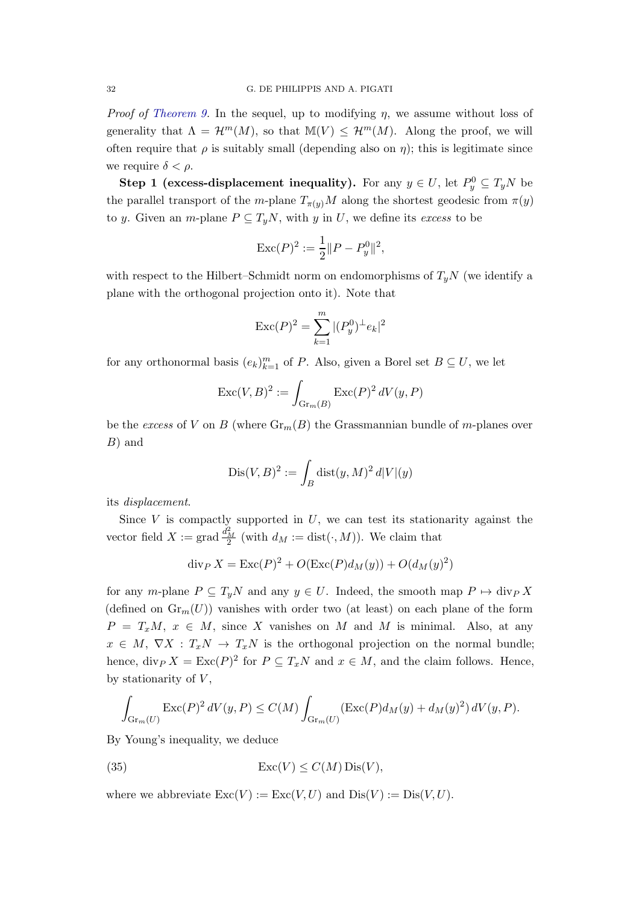*Proof of Theorem 9.* In the sequel, up to modifying $\eta$, we assume without loss of generality that $\Lambda = \mathcal{H}^m(M)$, so that $\mathbb{M}(V) \le \mathcal{H}^m(M)$. Along the proof, we will often require that $\rho$ is suitably small (depending also on $\eta$); this is legitimate since we require $\delta < \rho$.

**Step 1 (excess-displacement inequality).** For any $y \in U$, let $P_y^0 \subseteq T_yN$ be the parallel transport of the $m$-plane $T_{\pi(y)}M$ along the shortest geodesic from $\pi(y)$ to $y$. Given an $m$-plane $P \subseteq T_yN$, with $y$ in $U$, we define its *excess* to be

$$\mathrm{Exc}(P)^2 := \frac{1}{2}\|P - P_y^0\|^2,$$

with respect to the Hilbert–Schmidt norm on endomorphisms of $T_yN$ (we identify a plane with the orthogonal projection onto it). Note that

$$\mathrm{Exc}(P)^2 = \sum_{k=1}^m |(P_y^0)^\perp e_k|^2$$

for any orthonormal basis $(e_k)_{k=1}^m$ of $P$. Also, given a Borel set $B \subseteq U$, we let

$$\mathrm{Exc}(V,B)^2 := \int_{\mathrm{Gr}_m(B)} \mathrm{Exc}(P)^2 \, dV(y,P)$$

be the *excess* of $V$ on $B$ (where $\mathrm{Gr}_m(B)$ the Grassmannian bundle of $m$-planes over $B$) and

$$\mathrm{Dis}(V,B)^2 := \int_B \mathrm{dist}(y,M)^2 \, d|V|(y)$$

its *displacement*.

Since $V$ is compactly supported in $U$, we can test its stationarity against the vector field $X := \mathrm{grad}\, \frac{d_M^2}{2}$ (with $d_M := \mathrm{dist}(\cdot, M)$). We claim that

$$\mathrm{div}_P\, X = \mathrm{Exc}(P)^2 + O(\mathrm{Exc}(P) d_M(y)) + O(d_M(y)^2)$$

for any $m$-plane $P \subseteq T_yN$ and any $y \in U$. Indeed, the smooth map $P \mapsto \mathrm{div}_P\, X$ (defined on $\mathrm{Gr}_m(U)$) vanishes with order two (at least) on each plane of the form $P = T_xM$, $x \in M$, since $X$ vanishes on $M$ and $M$ is minimal. Also, at any $x \in M$, $\nabla X : T_xN \to T_xN$ is the orthogonal projection on the normal bundle; hence, $\mathrm{div}_P\, X = \mathrm{Exc}(P)^2$ for $P \subseteq T_xN$ and $x \in M$, and the claim follows. Hence, by stationarity of $V$,

$$\int_{\mathrm{Gr}_m(U)} \mathrm{Exc}(P)^2 \, dV(y,P) \le C(M) \int_{\mathrm{Gr}_m(U)} (\mathrm{Exc}(P) d_M(y) + d_M(y)^2) \, dV(y,P).$$

By Young's inequality, we deduce

$$\mathrm{Exc}(V) \le C(M)\, \mathrm{Dis}(V), \tag{35}$$

where we abbreviate $\mathrm{Exc}(V) := \mathrm{Exc}(V,U)$ and $\mathrm{Dis}(V) := \mathrm{Dis}(V,U)$.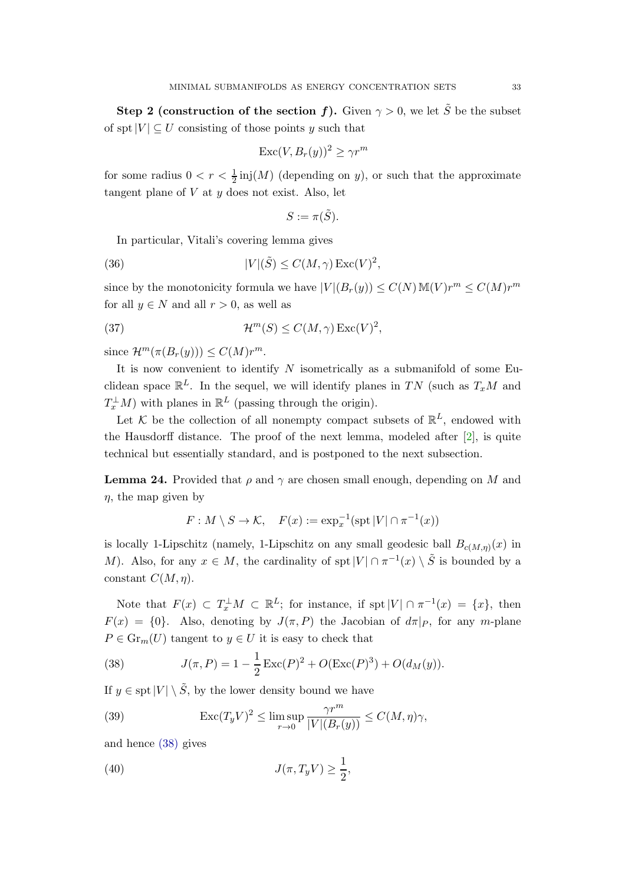**Step 2 (construction of the section $f$).** Given $\gamma > 0$, we let $\tilde{S}$ be the subset of $\operatorname{spt}|V| \subseteq U$ consisting of those points $y$ such that

$$\operatorname{Exc}(V, B_r(y))^2 \geq \gamma r^m$$

for some radius $0 < r < \frac{1}{2}\operatorname{inj}(M)$ (depending on $y$), or such that the approximate tangent plane of $V$ at $y$ does not exist. Also, let

$$S := \pi(\tilde{S}).$$

In particular, Vitali's covering lemma gives

$$|V|(\tilde{S}) \leq C(M, \gamma) \operatorname{Exc}(V)^2, \tag{36}$$

since by the monotonicity formula we have $|V|(B_r(y)) \leq C(N)\,\mathbb{M}(V) r^m \leq C(M) r^m$ for all $y \in N$ and all $r > 0$, as well as

$$\mathcal{H}^m(S) \leq C(M, \gamma) \operatorname{Exc}(V)^2, \tag{37}$$

since $\mathcal{H}^m(\pi(B_r(y))) \leq C(M) r^m$.

It is now convenient to identify $N$ isometrically as a submanifold of some Euclidean space $\mathbb{R}^L$. In the sequel, we will identify planes in $TN$ (such as $T_x M$ and $T_x^\perp M$) with planes in $\mathbb{R}^L$ (passing through the origin).

Let $\mathcal{K}$ be the collection of all nonempty compact subsets of $\mathbb{R}^L$, endowed with the Hausdorff distance. The proof of the next lemma, modeled after [2], is quite technical but essentially standard, and is postponed to the next subsection.

**Lemma 24.** *Provided that $\rho$ and $\gamma$ are chosen small enough, depending on $M$ and $\eta$, the map given by*

$$F : M \setminus S \to \mathcal{K}, \quad F(x) := \exp_x^{-1}(\operatorname{spt}|V| \cap \pi^{-1}(x))$$

*is locally 1-Lipschitz (namely, 1-Lipschitz on any small geodesic ball $B_{c(M,\eta)}(x)$ in $M$). Also, for any $x \in M$, the cardinality of $\operatorname{spt}|V| \cap \pi^{-1}(x) \setminus \tilde{S}$ is bounded by a constant $C(M, \eta)$.*

Note that $F(x) \subset T_x^\perp M \subset \mathbb{R}^L$; for instance, if $\operatorname{spt}|V| \cap \pi^{-1}(x) = \{x\}$, then $F(x) = \{0\}$. Also, denoting by $J(\pi, P)$ the Jacobian of $d\pi|_P$, for any $m$-plane $P \in \operatorname{Gr}_m(U)$ tangent to $y \in U$ it is easy to check that

$$J(\pi, P) = 1 - \frac{1}{2}\operatorname{Exc}(P)^2 + O(\operatorname{Exc}(P)^3) + O(d_M(y)). \tag{38}$$

If $y \in \operatorname{spt}|V| \setminus \tilde{S}$, by the lower density bound we have

$$\operatorname{Exc}(T_y V)^2 \leq \limsup_{r \to 0} \frac{\gamma r^m}{|V|(B_r(y))} \leq C(M, \eta)\gamma, \tag{39}$$

and hence (38) gives

$$J(\pi, T_y V) \geq \frac{1}{2}, \tag{40}$$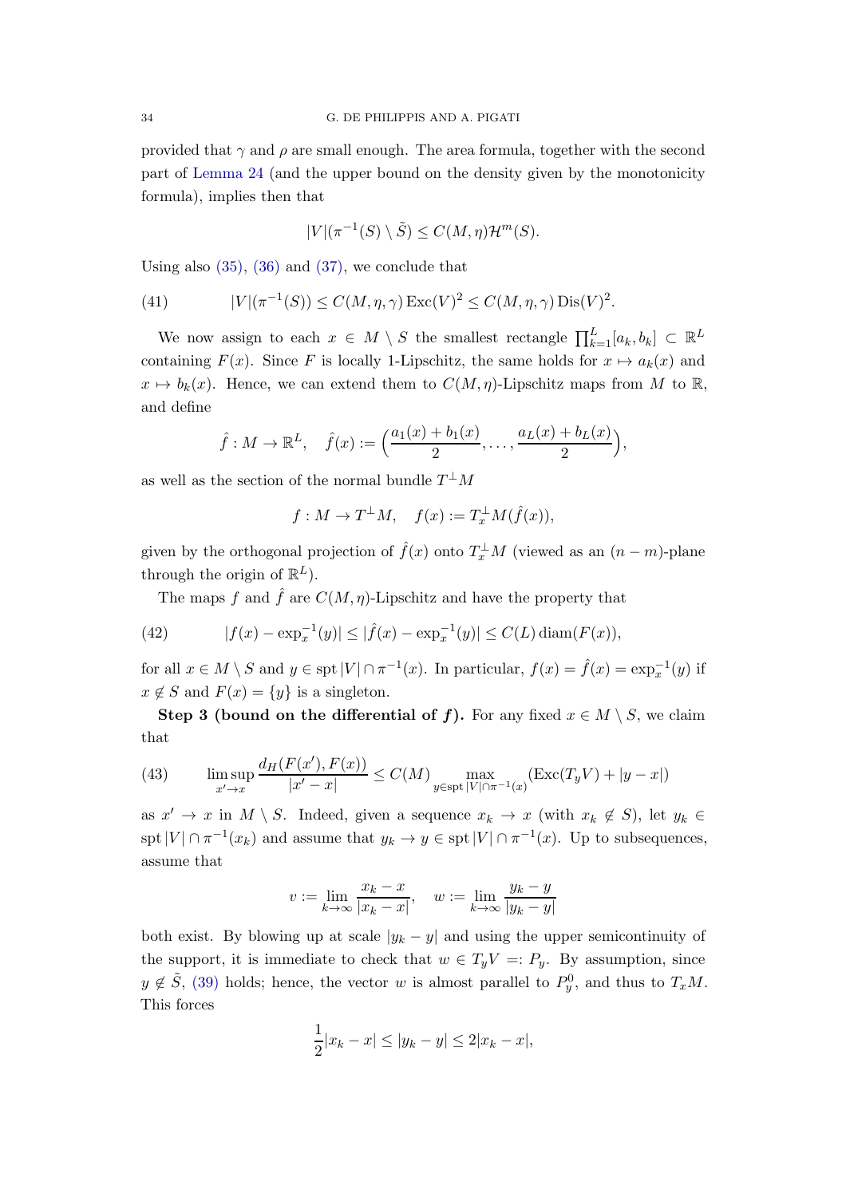provided that $\gamma$ and $\rho$ are small enough. The area formula, together with the second part of Lemma 24 (and the upper bound on the density given by the monotonicity formula), implies then that

$$|V|(\pi^{-1}(S) \setminus \tilde{S}) \leq C(M, \eta)\mathcal{H}^m(S).$$

Using also (35), (36) and (37), we conclude that

$$|V|(\pi^{-1}(S)) \leq C(M, \eta, \gamma) \operatorname{Exc}(V)^2 \leq C(M, \eta, \gamma) \operatorname{Dis}(V)^2. \tag{41}$$

We now assign to each $x \in M \setminus S$ the smallest rectangle $\prod_{k=1}^{L}[a_k, b_k] \subset \mathbb{R}^L$ containing $F(x)$. Since $F$ is locally 1-Lipschitz, the same holds for $x \mapsto a_k(x)$ and $x \mapsto b_k(x)$. Hence, we can extend them to $C(M, \eta)$-Lipschitz maps from $M$ to $\mathbb{R}$, and define

$$\hat{f} : M \to \mathbb{R}^L, \quad \hat{f}(x) := \Big(\frac{a_1(x) + b_1(x)}{2}, \dots, \frac{a_L(x) + b_L(x)}{2}\Big),$$

as well as the section of the normal bundle $T^\perp M$

$$f : M \to T^\perp M, \quad f(x) := T_x^\perp M(\hat{f}(x)),$$

given by the orthogonal projection of $\hat{f}(x)$ onto $T_x^\perp M$ (viewed as an $(n-m)$-plane through the origin of $\mathbb{R}^L$).

The maps $f$ and $\hat{f}$ are $C(M, \eta)$-Lipschitz and have the property that

$$|f(x) - \exp_x^{-1}(y)| \leq |\hat{f}(x) - \exp_x^{-1}(y)| \leq C(L) \operatorname{diam}(F(x)), \tag{42}$$

for all $x \in M \setminus S$ and $y \in \operatorname{spt}|V| \cap \pi^{-1}(x)$. In particular, $f(x) = \hat{f}(x) = \exp_x^{-1}(y)$ if $x \notin S$ and $F(x) = \{y\}$ is a singleton.

**Step 3 (bound on the differential of $f$).** For any fixed $x \in M \setminus S$, we claim that

$$\limsup_{x' \to x} \frac{d_H(F(x'), F(x))}{|x' - x|} \leq C(M) \max_{y \in \operatorname{spt}|V| \cap \pi^{-1}(x)} (\operatorname{Exc}(T_y V) + |y - x|) \tag{43}$$

as $x' \to x$ in $M \setminus S$. Indeed, given a sequence $x_k \to x$ (with $x_k \notin S$), let $y_k \in \operatorname{spt}|V| \cap \pi^{-1}(x_k)$ and assume that $y_k \to y \in \operatorname{spt}|V| \cap \pi^{-1}(x)$. Up to subsequences, assume that

$$v := \lim_{k\to\infty} \frac{x_k - x}{|x_k - x|}, \quad w := \lim_{k\to\infty} \frac{y_k - y}{|y_k - y|}$$

both exist. By blowing up at scale $|y_k - y|$ and using the upper semicontinuity of the support, it is immediate to check that $w \in T_y V =: P_y$. By assumption, since $y \notin \tilde{S}$, (39) holds; hence, the vector $w$ is almost parallel to $P_y^0$, and thus to $T_x M$. This forces

$$\frac{1}{2}|x_k - x| \leq |y_k - y| \leq 2|x_k - x|,$$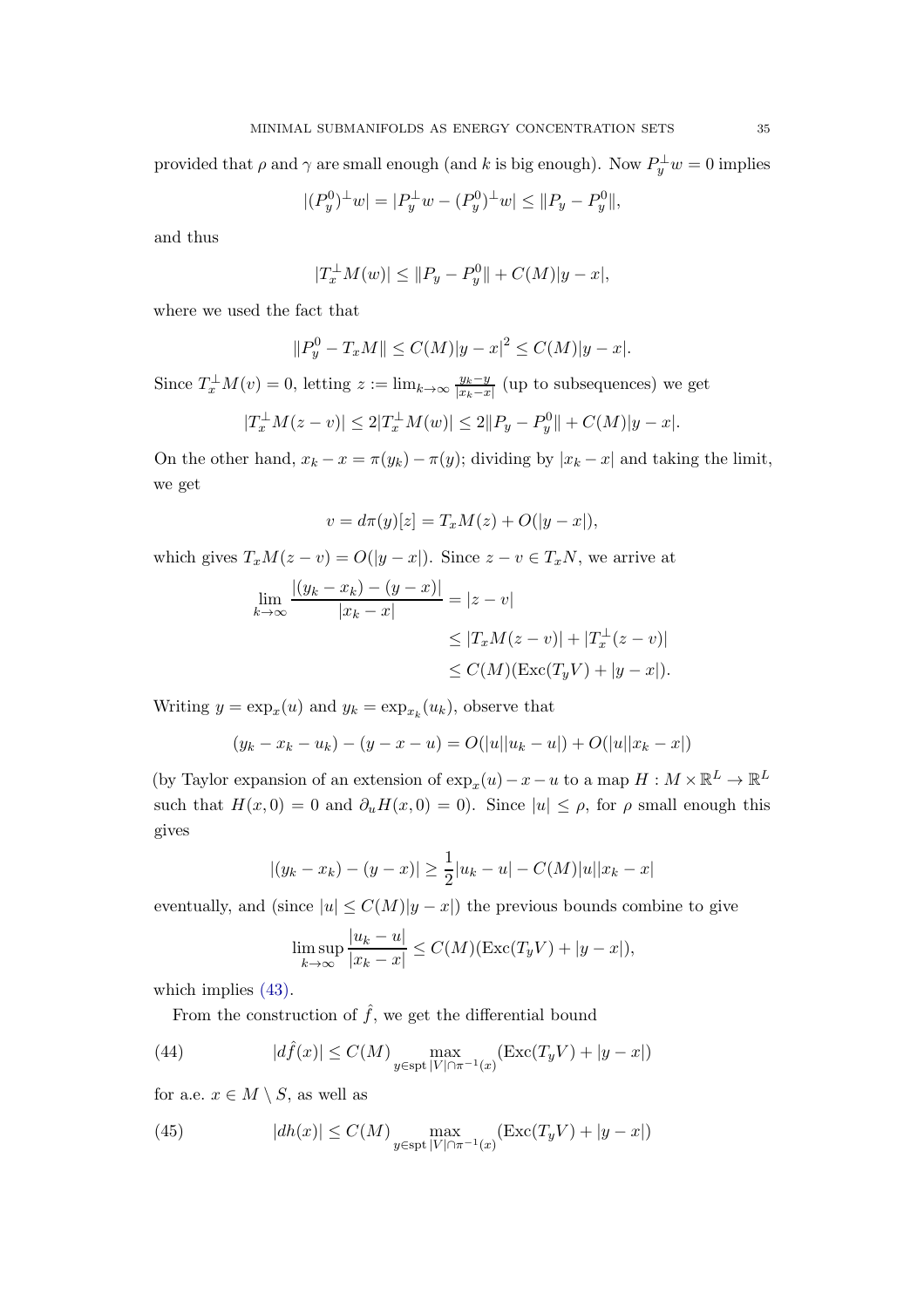provided that $\rho$ and $\gamma$ are small enough (and $k$ is big enough). Now $P_y^\perp w = 0$ implies

$$|(P_y^0)^\perp w| = |P_y^\perp w - (P_y^0)^\perp w| \leq \|P_y - P_y^0\|,$$

and thus

$$|T_x^\perp M(w)| \leq \|P_y - P_y^0\| + C(M)|y - x|,$$

where we used the fact that

$$\|P_y^0 - T_x M\| \leq C(M)|y - x|^2 \leq C(M)|y - x|.$$

Since $T_x^\perp M(v) = 0$, letting $z := \lim_{k\to\infty} \frac{y_k - y}{|x_k - x|}$ (up to subsequences) we get

$$|T_x^\perp M(z - v)| \leq 2|T_x^\perp M(w)| \leq 2\|P_y - P_y^0\| + C(M)|y - x|.$$

On the other hand, $x_k - x = \pi(y_k) - \pi(y)$; dividing by $|x_k - x|$ and taking the limit, we get

$$v = d\pi(y)[z] = T_x M(z) + O(|y - x|),$$

which gives $T_x M(z - v) = O(|y - x|)$. Since $z - v \in T_x N$, we arrive at

$$\begin{aligned}
\lim_{k\to\infty} \frac{|(y_k - x_k) - (y - x)|}{|x_k - x|} &= |z - v| \\
&\leq |T_x M(z - v)| + |T_x^\perp(z - v)| \\
&\leq C(M)(\mathrm{Exc}(T_y V) + |y - x|).
\end{aligned}$$

Writing $y = \exp_x(u)$ and $y_k = \exp_{x_k}(u_k)$, observe that

$$(y_k - x_k - u_k) - (y - x - u) = O(|u||u_k - u|) + O(|u||x_k - x|)$$

(by Taylor expansion of an extension of $\exp_x(u) - x - u$ to a map $H : M \times \mathbb{R}^L \to \mathbb{R}^L$ such that $H(x, 0) = 0$ and $\partial_u H(x, 0) = 0$). Since $|u| \leq \rho$, for $\rho$ small enough this gives

$$|(y_k - x_k) - (y - x)| \geq \frac{1}{2}|u_k - u| - C(M)|u||x_k - x|$$

eventually, and (since $|u| \leq C(M)|y - x|$) the previous bounds combine to give

$$\limsup_{k\to\infty} \frac{|u_k - u|}{|x_k - x|} \leq C(M)(\mathrm{Exc}(T_y V) + |y - x|),$$

which implies (43).

From the construction of $\hat{f}$, we get the differential bound

$$|d\hat{f}(x)| \leq C(M) \max_{y \in \mathrm{spt}\,|V| \cap \pi^{-1}(x)} (\mathrm{Exc}(T_y V) + |y - x|) \tag{44}$$

for a.e. $x \in M \setminus S$, as well as

$$|dh(x)| \leq C(M) \max_{y \in \mathrm{spt}\,|V| \cap \pi^{-1}(x)} (\mathrm{Exc}(T_y V) + |y - x|) \tag{45}$$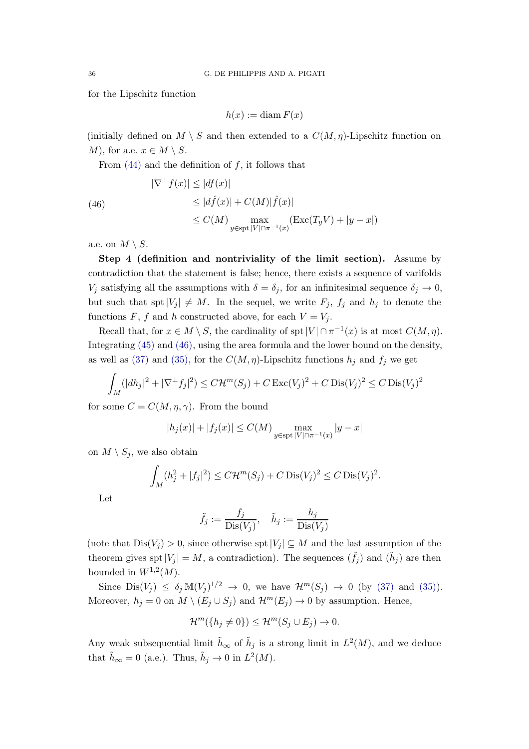for the Lipschitz function

$$h(x) := \operatorname{diam} F(x)$$

(initially defined on $M \setminus S$ and then extended to a $C(M, \eta)$-Lipschitz function on $M$), for a.e. $x \in M \setminus S$.

From (44) and the definition of $f$, it follows that

$$\begin{aligned} |\nabla^\perp f(x)| &\le |df(x)| \\ &\le |d\hat{f}(x)| + C(M)|\hat{f}(x)| \\ &\le C(M) \max_{y \in \operatorname{spt}|V| \cap \pi^{-1}(x)} (\operatorname{Exc}(T_y V) + |y - x|) \end{aligned} \tag{46}$$

a.e. on $M \setminus S$.

**Step 4 (definition and nontriviality of the limit section).** Assume by contradiction that the statement is false; hence, there exists a sequence of varifolds $V_j$ satisfying all the assumptions with $\delta = \delta_j$, for an infinitesimal sequence $\delta_j \to 0$, but such that $\operatorname{spt}|V_j| \ne M$. In the sequel, we write $F_j$, $f_j$ and $h_j$ to denote the functions $F$, $f$ and $h$ constructed above, for each $V = V_j$.

Recall that, for $x \in M \setminus S$, the cardinality of $\operatorname{spt}|V| \cap \pi^{-1}(x)$ is at most $C(M, \eta)$. Integrating (45) and (46), using the area formula and the lower bound on the density, as well as (37) and (35), for the $C(M, \eta)$-Lipschitz functions $h_j$ and $f_j$ we get

$$\int_M (|dh_j|^2 + |\nabla^\perp f_j|^2) \le C\mathcal{H}^m(S_j) + C \operatorname{Exc}(V_j)^2 + C \operatorname{Dis}(V_j)^2 \le C \operatorname{Dis}(V_j)^2$$

for some $C = C(M, \eta, \gamma)$. From the bound

$$|h_j(x)| + |f_j(x)| \le C(M) \max_{y \in \operatorname{spt}|V| \cap \pi^{-1}(x)} |y - x|$$

on $M \setminus S_j$, we also obtain

$$\int_M (h_j^2 + |f_j|^2) \le C\mathcal{H}^m(S_j) + C \operatorname{Dis}(V_j)^2 \le C \operatorname{Dis}(V_j)^2.$$

Let

$$\tilde{f}_j := \frac{f_j}{\operatorname{Dis}(V_j)}, \quad \tilde{h}_j := \frac{h_j}{\operatorname{Dis}(V_j)}$$

(note that $\operatorname{Dis}(V_j) > 0$, since otherwise $\operatorname{spt}|V_j| \subseteq M$ and the last assumption of the theorem gives $\operatorname{spt}|V_j| = M$, a contradiction). The sequences $(\tilde{f}_j)$ and $(\tilde{h}_j)$ are then bounded in $W^{1,2}(M)$.

Since $\operatorname{Dis}(V_j) \le \delta_j \mathbb{M}(V_j)^{1/2} \to 0$, we have $\mathcal{H}^m(S_j) \to 0$ (by (37) and (35)). Moreover, $h_j = 0$ on $M \setminus (E_j \cup S_j)$ and $\mathcal{H}^m(E_j) \to 0$ by assumption. Hence,

$$\mathcal{H}^m(\{h_j \ne 0\}) \le \mathcal{H}^m(S_j \cup E_j) \to 0.$$

Any weak subsequential limit $\tilde{h}_\infty$ of $\tilde{h}_j$ is a strong limit in $L^2(M)$, and we deduce that $\tilde{h}_\infty = 0$ (a.e.). Thus, $\tilde{h}_j \to 0$ in $L^2(M)$.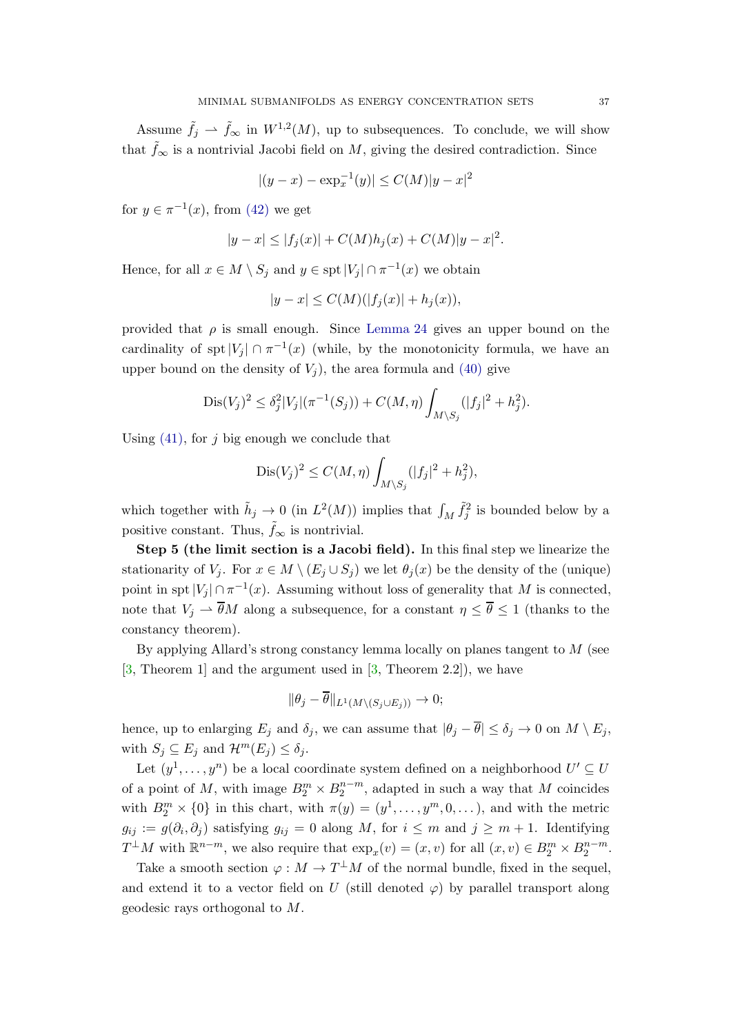Assume $\tilde f_j \rightharpoonup \tilde f_\infty$ in $W^{1,2}(M)$, up to subsequences. To conclude, we will show that $\tilde f_\infty$ is a nontrivial Jacobi field on $M$, giving the desired contradiction. Since

$$|(y-x) - \exp_x^{-1}(y)| \le C(M)|y-x|^2$$

for $y \in \pi^{-1}(x)$, from (42) we get

$$|y-x| \le |f_j(x)| + C(M)h_j(x) + C(M)|y-x|^2.$$

Hence, for all $x \in M \setminus S_j$ and $y \in \operatorname{spt}|V_j| \cap \pi^{-1}(x)$ we obtain

$$|y-x| \le C(M)(|f_j(x)| + h_j(x)),$$

provided that $\rho$ is small enough. Since Lemma 24 gives an upper bound on the cardinality of $\operatorname{spt}|V_j| \cap \pi^{-1}(x)$ (while, by the monotonicity formula, we have an upper bound on the density of $V_j$), the area formula and (40) give

$$\operatorname{Dis}(V_j)^2 \le \delta_j^2 |V_j|(\pi^{-1}(S_j)) + C(M,\eta)\int_{M\setminus S_j}(|f_j|^2 + h_j^2).$$

Using (41), for $j$ big enough we conclude that

$$\operatorname{Dis}(V_j)^2 \le C(M,\eta)\int_{M\setminus S_j}(|f_j|^2 + h_j^2),$$

which together with $\tilde h_j \to 0$ (in $L^2(M)$) implies that $\int_M \tilde f_j^2$ is bounded below by a positive constant. Thus, $\tilde f_\infty$ is nontrivial.

**Step 5 (the limit section is a Jacobi field).** In this final step we linearize the stationarity of $V_j$. For $x \in M \setminus (E_j \cup S_j)$ we let $\theta_j(x)$ be the density of the (unique) point in $\operatorname{spt}|V_j| \cap \pi^{-1}(x)$. Assuming without loss of generality that $M$ is connected, note that $V_j \rightharpoonup \overline\theta M$ along a subsequence, for a constant $\eta \le \overline\theta \le 1$ (thanks to the constancy theorem).

By applying Allard's strong constancy lemma locally on planes tangent to $M$ (see [3, Theorem 1] and the argument used in [3, Theorem 2.2]), we have

$$\|\theta_j - \overline\theta\|_{L^1(M\setminus(S_j\cup E_j))} \to 0;$$

hence, up to enlarging $E_j$ and $\delta_j$, we can assume that $|\theta_j - \overline\theta| \le \delta_j \to 0$ on $M \setminus E_j$, with $S_j \subseteq E_j$ and $\mathcal{H}^m(E_j) \le \delta_j$.

Let $(y^1,\dots,y^n)$ be a local coordinate system defined on a neighborhood $U' \subseteq U$ of a point of $M$, with image $B_2^m \times B_2^{n-m}$, adapted in such a way that $M$ coincides with $B_2^m \times \{0\}$ in this chart, with $\pi(y) = (y^1,\dots,y^m,0,\dots)$, and with the metric $g_{ij} := g(\partial_i,\partial_j)$ satisfying $g_{ij} = 0$ along $M$, for $i \le m$ and $j \ge m+1$. Identifying $T^\perp M$ with $\mathbb{R}^{n-m}$, we also require that $\exp_x(v) = (x,v)$ for all $(x,v) \in B_2^m \times B_2^{n-m}$.

Take a smooth section $\varphi : M \to T^\perp M$ of the normal bundle, fixed in the sequel, and extend it to a vector field on $U$ (still denoted $\varphi$) by parallel transport along geodesic rays orthogonal to $M$.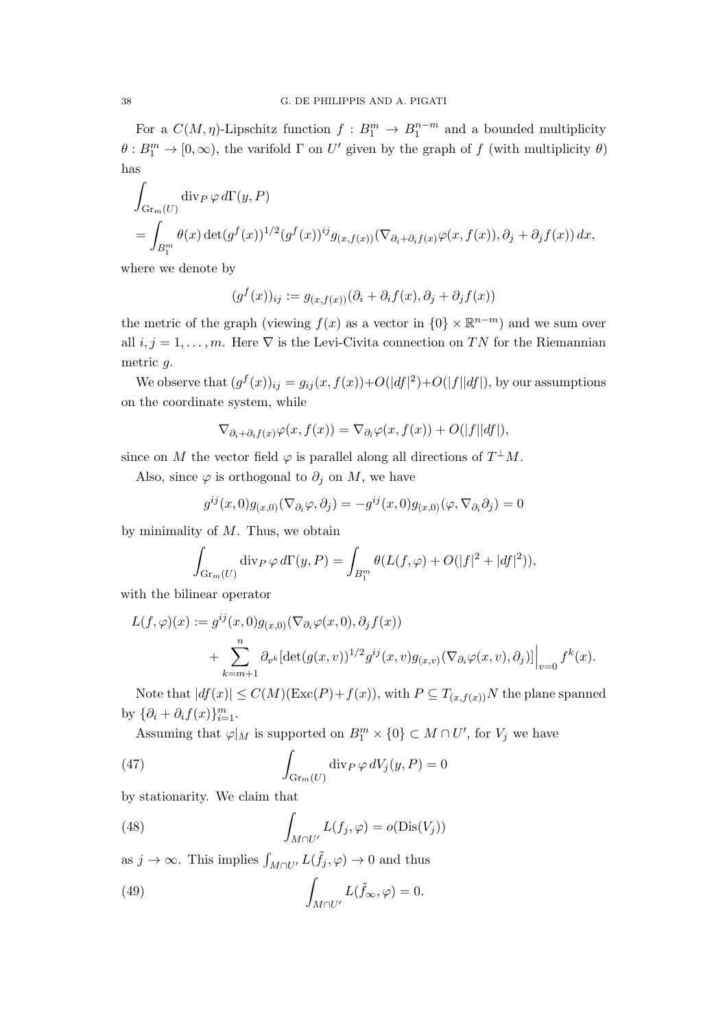For a $C(M,\eta)$-Lipschitz function $f : B_1^m \to B_1^{n-m}$ and a bounded multiplicity $\theta : B_1^m \to [0,\infty)$, the varifold $\Gamma$ on $U'$ given by the graph of $f$ (with multiplicity $\theta$) has

$$\begin{aligned}
&\int_{\mathrm{Gr}_m(U)} \mathrm{div}_P\, \varphi \, d\Gamma(y,P) \\
&= \int_{B_1^m} \theta(x) \det(g^f(x))^{1/2} (g^f(x))^{ij} g_{(x,f(x))}(\nabla_{\partial_i + \partial_i f(x)} \varphi(x,f(x)), \partial_j + \partial_j f(x))\, dx,
\end{aligned}$$

where we denote by

$$(g^f(x))_{ij} := g_{(x,f(x))}(\partial_i + \partial_i f(x), \partial_j + \partial_j f(x))$$

the metric of the graph (viewing $f(x)$ as a vector in $\{0\} \times \mathbb{R}^{n-m}$) and we sum over all $i,j = 1,\dots,m$. Here $\nabla$ is the Levi-Civita connection on $TN$ for the Riemannian metric $g$.

We observe that $(g^f(x))_{ij} = g_{ij}(x,f(x)) + O(|df|^2) + O(|f||df|)$, by our assumptions on the coordinate system, while

$$\nabla_{\partial_i + \partial_i f(x)} \varphi(x,f(x)) = \nabla_{\partial_i} \varphi(x,f(x)) + O(|f||df|),$$

since on $M$ the vector field $\varphi$ is parallel along all directions of $T^\perp M$.

Also, since $\varphi$ is orthogonal to $\partial_j$ on $M$, we have

$$g^{ij}(x,0) g_{(x,0)}(\nabla_{\partial_i} \varphi, \partial_j) = -g^{ij}(x,0) g_{(x,0)}(\varphi, \nabla_{\partial_i} \partial_j) = 0$$

by minimality of $M$. Thus, we obtain

$$\int_{\mathrm{Gr}_m(U)} \mathrm{div}_P\, \varphi \, d\Gamma(y,P) = \int_{B_1^m} \theta (L(f,\varphi) + O(|f|^2 + |df|^2)),$$

with the bilinear operator

$$\begin{aligned}
L(f,\varphi)(x) &:= g^{ij}(x,0) g_{(x,0)}(\nabla_{\partial_i} \varphi(x,0), \partial_j f(x)) \\
&\quad + \sum_{k=m+1}^{n} \partial_{v^k} [\det(g(x,v))^{1/2} g^{ij}(x,v) g_{(x,v)}(\nabla_{\partial_i} \varphi(x,v), \partial_j)] \Big|_{v=0} f^k(x).
\end{aligned}$$

Note that $|df(x)| \le C(M)(\mathrm{Exc}(P) + f(x))$, with $P \subseteq T_{(x,f(x))} N$ the plane spanned by $\{\partial_i + \partial_i f(x)\}_{i=1}^m$.

Assuming that $\varphi|_M$ is supported on $B_1^m \times \{0\} \subset M \cap U'$, for $V_j$ we have

$$\int_{\mathrm{Gr}_m(U)} \mathrm{div}_P\, \varphi \, dV_j(y,P) = 0 \tag{47}$$

by stationarity. We claim that

$$\int_{M \cap U'} L(f_j, \varphi) = o(\mathrm{Dis}(V_j)) \tag{48}$$

as $j \to \infty$. This implies $\int_{M \cap U'} L(\tilde{f}_j, \varphi) \to 0$ and thus

$$\int_{M \cap U'} L(\tilde{f}_\infty, \varphi) = 0. \tag{49}$$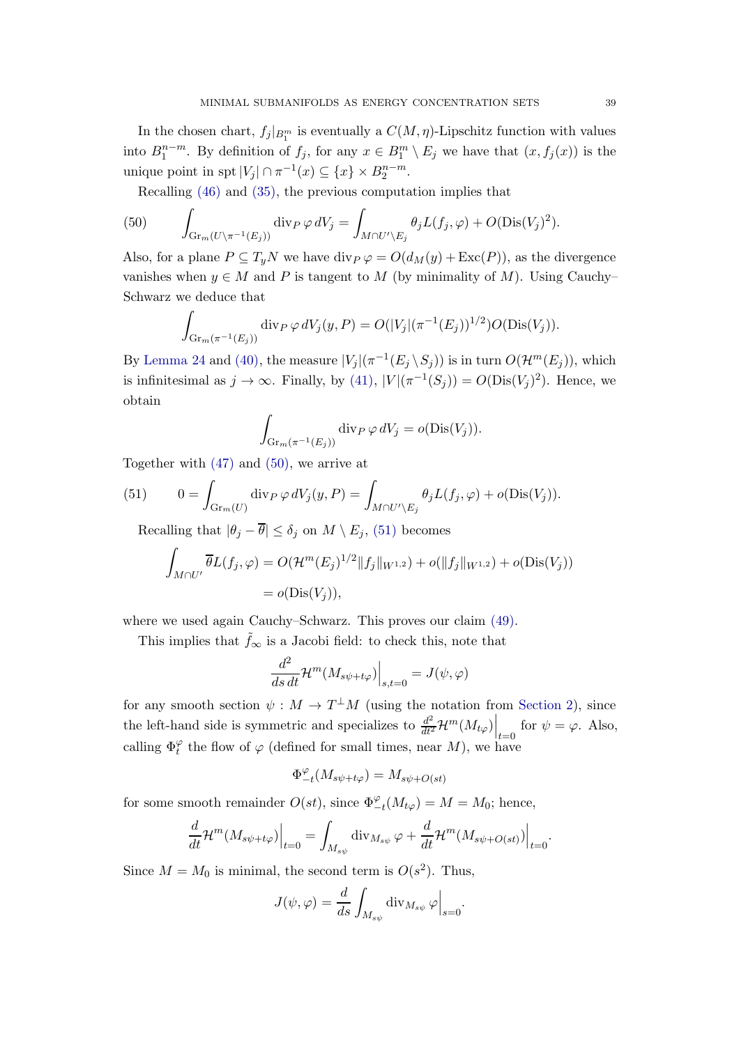In the chosen chart, $f_j|_{B_1^m}$ is eventually a $C(M,\eta)$-Lipschitz function with values into $B_1^{n-m}$. By definition of $f_j$, for any $x \in B_1^m \setminus E_j$ we have that $(x, f_j(x))$ is the unique point in $\operatorname{spt}|V_j| \cap \pi^{-1}(x) \subseteq \{x\} \times B_2^{n-m}$.

Recalling (46) and (35), the previous computation implies that

$$\int_{\mathrm{Gr}_m(U \setminus \pi^{-1}(E_j))} \operatorname{div}_P \varphi \, dV_j = \int_{M \cap U' \setminus E_j} \theta_j L(f_j, \varphi) + O(\operatorname{Dis}(V_j)^2). \tag{50}$$

Also, for a plane $P \subseteq T_y N$ we have $\operatorname{div}_P \varphi = O(d_M(y) + \operatorname{Exc}(P))$, as the divergence vanishes when $y \in M$ and $P$ is tangent to $M$ (by minimality of $M$). Using Cauchy–Schwarz we deduce that

$$\int_{\mathrm{Gr}_m(\pi^{-1}(E_j))} \operatorname{div}_P \varphi \, dV_j(y, P) = O(|V_j|(\pi^{-1}(E_j))^{1/2}) O(\operatorname{Dis}(V_j)).$$

By Lemma 24 and (40), the measure $|V_j|(\pi^{-1}(E_j \setminus S_j))$ is in turn $O(\mathcal{H}^m(E_j))$, which is infinitesimal as $j \to \infty$. Finally, by (41), $|V|(\pi^{-1}(S_j)) = O(\operatorname{Dis}(V_j)^2)$. Hence, we obtain

$$\int_{\mathrm{Gr}_m(\pi^{-1}(E_j))} \operatorname{div}_P \varphi \, dV_j = o(\operatorname{Dis}(V_j)).$$

Together with (47) and (50), we arrive at

$$0 = \int_{\mathrm{Gr}_m(U)} \operatorname{div}_P \varphi \, dV_j(y, P) = \int_{M \cap U' \setminus E_j} \theta_j L(f_j, \varphi) + o(\operatorname{Dis}(V_j)). \tag{51}$$

Recalling that $|\theta_j - \overline{\theta}| \le \delta_j$ on $M \setminus E_j$, (51) becomes

$$\begin{aligned}
\int_{M \cap U'} \overline{\theta} L(f_j, \varphi) &= O(\mathcal{H}^m(E_j)^{1/2} \|f_j\|_{W^{1,2}}) + o(\|f_j\|_{W^{1,2}}) + o(\operatorname{Dis}(V_j)) \\
&= o(\operatorname{Dis}(V_j)),
\end{aligned}$$

where we used again Cauchy–Schwarz. This proves our claim (49).

This implies that $\tilde{f}_\infty$ is a Jacobi field: to check this, note that

$$\frac{d^2}{ds\,dt} \mathcal{H}^m(M_{s\psi + t\varphi})\Big|_{s,t=0} = J(\psi, \varphi)$$

for any smooth section $\psi : M \to T^\perp M$ (using the notation from Section 2), since the left-hand side is symmetric and specializes to $\frac{d^2}{dt^2} \mathcal{H}^m(M_{t\varphi})\Big|_{t=0}$ for $\psi = \varphi$. Also, calling $\Phi_t^\varphi$ the flow of $\varphi$ (defined for small times, near $M$), we have

$$\Phi_{-t}^\varphi(M_{s\psi + t\varphi}) = M_{s\psi + O(st)}$$

for some smooth remainder $O(st)$, since $\Phi_{-t}^\varphi(M_{t\varphi}) = M = M_0$; hence,

$$\frac{d}{dt} \mathcal{H}^m(M_{s\psi + t\varphi})\Big|_{t=0} = \int_{M_{s\psi}} \operatorname{div}_{M_{s\psi}} \varphi + \frac{d}{dt} \mathcal{H}^m(M_{s\psi + O(st)})\Big|_{t=0}.$$

Since $M = M_0$ is minimal, the second term is $O(s^2)$. Thus,

$$J(\psi, \varphi) = \frac{d}{ds} \int_{M_{s\psi}} \operatorname{div}_{M_{s\psi}} \varphi \Big|_{s=0}.$$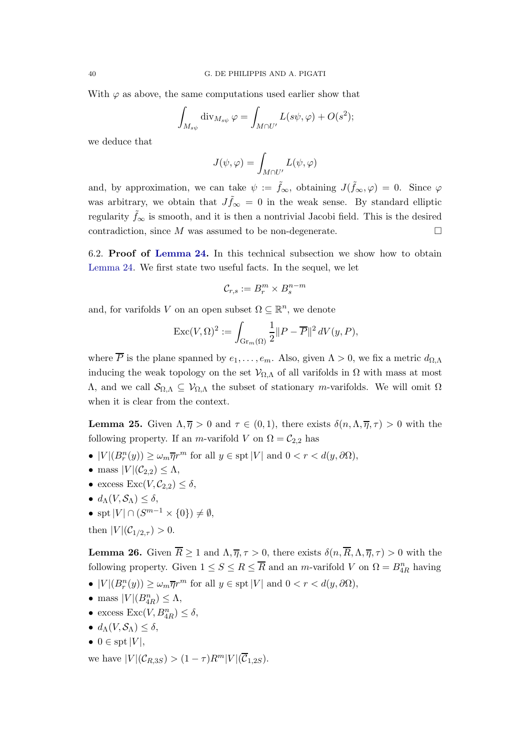With $\varphi$ as above, the same computations used earlier show that

$$\int_{M_{s\psi}} \operatorname{div}_{M_{s\psi}} \varphi = \int_{M\cap U'} L(s\psi, \varphi) + O(s^2);$$

we deduce that

$$J(\psi, \varphi) = \int_{M\cap U'} L(\psi, \varphi)$$

and, by approximation, we can take $\psi := \tilde{f}_\infty$, obtaining $J(\tilde{f}_\infty, \varphi) = 0$. Since $\varphi$ was arbitrary, we obtain that $J\tilde{f}_\infty = 0$ in the weak sense. By standard elliptic regularity $\tilde{f}_\infty$ is smooth, and it is then a nontrivial Jacobi field. This is the desired contradiction, since $M$ was assumed to be non-degenerate. $\square$

6.2. **Proof of Lemma 24.** In this technical subsection we show how to obtain Lemma 24. We first state two useful facts. In the sequel, we let

$$\mathcal{C}_{r,s} := B^m_r \times B^{n-m}_s$$

and, for varifolds $V$ on an open subset $\Omega \subseteq \mathbb{R}^n$, we denote

$$\operatorname{Exc}(V, \Omega)^2 := \int_{\operatorname{Gr}_m(\Omega)} \frac{1}{2}\|P - \overline{P}\|^2 \, dV(y, P),$$

where $\overline{P}$ is the plane spanned by $e_1, \dots, e_m$. Also, given $\Lambda > 0$, we fix a metric $d_{\Omega,\Lambda}$ inducing the weak topology on the set $\mathcal{V}_{\Omega,\Lambda}$ of all varifolds in $\Omega$ with mass at most $\Lambda$, and we call $\mathcal{S}_{\Omega,\Lambda} \subseteq \mathcal{V}_{\Omega,\Lambda}$ the subset of stationary $m$-varifolds. We will omit $\Omega$ when it is clear from the context.

**Lemma 25.** Given $\Lambda, \overline{\eta} > 0$ and $\tau \in (0, 1)$, there exists $\delta(n, \Lambda, \overline{\eta}, \tau) > 0$ with the following property. If an $m$-varifold $V$ on $\Omega = \mathcal{C}_{2,2}$ has

- $|V|(B^n_r(y)) \geq \omega_m \overline{\eta} r^m$ for all $y \in \operatorname{spt}|V|$ and $0 < r < d(y, \partial\Omega)$,
- mass $|V|(\mathcal{C}_{2,2}) \leq \Lambda$,
- excess $\operatorname{Exc}(V, \mathcal{C}_{2,2}) \leq \delta$,
- $d_\Lambda(V, \mathcal{S}_\Lambda) \leq \delta$,
- $\operatorname{spt}|V| \cap (S^{m-1} \times \{0\}) \neq \emptyset$,

then $|V|(\mathcal{C}_{1/2,\tau}) > 0$.

**Lemma 26.** Given $\overline{R} \geq 1$ and $\Lambda, \overline{\eta}, \tau > 0$, there exists $\delta(n, \overline{R}, \Lambda, \overline{\eta}, \tau) > 0$ with the following property. Given $1 \leq S \leq R \leq \overline{R}$ and an $m$-varifold $V$ on $\Omega = B^n_{4R}$ having

- $|V|(B^n_r(y)) \geq \omega_m \overline{\eta} r^m$ for all $y \in \operatorname{spt}|V|$ and $0 < r < d(y, \partial\Omega)$,
- mass $|V|(B^n_{4R}) \leq \Lambda$,
- excess $\operatorname{Exc}(V, B^n_{4R}) \leq \delta$,
- $d_\Lambda(V, \mathcal{S}_\Lambda) \leq \delta$,
- $0 \in \operatorname{spt}|V|$,

we have $|V|(\mathcal{C}_{R,3S}) > (1 - \tau) R^m |V|(\overline{\mathcal{C}}_{1,2S})$.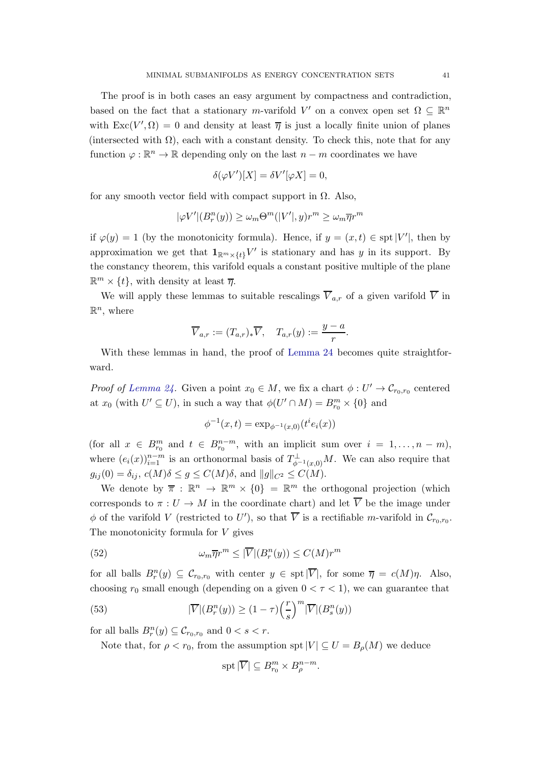The proof is in both cases an easy argument by compactness and contradiction, based on the fact that a stationary $m$-varifold $V'$ on a convex open set $\Omega \subseteq \mathbb{R}^n$ with $\mathrm{Exc}(V', \Omega) = 0$ and density at least $\overline{\eta}$ is just a locally finite union of planes (intersected with $\Omega$), each with a constant density. To check this, note that for any function $\varphi : \mathbb{R}^n \to \mathbb{R}$ depending only on the last $n - m$ coordinates we have

$$\delta(\varphi V')[X] = \delta V'[\varphi X] = 0,$$

for any smooth vector field with compact support in $\Omega$. Also,

$$|\varphi V'|(B_r^n(y)) \geq \omega_m \Theta^m(|V'|, y) r^m \geq \omega_m \overline{\eta} r^m$$

if $\varphi(y) = 1$ (by the monotonicity formula). Hence, if $y = (x, t) \in \operatorname{spt} |V'|$, then by approximation we get that $\mathbf{1}_{\mathbb{R}^m \times \{t\}} V'$ is stationary and has $y$ in its support. By the constancy theorem, this varifold equals a constant positive multiple of the plane $\mathbb{R}^m \times \{t\}$, with density at least $\overline{\eta}$.

We will apply these lemmas to suitable rescalings $\overline{V}_{a,r}$ of a given varifold $\overline{V}$ in $\mathbb{R}^n$, where

$$\overline{V}_{a,r} := (T_{a,r})_* \overline{V}, \quad T_{a,r}(y) := \frac{y - a}{r}.$$

With these lemmas in hand, the proof of Lemma 24 becomes quite straightforward.

*Proof of Lemma 24.* Given a point $x_0 \in M$, we fix a chart $\phi : U' \to \mathcal{C}_{r_0, r_0}$ centered at $x_0$ (with $U' \subseteq U$), in such a way that $\phi(U' \cap M) = B_{r_0}^m \times \{0\}$ and

$$\phi^{-1}(x, t) = \exp_{\phi^{-1}(x,0)}(t^i e_i(x))$$

(for all $x \in B_{r_0}^m$ and $t \in B_{r_0}^{n-m}$, with an implicit sum over $i = 1, \ldots, n - m$), where $(e_i(x))_{i=1}^{n-m}$ is an orthonormal basis of $T_{\phi^{-1}(x,0)}^{\perp} M$. We can also require that $g_{ij}(0) = \delta_{ij}$, $c(M)\delta \leq g \leq C(M)\delta$, and $\|g\|_{C^2} \leq C(M)$.

We denote by $\overline{\pi} : \mathbb{R}^n \to \mathbb{R}^m \times \{0\} = \mathbb{R}^m$ the orthogonal projection (which corresponds to $\pi : U \to M$ in the coordinate chart) and let $\overline{V}$ be the image under $\phi$ of the varifold $V$ (restricted to $U'$), so that $\overline{V}$ is a rectifiable $m$-varifold in $\mathcal{C}_{r_0, r_0}$. The monotonicity formula for $V$ gives

$$\omega_m \overline{\eta} r^m \leq |\overline{V}|(B_r^n(y)) \leq C(M) r^m \tag{52}$$

for all balls $B_r^n(y) \subseteq \mathcal{C}_{r_0, r_0}$ with center $y \in \operatorname{spt} |\overline{V}|$, for some $\overline{\eta} = c(M)\eta$. Also, choosing $r_0$ small enough (depending on a given $0 < \tau < 1$), we can guarantee that

$$|\overline{V}|(B_r^n(y)) \geq (1 - \tau) \Big( \frac{r}{s} \Big)^m |\overline{V}|(B_s^n(y)) \tag{53}$$

for all balls $B_r^n(y) \subseteq \mathcal{C}_{r_0, r_0}$ and $0 < s < r$.

Note that, for $\rho < r_0$, from the assumption $\operatorname{spt} |V| \subseteq U = B_\rho(M)$ we deduce

$$\operatorname{spt} |\overline{V}| \subseteq B_{r_0}^m \times B_\rho^{n-m}.$$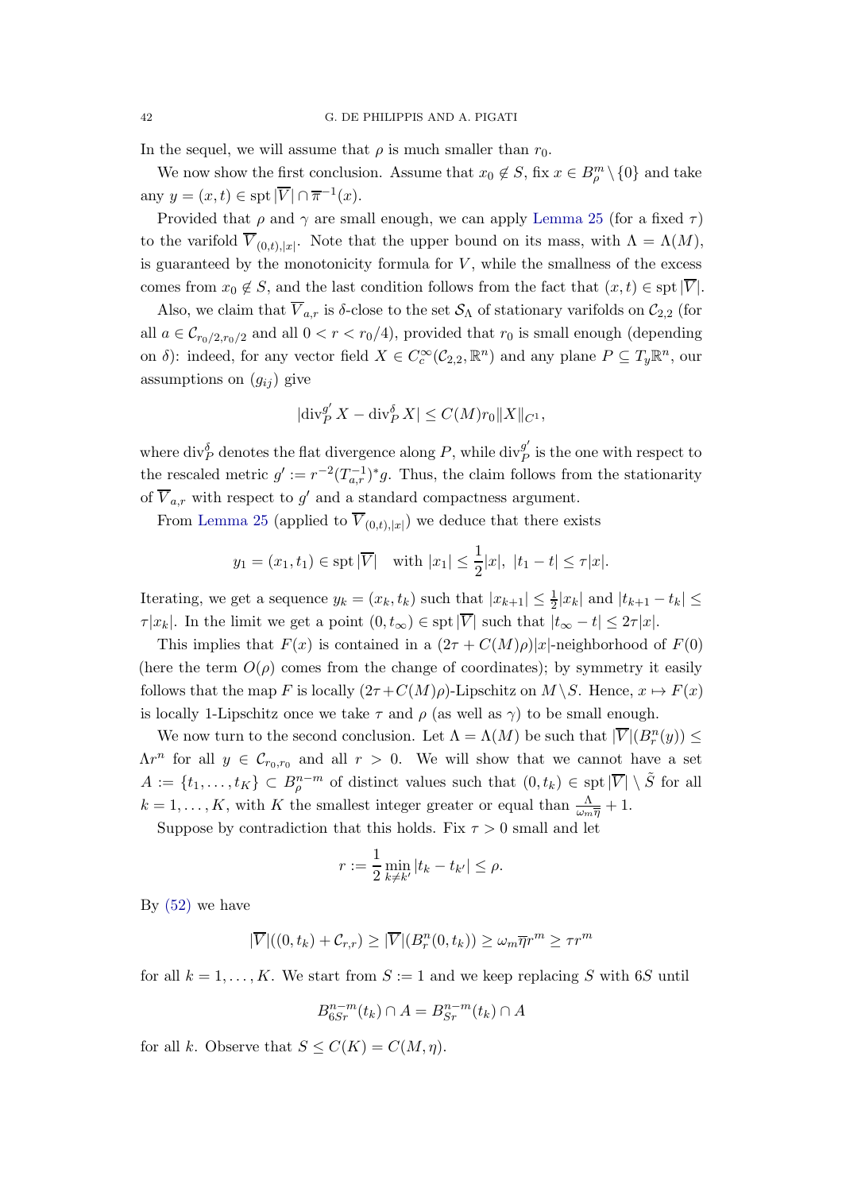In the sequel, we will assume that $\rho$ is much smaller than $r_0$.

We now show the first conclusion. Assume that $x_0 \notin S$, fix $x \in B^m_\rho \setminus \{0\}$ and take any $y = (x,t) \in \operatorname{spt}|\overline{V}| \cap \overline{\pi}^{-1}(x)$.

Provided that $\rho$ and $\gamma$ are small enough, we can apply Lemma 25 (for a fixed $\tau$) to the varifold $\overline{V}_{(0,t),|x|}$. Note that the upper bound on its mass, with $\Lambda = \Lambda(M)$, is guaranteed by the monotonicity formula for $V$, while the smallness of the excess comes from $x_0 \notin S$, and the last condition follows from the fact that $(x,t) \in \operatorname{spt}|\overline{V}|$.

Also, we claim that $\overline{V}_{a,r}$ is $\delta$-close to the set $\mathcal{S}_\Lambda$ of stationary varifolds on $\mathcal{C}_{2,2}$ (for all $a \in \mathcal{C}_{r_0/2,r_0/2}$ and all $0 < r < r_0/4$), provided that $r_0$ is small enough (depending on $\delta$): indeed, for any vector field $X \in C^\infty_c(\mathcal{C}_{2,2}, \mathbb{R}^n)$ and any plane $P \subseteq T_y\mathbb{R}^n$, our assumptions on $(g_{ij})$ give

$$|\operatorname{div}^{g'}_P X - \operatorname{div}^\delta_P X| \le C(M) r_0 \|X\|_{C^1},$$

where $\operatorname{div}^\delta_P$ denotes the flat divergence along $P$, while $\operatorname{div}^{g'}_P$ is the one with respect to the rescaled metric $g' := r^{-2}(T^{-1}_{a,r})^* g$. Thus, the claim follows from the stationarity of $\overline{V}_{a,r}$ with respect to $g'$ and a standard compactness argument.

From Lemma 25 (applied to $\overline{V}_{(0,t),|x|}$) we deduce that there exists

$$y_1 = (x_1, t_1) \in \operatorname{spt}|\overline{V}| \quad \text{with } |x_1| \le \frac{1}{2}|x|,\ |t_1 - t| \le \tau|x|.$$

Iterating, we get a sequence $y_k = (x_k, t_k)$ such that $|x_{k+1}| \le \frac{1}{2}|x_k|$ and $|t_{k+1} - t_k| \le \tau|x_k|$. In the limit we get a point $(0, t_\infty) \in \operatorname{spt}|\overline{V}|$ such that $|t_\infty - t| \le 2\tau|x|$.

This implies that $F(x)$ is contained in a $(2\tau + C(M)\rho)|x|$-neighborhood of $F(0)$ (here the term $O(\rho)$ comes from the change of coordinates); by symmetry it easily follows that the map $F$ is locally $(2\tau + C(M)\rho)$-Lipschitz on $M \setminus S$. Hence, $x \mapsto F(x)$ is locally 1-Lipschitz once we take $\tau$ and $\rho$ (as well as $\gamma$) to be small enough.

We now turn to the second conclusion. Let $\Lambda = \Lambda(M)$ be such that $|\overline{V}|(B^n_r(y)) \le \Lambda r^n$ for all $y \in \mathcal{C}_{r_0,r_0}$ and all $r > 0$. We will show that we cannot have a set $A := \{t_1, \dots, t_K\} \subset B^{n-m}_\rho$ of distinct values such that $(0, t_k) \in \operatorname{spt}|\overline{V}| \setminus \tilde{S}$ for all $k = 1, \dots, K$, with $K$ the smallest integer greater or equal than $\frac{\Lambda}{\omega_m \overline{\eta}} + 1$.

Suppose by contradiction that this holds. Fix $\tau > 0$ small and let

$$r := \frac{1}{2} \min_{k \ne k'} |t_k - t_{k'}| \le \rho.$$

By (52) we have

$$|\overline{V}|((0,t_k) + \mathcal{C}_{r,r}) \ge |\overline{V}|(B^n_r(0,t_k)) \ge \omega_m \overline{\eta} r^m \ge \tau r^m$$

for all $k = 1, \dots, K$. We start from $S := 1$ and we keep replacing $S$ with $6S$ until

$$B^{n-m}_{6Sr}(t_k) \cap A = B^{n-m}_{Sr}(t_k) \cap A$$

for all $k$. Observe that $S \le C(K) = C(M, \eta)$.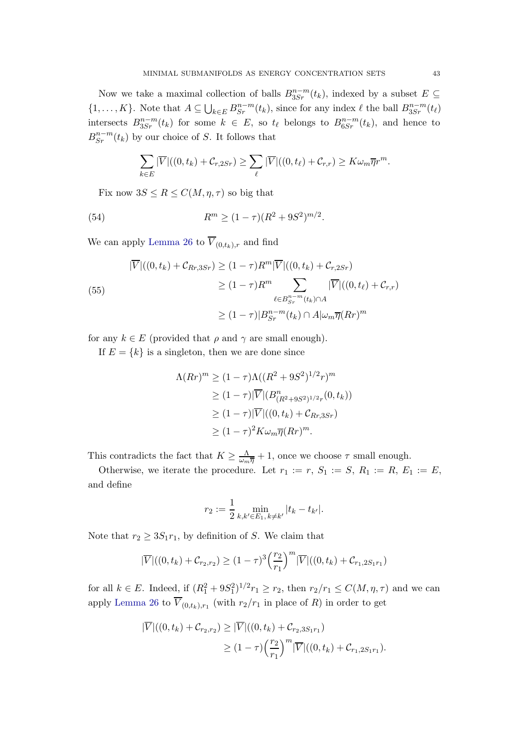Now we take a maximal collection of balls $B^{n-m}_{3Sr}(t_k)$, indexed by a subset $E \subseteq \{1, \dots, K\}$. Note that $A \subseteq \bigcup_{k \in E} B^{n-m}_{Sr}(t_k)$, since for any index $\ell$ the ball $B^{n-m}_{3Sr}(t_\ell)$ intersects $B^{n-m}_{3Sr}(t_k)$ for some $k \in E$, so $t_\ell$ belongs to $B^{n-m}_{6Sr}(t_k)$, and hence to $B^{n-m}_{Sr}(t_k)$ by our choice of $S$. It follows that

$$\sum_{k \in E} |\overline{V}|((0, t_k) + \mathcal{C}_{r,2Sr}) \geq \sum_{\ell} |\overline{V}|((0, t_\ell) + \mathcal{C}_{r,r}) \geq K \omega_m \overline{\eta} r^m.$$

Fix now $3S \leq R \leq C(M, \eta, \tau)$ so big that

$$R^m \geq (1 - \tau)(R^2 + 9S^2)^{m/2}. \tag{54}$$

We can apply Lemma 26 to $\overline{V}_{(0,t_k),r}$ and find

$$\begin{aligned}
|\overline{V}|((0, t_k) + \mathcal{C}_{Rr,3Sr}) &\geq (1 - \tau) R^m |\overline{V}|((0, t_k) + \mathcal{C}_{r,2Sr}) \\
&\geq (1 - \tau) R^m \sum_{\ell \in B^{n-m}_{Sr}(t_k) \cap A} |\overline{V}|((0, t_\ell) + \mathcal{C}_{r,r}) \\
&\geq (1 - \tau) |B^{n-m}_{Sr}(t_k) \cap A| \omega_m \overline{\eta} (Rr)^m
\end{aligned} \tag{55}$$

for any $k \in E$ (provided that $\rho$ and $\gamma$ are small enough).

If $E = \{k\}$ is a singleton, then we are done since

$$\begin{aligned}
\Lambda (Rr)^m &\geq (1 - \tau) \Lambda ((R^2 + 9S^2)^{1/2} r)^m \\
&\geq (1 - \tau) |\overline{V}|(B^n_{(R^2+9S^2)^{1/2} r}(0, t_k)) \\
&\geq (1 - \tau) |\overline{V}|((0, t_k) + \mathcal{C}_{Rr,3Sr}) \\
&\geq (1 - \tau)^2 K \omega_m \overline{\eta} (Rr)^m.
\end{aligned}$$

This contradicts the fact that $K \geq \frac{\Lambda}{\omega_m \overline{\eta}} + 1$, once we choose $\tau$ small enough.

Otherwise, we iterate the procedure. Let $r_1 := r$, $S_1 := S$, $R_1 := R$, $E_1 := E$, and define

$$r_2 := \frac{1}{2} \min_{k, k' \in E_1, \, k \neq k'} |t_k - t_{k'}|.$$

Note that $r_2 \geq 3 S_1 r_1$, by definition of $S$. We claim that

$$|\overline{V}|((0, t_k) + \mathcal{C}_{r_2, r_2}) \geq (1 - \tau)^3 \Big( \frac{r_2}{r_1} \Big)^m |\overline{V}|((0, t_k) + \mathcal{C}_{r_1, 2S_1 r_1})$$

for all $k \in E$. Indeed, if $(R_1^2 + 9S_1^2)^{1/2} r_1 \geq r_2$, then $r_2 / r_1 \leq C(M, \eta, \tau)$ and we can apply Lemma 26 to $\overline{V}_{(0,t_k),r_1}$ (with $r_2/r_1$ in place of $R$) in order to get

$$\begin{aligned}
|\overline{V}|((0, t_k) + \mathcal{C}_{r_2, r_2}) &\geq |\overline{V}|((0, t_k) + \mathcal{C}_{r_2, 3S_1 r_1}) \\
&\geq (1 - \tau) \Big( \frac{r_2}{r_1} \Big)^m |\overline{V}|((0, t_k) + \mathcal{C}_{r_1, 2S_1 r_1}).
\end{aligned}$$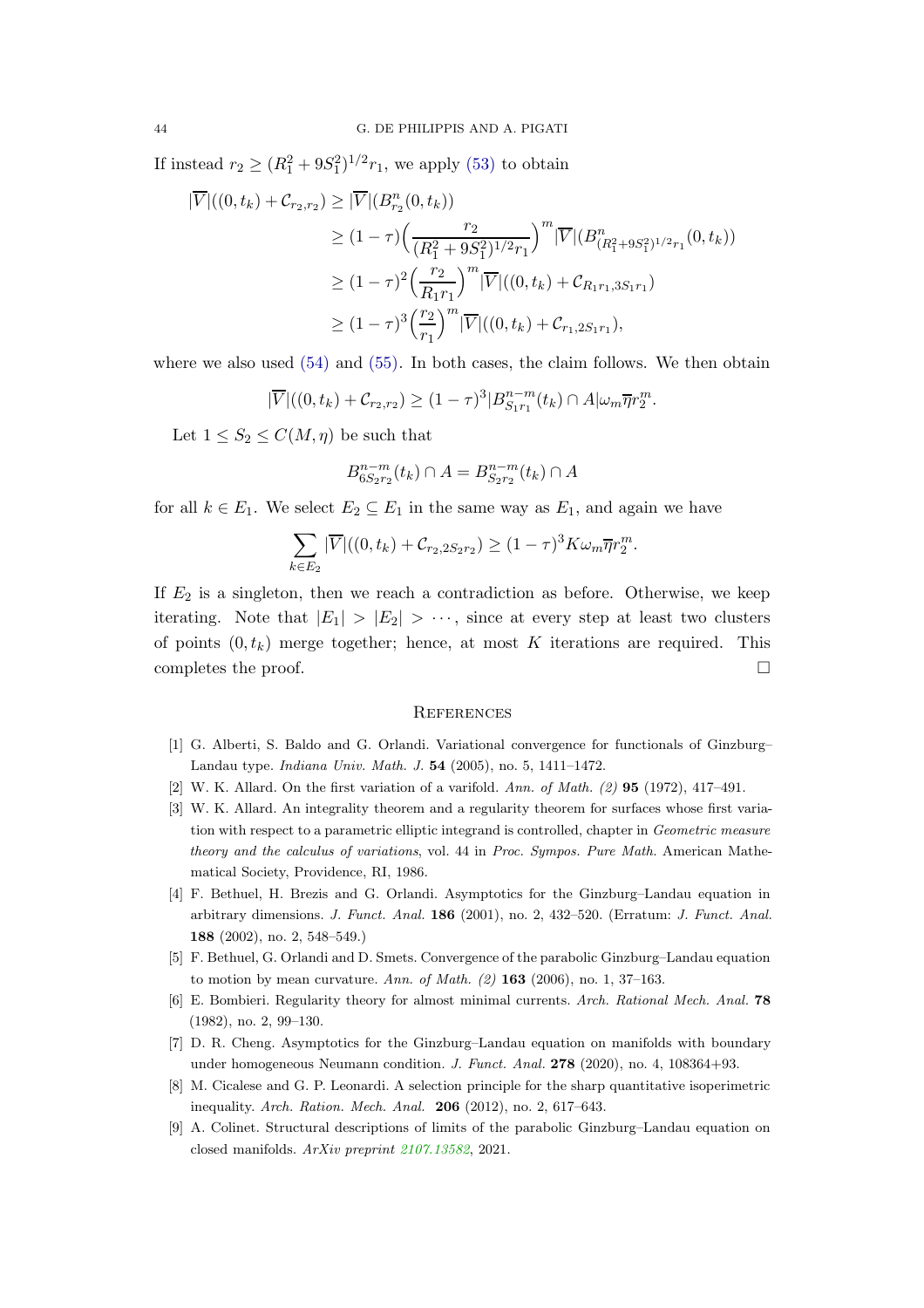If instead $r_2 \geq (R_1^2 + 9S_1^2)^{1/2} r_1$, we apply (53) to obtain

$$
\begin{aligned}
|\overline{V}|((0,t_k) + \mathcal{C}_{r_2,r_2}) &\geq |\overline{V}|(B^n_{r_2}(0,t_k)) \\
&\geq (1-\tau)\Big(\frac{r_2}{(R_1^2+9S_1^2)^{1/2} r_1}\Big)^m |\overline{V}|(B^n_{(R_1^2+9S_1^2)^{1/2} r_1}(0,t_k)) \\
&\geq (1-\tau)^2 \Big(\frac{r_2}{R_1 r_1}\Big)^m |\overline{V}|((0,t_k) + \mathcal{C}_{R_1 r_1, 3S_1 r_1}) \\
&\geq (1-\tau)^3 \Big(\frac{r_2}{r_1}\Big)^m |\overline{V}|((0,t_k) + \mathcal{C}_{r_1, 2S_1 r_1}),
\end{aligned}
$$

where we also used (54) and (55). In both cases, the claim follows. We then obtain

$$
|\overline{V}|((0,t_k) + \mathcal{C}_{r_2,r_2}) \geq (1-\tau)^3 |B^{n-m}_{S_1 r_1}(t_k) \cap A| \omega_m \overline{\eta} r_2^m.
$$

Let $1 \leq S_2 \leq C(M,\eta)$ be such that

$$
B^{n-m}_{6S_2 r_2}(t_k) \cap A = B^{n-m}_{S_2 r_2}(t_k) \cap A
$$

for all $k \in E_1$. We select $E_2 \subseteq E_1$ in the same way as $E_1$, and again we have

$$
\sum_{k \in E_2} |\overline{V}|((0,t_k) + \mathcal{C}_{r_2, 2S_2 r_2}) \geq (1-\tau)^3 K \omega_m \overline{\eta} r_2^m.
$$

If $E_2$ is a singleton, then we reach a contradiction as before. Otherwise, we keep iterating. Note that $|E_1| > |E_2| > \cdots$, since at every step at least two clusters of points $(0,t_k)$ merge together; hence, at most $K$ iterations are required. This completes the proof. □

## References

[1] G. Alberti, S. Baldo and G. Orlandi. Variational convergence for functionals of Ginzburg–Landau type. *Indiana Univ. Math. J.* **54** (2005), no. 5, 1411–1472.

[2] W. K. Allard. On the first variation of a varifold. *Ann. of Math. (2)* **95** (1972), 417–491.

[3] W. K. Allard. An integrality theorem and a regularity theorem for surfaces whose first variation with respect to a parametric elliptic integrand is controlled, chapter in *Geometric measure theory and the calculus of variations*, vol. 44 in *Proc. Sympos. Pure Math.* American Mathematical Society, Providence, RI, 1986.

[4] F. Bethuel, H. Brezis and G. Orlandi. Asymptotics for the Ginzburg–Landau equation in arbitrary dimensions. *J. Funct. Anal.* **186** (2001), no. 2, 432–520. (Erratum: *J. Funct. Anal.* **188** (2002), no. 2, 548–549.)

[5] F. Bethuel, G. Orlandi and D. Smets. Convergence of the parabolic Ginzburg–Landau equation to motion by mean curvature. *Ann. of Math. (2)* **163** (2006), no. 1, 37–163.

[6] E. Bombieri. Regularity theory for almost minimal currents. *Arch. Rational Mech. Anal.* **78** (1982), no. 2, 99–130.

[7] D. R. Cheng. Asymptotics for the Ginzburg–Landau equation on manifolds with boundary under homogeneous Neumann condition. *J. Funct. Anal.* **278** (2020), no. 4, 108364+93.

[8] M. Cicalese and G. P. Leonardi. A selection principle for the sharp quantitative isoperimetric inequality. *Arch. Ration. Mech. Anal.* **206** (2012), no. 2, 617–643.

[9] A. Colinet. Structural descriptions of limits of the parabolic Ginzburg–Landau equation on closed manifolds. *ArXiv preprint 2107.13582*, 2021.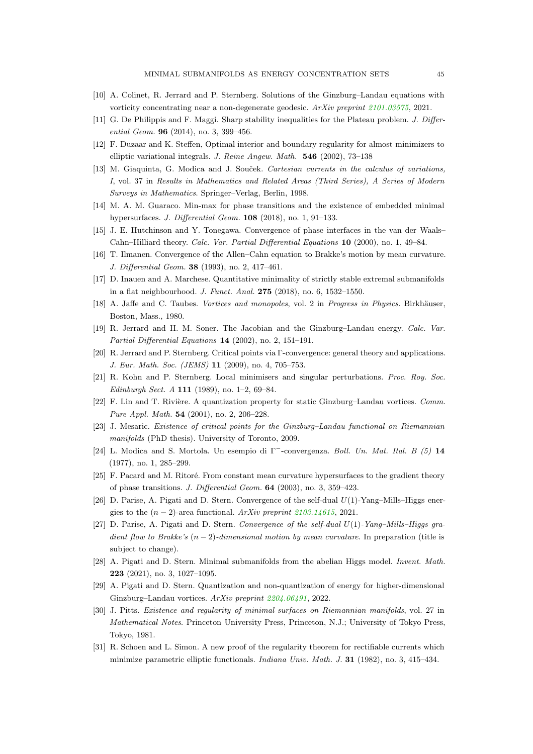[10] A. Colinet, R. Jerrard and P. Sternberg. Solutions of the Ginzburg–Landau equations with vorticity concentrating near a non-degenerate geodesic. *ArXiv preprint 2101.03575*, 2021.

[11] G. De Philippis and F. Maggi. Sharp stability inequalities for the Plateau problem. *J. Differential Geom.* **96** (2014), no. 3, 399–456.

[12] F. Duzaar and K. Steffen, Optimal interior and boundary regularity for almost minimizers to elliptic variational integrals. *J. Reine Angew. Math.* **546** (2002), 73–138

[13] M. Giaquinta, G. Modica and J. Souček. *Cartesian currents in the calculus of variations, I*, vol. 37 in *Results in Mathematics and Related Areas (Third Series), A Series of Modern Surveys in Mathematics*. Springer–Verlag, Berlin, 1998.

[14] M. A. M. Guaraco. Min-max for phase transitions and the existence of embedded minimal hypersurfaces. *J. Differential Geom.* **108** (2018), no. 1, 91–133.

[15] J. E. Hutchinson and Y. Tonegawa. Convergence of phase interfaces in the van der Waals–Cahn–Hilliard theory. *Calc. Var. Partial Differential Equations* **10** (2000), no. 1, 49–84.

[16] T. Ilmanen. Convergence of the Allen–Cahn equation to Brakke's motion by mean curvature. *J. Differential Geom.* **38** (1993), no. 2, 417–461.

[17] D. Inauen and A. Marchese. Quantitative minimality of strictly stable extremal submanifolds in a flat neighbourhood. *J. Funct. Anal.* **275** (2018), no. 6, 1532–1550.

[18] A. Jaffe and C. Taubes. *Vortices and monopoles*, vol. 2 in *Progress in Physics*. Birkhäuser, Boston, Mass., 1980.

[19] R. Jerrard and H. M. Soner. The Jacobian and the Ginzburg–Landau energy. *Calc. Var. Partial Differential Equations* **14** (2002), no. 2, 151–191.

[20] R. Jerrard and P. Sternberg. Critical points via Γ-convergence: general theory and applications. *J. Eur. Math. Soc. (JEMS)* **11** (2009), no. 4, 705–753.

[21] R. Kohn and P. Sternberg. Local minimisers and singular perturbations. *Proc. Roy. Soc. Edinburgh Sect. A* **111** (1989), no. 1–2, 69–84.

[22] F. Lin and T. Rivière. A quantization property for static Ginzburg–Landau vortices. *Comm. Pure Appl. Math.* **54** (2001), no. 2, 206–228.

[23] J. Mesaric. *Existence of critical points for the Ginzburg–Landau functional on Riemannian manifolds* (PhD thesis). University of Toronto, 2009.

[24] L. Modica and S. Mortola. Un esempio di $\Gamma^{-}$-convergenza. *Boll. Un. Mat. Ital. B (5)* **14** (1977), no. 1, 285–299.

[25] F. Pacard and M. Ritoré. From constant mean curvature hypersurfaces to the gradient theory of phase transitions. *J. Differential Geom.* **64** (2003), no. 3, 359–423.

[26] D. Parise, A. Pigati and D. Stern. Convergence of the self-dual $U(1)$-Yang–Mills–Higgs energies to the $(n-2)$-area functional. *ArXiv preprint 2103.14615*, 2021.

[27] D. Parise, A. Pigati and D. Stern. *Convergence of the self-dual $U(1)$-Yang–Mills–Higgs gradient flow to Brakke's $(n-2)$-dimensional motion by mean curvature*. In preparation (title is subject to change).

[28] A. Pigati and D. Stern. Minimal submanifolds from the abelian Higgs model. *Invent. Math.* **223** (2021), no. 3, 1027–1095.

[29] A. Pigati and D. Stern. Quantization and non-quantization of energy for higher-dimensional Ginzburg–Landau vortices. *ArXiv preprint 2204.06491*, 2022.

[30] J. Pitts. *Existence and regularity of minimal surfaces on Riemannian manifolds*, vol. 27 in *Mathematical Notes*. Princeton University Press, Princeton, N.J.; University of Tokyo Press, Tokyo, 1981.

[31] R. Schoen and L. Simon. A new proof of the regularity theorem for rectifiable currents which minimize parametric elliptic functionals. *Indiana Univ. Math. J.* **31** (1982), no. 3, 415–434.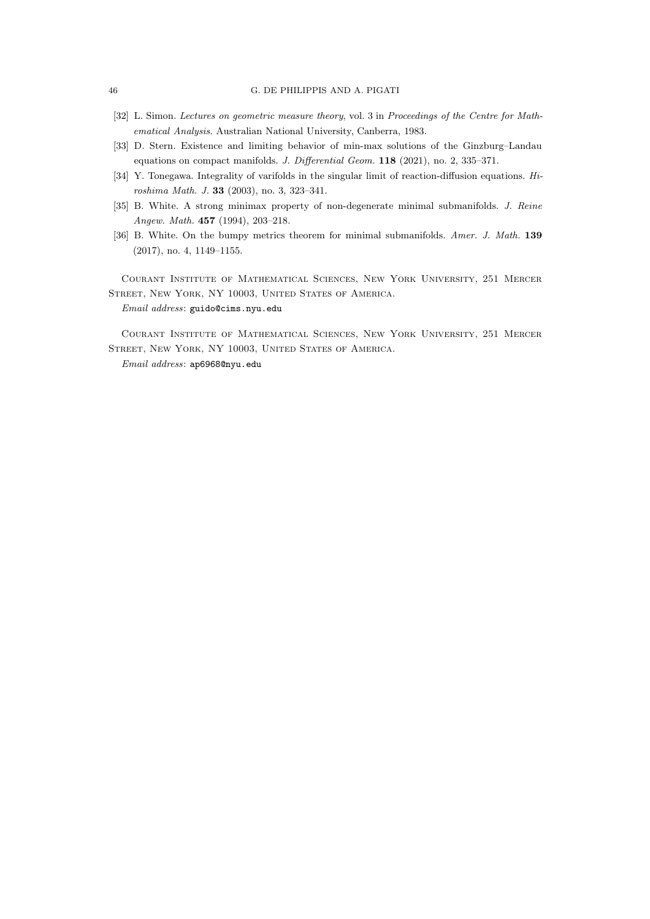[32] L. Simon. *Lectures on geometric measure theory*, vol. 3 in *Proceedings of the Centre for Mathematical Analysis*. Australian National University, Canberra, 1983.

[33] D. Stern. Existence and limiting behavior of min-max solutions of the Ginzburg–Landau equations on compact manifolds. *J. Differential Geom.* **118** (2021), no. 2, 335–371.

[34] Y. Tonegawa. Integrality of varifolds in the singular limit of reaction-diffusion equations. *Hiroshima Math. J.* **33** (2003), no. 3, 323–341.

[35] B. White. A strong minimax property of non-degenerate minimal submanifolds. *J. Reine Angew. Math.* **457** (1994), 203–218.

[36] B. White. On the bumpy metrics theorem for minimal submanifolds. *Amer. J. Math.* **139** (2017), no. 4, 1149–1155.

Courant Institute of Mathematical Sciences, New York University, 251 Mercer Street, New York, NY 10003, United States of America.

*Email address*: guido@cims.nyu.edu

Courant Institute of Mathematical Sciences, New York University, 251 Mercer Street, New York, NY 10003, United States of America.

*Email address*: ap6968@nyu.edu